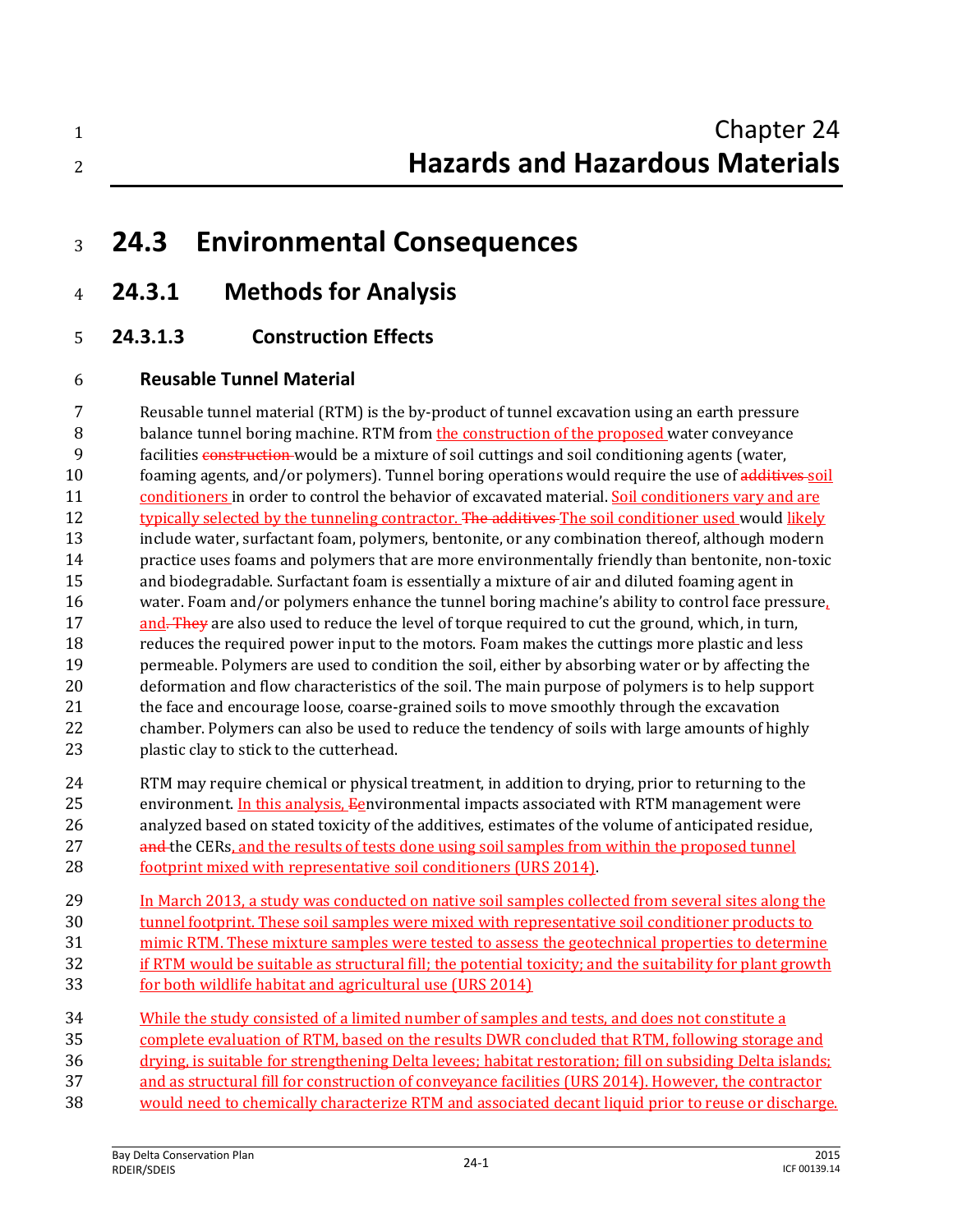# Chapter 24
# Hazards and Hazardous Materials

# 24.3 Environmental Consequences

## 24.3.1 Methods for Analysis

### 24.3.1.3 Construction Effects

#### Reusable Tunnel Material

Reusable tunnel material (RTM) is the by-product of tunnel excavation using an earth pressure balance tunnel boring machine. RTM from the construction of the proposed water conveyance facilities ~~construction~~ would be a mixture of soil cuttings and soil conditioning agents (water, foaming agents, and/or polymers). Tunnel boring operations would require the use of ~~additives~~ soil conditioners in order to control the behavior of excavated material. Soil conditioners vary and are typically selected by the tunneling contractor. ~~The additives~~ The soil conditioner used would likely include water, surfactant foam, polymers, bentonite, or any combination thereof, although modern practice uses foams and polymers that are more environmentally friendly than bentonite, non-toxic and biodegradable. Surfactant foam is essentially a mixture of air and diluted foaming agent in water. Foam and/or polymers enhance the tunnel boring machine's ability to control face pressure, and~~. They~~ are also used to reduce the level of torque required to cut the ground, which, in turn, reduces the required power input to the motors. Foam makes the cuttings more plastic and less permeable. Polymers are used to condition the soil, either by absorbing water or by affecting the deformation and flow characteristics of the soil. The main purpose of polymers is to help support the face and encourage loose, coarse-grained soils to move smoothly through the excavation chamber. Polymers can also be used to reduce the tendency of soils with large amounts of highly plastic clay to stick to the cutterhead.

RTM may require chemical or physical treatment, in addition to drying, prior to returning to the environment. In this analysis, ~~E~~environmental impacts associated with RTM management were analyzed based on stated toxicity of the additives, estimates of the volume of anticipated residue, ~~and~~ the CERs, and the results of tests done using soil samples from within the proposed tunnel footprint mixed with representative soil conditioners (URS 2014).

In March 2013, a study was conducted on native soil samples collected from several sites along the tunnel footprint. These soil samples were mixed with representative soil conditioner products to mimic RTM. These mixture samples were tested to assess the geotechnical properties to determine if RTM would be suitable as structural fill; the potential toxicity; and the suitability for plant growth for both wildlife habitat and agricultural use (URS 2014)

While the study consisted of a limited number of samples and tests, and does not constitute a complete evaluation of RTM, based on the results DWR concluded that RTM, following storage and drying, is suitable for strengthening Delta levees; habitat restoration; fill on subsiding Delta islands; and as structural fill for construction of conveyance facilities (URS 2014). However, the contractor would need to chemically characterize RTM and associated decant liquid prior to reuse or discharge.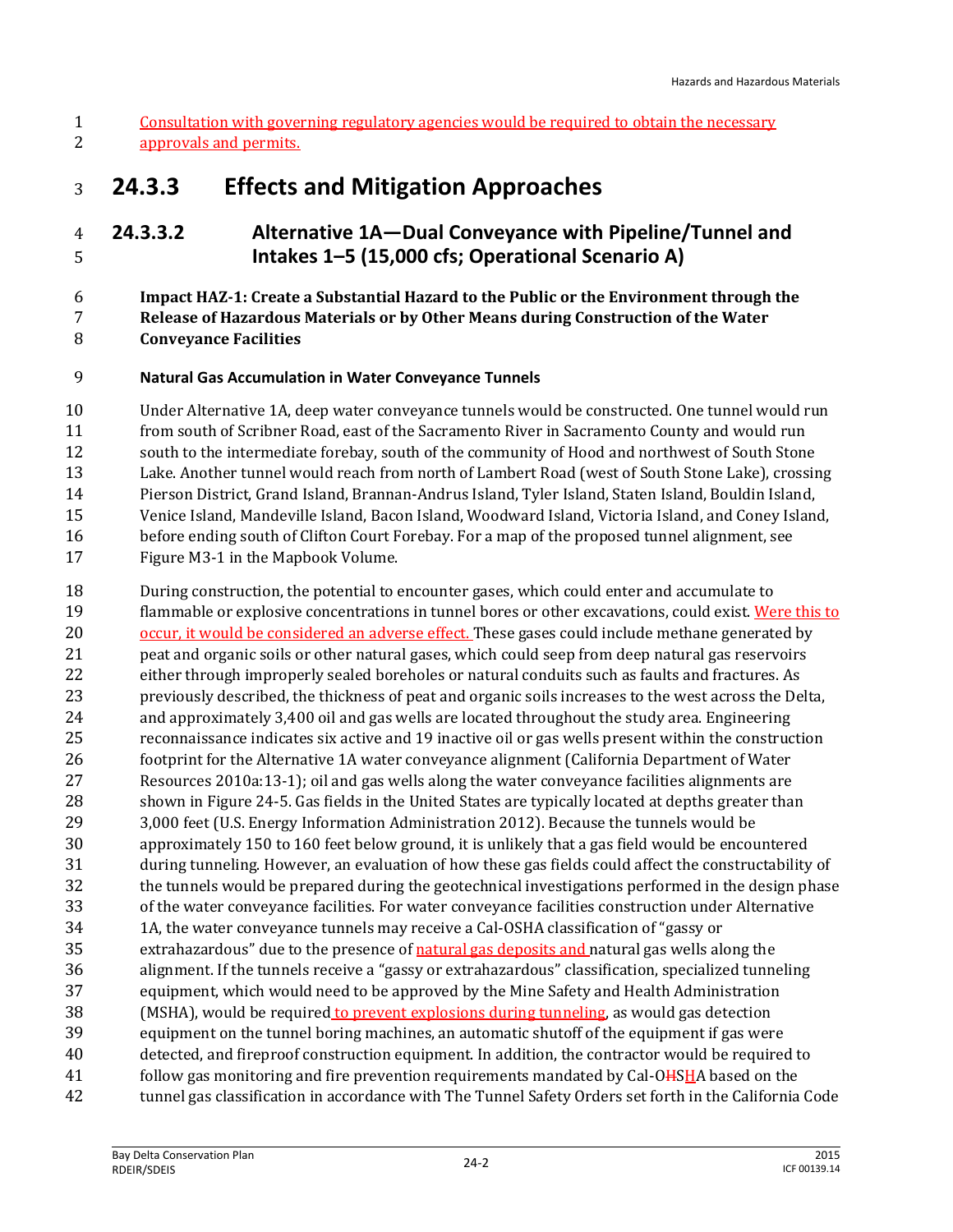Consultation with governing regulatory agencies would be required to obtain the necessary approvals and permits.

# 24.3.3 Effects and Mitigation Approaches

## 24.3.3.2 Alternative 1A—Dual Conveyance with Pipeline/Tunnel and Intakes 1–5 (15,000 cfs; Operational Scenario A)

**Impact HAZ-1: Create a Substantial Hazard to the Public or the Environment through the Release of Hazardous Materials or by Other Means during Construction of the Water Conveyance Facilities**

**Natural Gas Accumulation in Water Conveyance Tunnels**

Under Alternative 1A, deep water conveyance tunnels would be constructed. One tunnel would run from south of Scribner Road, east of the Sacramento River in Sacramento County and would run south to the intermediate forebay, south of the community of Hood and northwest of South Stone Lake. Another tunnel would reach from north of Lambert Road (west of South Stone Lake), crossing Pierson District, Grand Island, Brannan-Andrus Island, Tyler Island, Staten Island, Bouldin Island, Venice Island, Mandeville Island, Bacon Island, Woodward Island, Victoria Island, and Coney Island, before ending south of Clifton Court Forebay. For a map of the proposed tunnel alignment, see Figure M3-1 in the Mapbook Volume.

During construction, the potential to encounter gases, which could enter and accumulate to flammable or explosive concentrations in tunnel bores or other excavations, could exist. Were this to occur, it would be considered an adverse effect. These gases could include methane generated by peat and organic soils or other natural gases, which could seep from deep natural gas reservoirs either through improperly sealed boreholes or natural conduits such as faults and fractures. As previously described, the thickness of peat and organic soils increases to the west across the Delta, and approximately 3,400 oil and gas wells are located throughout the study area. Engineering reconnaissance indicates six active and 19 inactive oil or gas wells present within the construction footprint for the Alternative 1A water conveyance alignment (California Department of Water Resources 2010a:13-1); oil and gas wells along the water conveyance facilities alignments are shown in Figure 24-5. Gas fields in the United States are typically located at depths greater than 3,000 feet (U.S. Energy Information Administration 2012). Because the tunnels would be approximately 150 to 160 feet below ground, it is unlikely that a gas field would be encountered during tunneling. However, an evaluation of how these gas fields could affect the constructability of the tunnels would be prepared during the geotechnical investigations performed in the design phase of the water conveyance facilities. For water conveyance facilities construction under Alternative 1A, the water conveyance tunnels may receive a Cal-OSHA classification of "gassy or extrahazardous" due to the presence of natural gas deposits and natural gas wells along the alignment. If the tunnels receive a "gassy or extrahazardous" classification, specialized tunneling equipment, which would need to be approved by the Mine Safety and Health Administration (MSHA), would be required to prevent explosions during tunneling, as would gas detection equipment on the tunnel boring machines, an automatic shutoff of the equipment if gas were detected, and fireproof construction equipment. In addition, the contractor would be required to follow gas monitoring and fire prevention requirements mandated by Cal-OSHA based on the tunnel gas classification in accordance with The Tunnel Safety Orders set forth in the California Code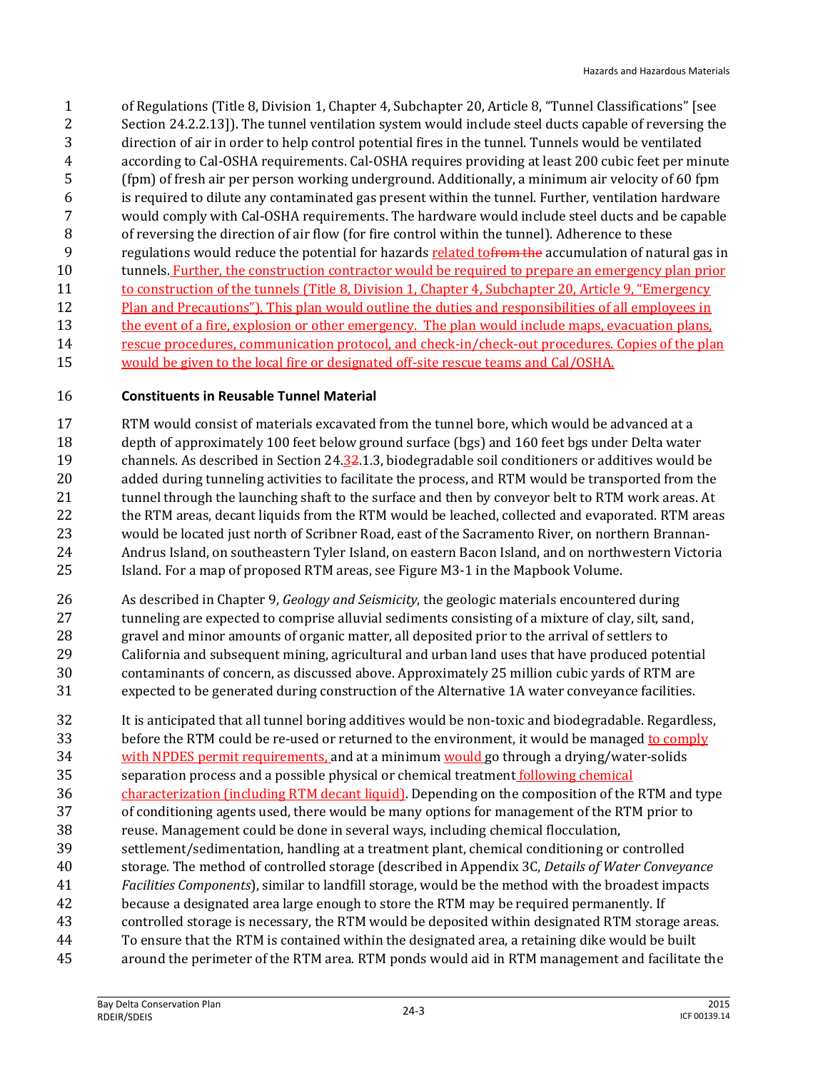of Regulations (Title 8, Division 1, Chapter 4, Subchapter 20, Article 8, "Tunnel Classifications" [see Section 24.2.2.13]). The tunnel ventilation system would include steel ducts capable of reversing the direction of air in order to help control potential fires in the tunnel. Tunnels would be ventilated according to Cal-OSHA requirements. Cal-OSHA requires providing at least 200 cubic feet per minute (fpm) of fresh air per person working underground. Additionally, a minimum air velocity of 60 fpm is required to dilute any contaminated gas present within the tunnel. Further, ventilation hardware would comply with Cal-OSHA requirements. The hardware would include steel ducts and be capable of reversing the direction of air flow (for fire control within the tunnel). Adherence to these regulations would reduce the potential for hazards related to~~from the~~ accumulation of natural gas in tunnels. Further, the construction contractor would be required to prepare an emergency plan prior to construction of the tunnels (Title 8, Division 1, Chapter 4, Subchapter 20, Article 9, "Emergency Plan and Precautions"). This plan would outline the duties and responsibilities of all employees in the event of a fire, explosion or other emergency. The plan would include maps, evacuation plans, rescue procedures, communication protocol, and check-in/check-out procedures. Copies of the plan would be given to the local fire or designated off-site rescue teams and Cal/OSHA.

**Constituents in Reusable Tunnel Material**

RTM would consist of materials excavated from the tunnel bore, which would be advanced at a depth of approximately 100 feet below ground surface (bgs) and 160 feet bgs under Delta water channels. As described in Section 24.3~~2~~.1.3, biodegradable soil conditioners or additives would be added during tunneling activities to facilitate the process, and RTM would be transported from the tunnel through the launching shaft to the surface and then by conveyor belt to RTM work areas. At the RTM areas, decant liquids from the RTM would be leached, collected and evaporated. RTM areas would be located just north of Scribner Road, east of the Sacramento River, on northern Brannan-Andrus Island, on southeastern Tyler Island, on eastern Bacon Island, and on northwestern Victoria Island. For a map of proposed RTM areas, see Figure M3-1 in the Mapbook Volume.

As described in Chapter 9, *Geology and Seismicity*, the geologic materials encountered during tunneling are expected to comprise alluvial sediments consisting of a mixture of clay, silt, sand, gravel and minor amounts of organic matter, all deposited prior to the arrival of settlers to California and subsequent mining, agricultural and urban land uses that have produced potential contaminants of concern, as discussed above. Approximately 25 million cubic yards of RTM are expected to be generated during construction of the Alternative 1A water conveyance facilities.

It is anticipated that all tunnel boring additives would be non-toxic and biodegradable. Regardless, before the RTM could be re-used or returned to the environment, it would be managed to comply with NPDES permit requirements, and at a minimum would go through a drying/water-solids separation process and a possible physical or chemical treatment following chemical characterization (including RTM decant liquid). Depending on the composition of the RTM and type of conditioning agents used, there would be many options for management of the RTM prior to reuse. Management could be done in several ways, including chemical flocculation, settlement/sedimentation, handling at a treatment plant, chemical conditioning or controlled storage. The method of controlled storage (described in Appendix 3C, *Details of Water Conveyance Facilities Components*), similar to landfill storage, would be the method with the broadest impacts because a designated area large enough to store the RTM may be required permanently. If controlled storage is necessary, the RTM would be deposited within designated RTM storage areas. To ensure that the RTM is contained within the designated area, a retaining dike would be built around the perimeter of the RTM area. RTM ponds would aid in RTM management and facilitate the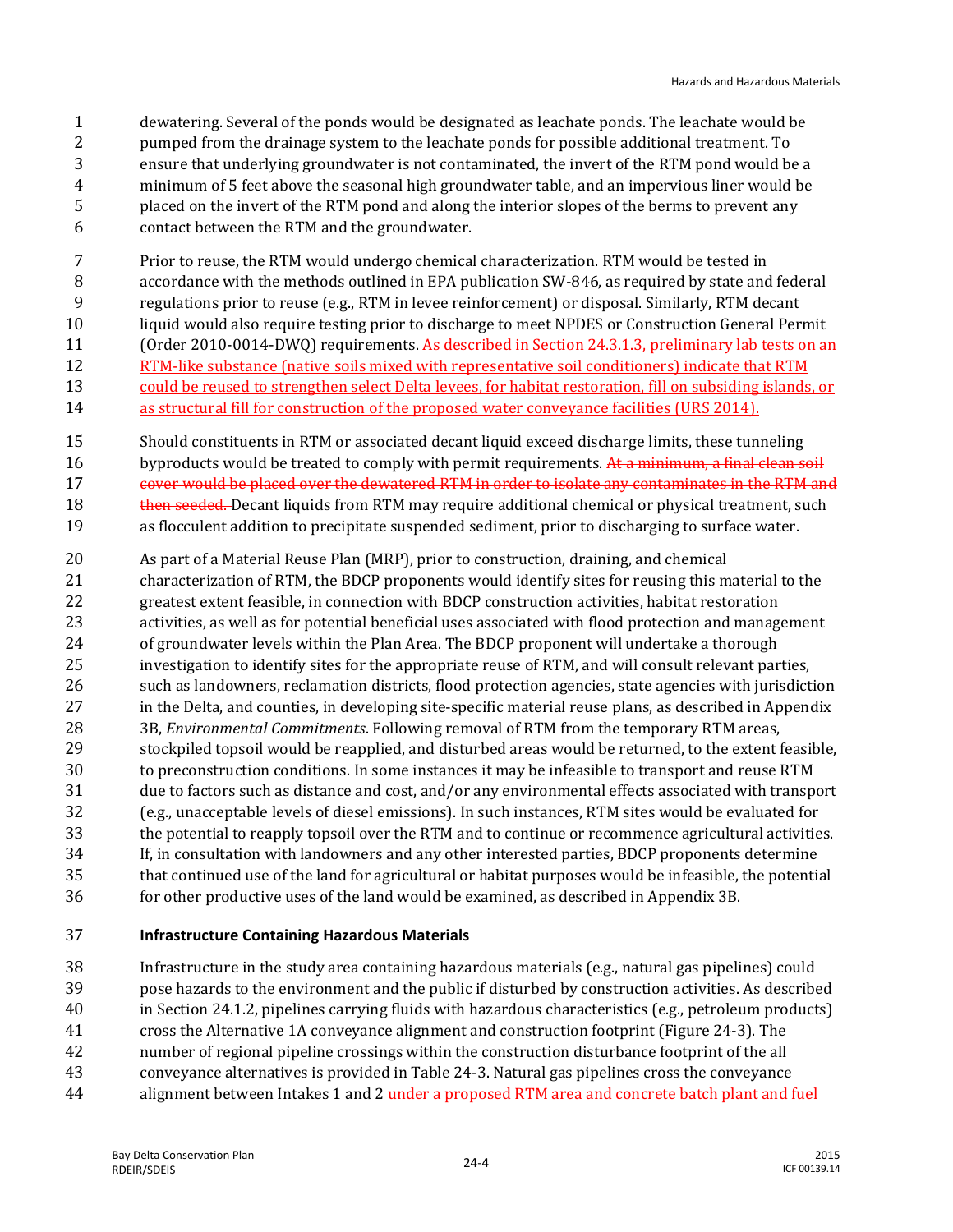dewatering. Several of the ponds would be designated as leachate ponds. The leachate would be pumped from the drainage system to the leachate ponds for possible additional treatment. To ensure that underlying groundwater is not contaminated, the invert of the RTM pond would be a minimum of 5 feet above the seasonal high groundwater table, and an impervious liner would be placed on the invert of the RTM pond and along the interior slopes of the berms to prevent any contact between the RTM and the groundwater.

Prior to reuse, the RTM would undergo chemical characterization. RTM would be tested in accordance with the methods outlined in EPA publication SW-846, as required by state and federal regulations prior to reuse (e.g., RTM in levee reinforcement) or disposal. Similarly, RTM decant liquid would also require testing prior to discharge to meet NPDES or Construction General Permit (Order 2010-0014-DWQ) requirements. As described in Section 24.3.1.3, preliminary lab tests on an RTM-like substance (native soils mixed with representative soil conditioners) indicate that RTM could be reused to strengthen select Delta levees, for habitat restoration, fill on subsiding islands, or as structural fill for construction of the proposed water conveyance facilities (URS 2014).

Should constituents in RTM or associated decant liquid exceed discharge limits, these tunneling byproducts would be treated to comply with permit requirements. ~~At a minimum, a final clean soil cover would be placed over the dewatered RTM in order to isolate any contaminates in the RTM and then seeded.~~ Decant liquids from RTM may require additional chemical or physical treatment, such as flocculent addition to precipitate suspended sediment, prior to discharging to surface water.

As part of a Material Reuse Plan (MRP), prior to construction, draining, and chemical characterization of RTM, the BDCP proponents would identify sites for reusing this material to the greatest extent feasible, in connection with BDCP construction activities, habitat restoration activities, as well as for potential beneficial uses associated with flood protection and management of groundwater levels within the Plan Area. The BDCP proponent will undertake a thorough investigation to identify sites for the appropriate reuse of RTM, and will consult relevant parties, such as landowners, reclamation districts, flood protection agencies, state agencies with jurisdiction in the Delta, and counties, in developing site-specific material reuse plans, as described in Appendix 3B, *Environmental Commitments*. Following removal of RTM from the temporary RTM areas, stockpiled topsoil would be reapplied, and disturbed areas would be returned, to the extent feasible, to preconstruction conditions. In some instances it may be infeasible to transport and reuse RTM due to factors such as distance and cost, and/or any environmental effects associated with transport (e.g., unacceptable levels of diesel emissions). In such instances, RTM sites would be evaluated for the potential to reapply topsoil over the RTM and to continue or recommence agricultural activities. If, in consultation with landowners and any other interested parties, BDCP proponents determine that continued use of the land for agricultural or habitat purposes would be infeasible, the potential for other productive uses of the land would be examined, as described in Appendix 3B.

**Infrastructure Containing Hazardous Materials**

Infrastructure in the study area containing hazardous materials (e.g., natural gas pipelines) could pose hazards to the environment and the public if disturbed by construction activities. As described in Section 24.1.2, pipelines carrying fluids with hazardous characteristics (e.g., petroleum products) cross the Alternative 1A conveyance alignment and construction footprint (Figure 24-3). The number of regional pipeline crossings within the construction disturbance footprint of the all conveyance alternatives is provided in Table 24-3. Natural gas pipelines cross the conveyance alignment between Intakes 1 and 2 under a proposed RTM area and concrete batch plant and fuel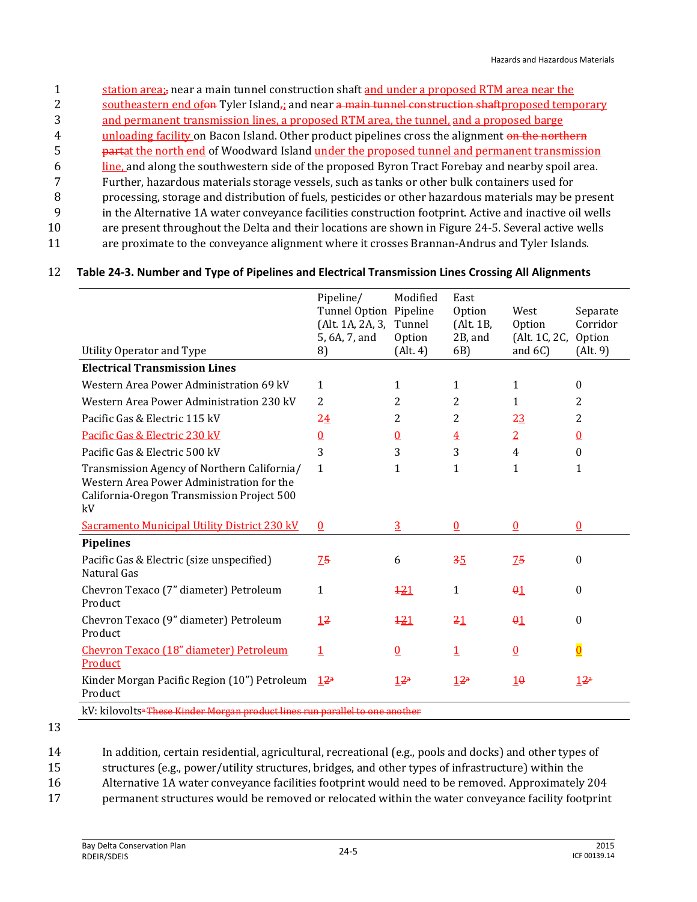station area;, near a main tunnel construction shaft and under a proposed RTM area near the southeastern end ofon Tyler Island,; and near a main tunnel construction shaftproposed temporary and permanent transmission lines, a proposed RTM area, the tunnel, and a proposed barge unloading facility on Bacon Island. Other product pipelines cross the alignment on the northern partat the north end of Woodward Island under the proposed tunnel and permanent transmission line, and along the southwestern side of the proposed Byron Tract Forebay and nearby spoil area. Further, hazardous materials storage vessels, such as tanks or other bulk containers used for processing, storage and distribution of fuels, pesticides or other hazardous materials may be present in the Alternative 1A water conveyance facilities construction footprint. Active and inactive oil wells are present throughout the Delta and their locations are shown in Figure 24-5. Several active wells are proximate to the conveyance alignment where it crosses Brannan-Andrus and Tyler Islands.

**Table 24-3. Number and Type of Pipelines and Electrical Transmission Lines Crossing All Alignments**

| Utility Operator and Type | Pipeline/ Tunnel Option (Alt. 1A, 2A, 3, 5, 6A, 7, and 8) | Modified Pipeline Tunnel Option (Alt. 4) | East Option (Alt. 1B, 2B, and 6B) | West Option (Alt. 1C, 2C, and 6C) | Separate Corridor Option (Alt. 9) |
|---|---|---|---|---|---|
| **Electrical Transmission Lines** | | | | | |
| Western Area Power Administration 69 kV | 1 | 1 | 1 | 1 | 0 |
| Western Area Power Administration 230 kV | 2 | 2 | 2 | 1 | 2 |
| Pacific Gas & Electric 115 kV | 24 | 2 | 2 | 23 | 2 |
| Pacific Gas & Electric 230 kV | 0 | 0 | 4 | 2 | 0 |
| Pacific Gas & Electric 500 kV | 3 | 3 | 3 | 4 | 0 |
| Transmission Agency of Northern California/ Western Area Power Administration for the California-Oregon Transmission Project 500 kV | 1 | 1 | 1 | 1 | 1 |
| Sacramento Municipal Utility District 230 kV | 0 | 3 | 0 | 0 | 0 |
| **Pipelines** | | | | | |
| Pacific Gas & Electric (size unspecified) Natural Gas | 75 | 6 | 35 | 75 | 0 |
| Chevron Texaco (7" diameter) Petroleum Product | 1 | 121 | 1 | 01 | 0 |
| Chevron Texaco (9" diameter) Petroleum Product | 12 | 121 | 21 | 01 | 0 |
| Chevron Texaco (18" diameter) Petroleum Product | 1 | 0 | 1 | 0 | 0 |
| Kinder Morgan Pacific Region (10") Petroleum Product | 12[a] | 12[a] | 12[a] | 10 | 12[a] |

kV: kilovolts [a] These Kinder Morgan product lines run parallel to one another

In addition, certain residential, agricultural, recreational (e.g., pools and docks) and other types of structures (e.g., power/utility structures, bridges, and other types of infrastructure) within the Alternative 1A water conveyance facilities footprint would need to be removed. Approximately 204 permanent structures would be removed or relocated within the water conveyance facility footprint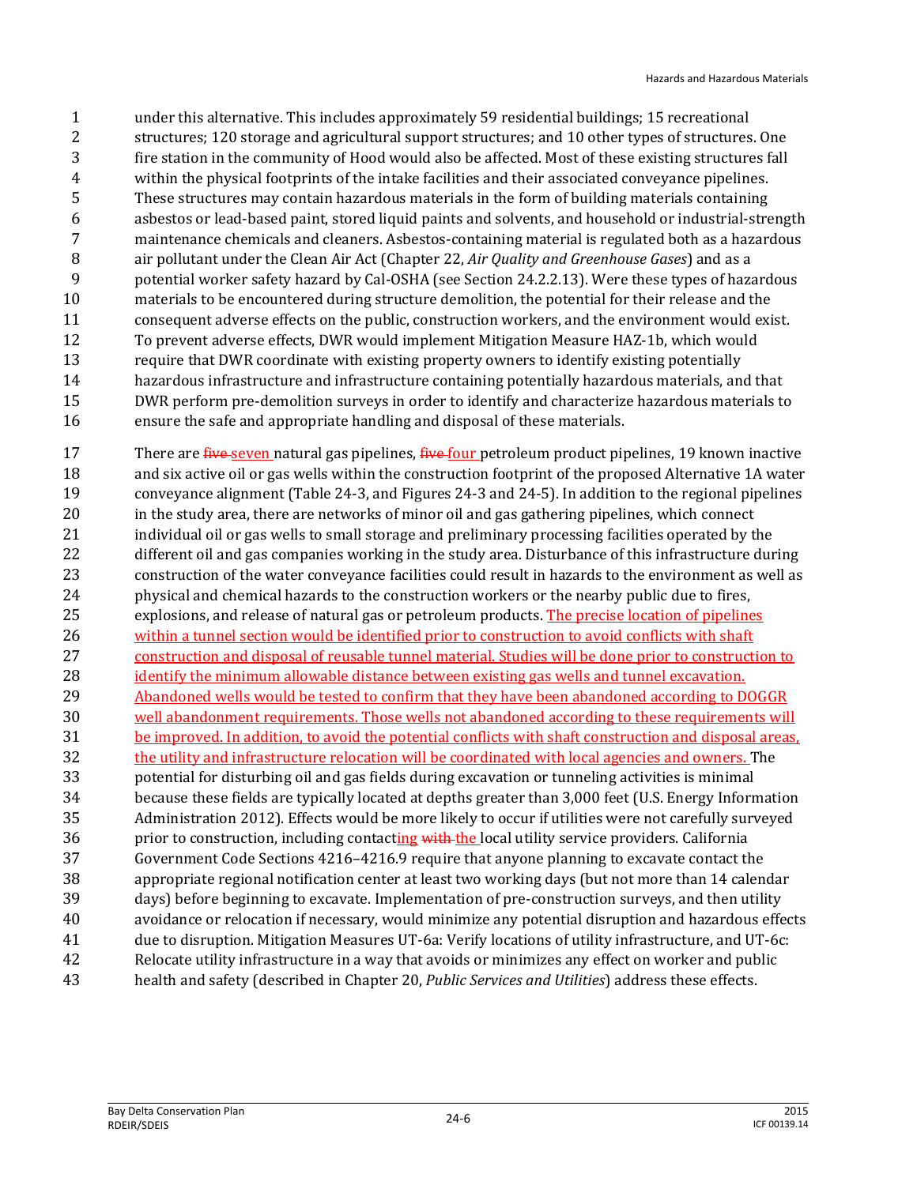under this alternative. This includes approximately 59 residential buildings; 15 recreational structures; 120 storage and agricultural support structures; and 10 other types of structures. One fire station in the community of Hood would also be affected. Most of these existing structures fall within the physical footprints of the intake facilities and their associated conveyance pipelines. These structures may contain hazardous materials in the form of building materials containing asbestos or lead-based paint, stored liquid paints and solvents, and household or industrial-strength maintenance chemicals and cleaners. Asbestos-containing material is regulated both as a hazardous air pollutant under the Clean Air Act (Chapter 22, *Air Quality and Greenhouse Gases*) and as a potential worker safety hazard by Cal-OSHA (see Section 24.2.2.13). Were these types of hazardous materials to be encountered during structure demolition, the potential for their release and the consequent adverse effects on the public, construction workers, and the environment would exist. To prevent adverse effects, DWR would implement Mitigation Measure HAZ-1b, which would require that DWR coordinate with existing property owners to identify existing potentially hazardous infrastructure and infrastructure containing potentially hazardous materials, and that DWR perform pre-demolition surveys in order to identify and characterize hazardous materials to ensure the safe and appropriate handling and disposal of these materials.

There are ~~five~~ seven natural gas pipelines, ~~five~~ four petroleum product pipelines, 19 known inactive and six active oil or gas wells within the construction footprint of the proposed Alternative 1A water conveyance alignment (Table 24-3, and Figures 24-3 and 24-5). In addition to the regional pipelines in the study area, there are networks of minor oil and gas gathering pipelines, which connect individual oil or gas wells to small storage and preliminary processing facilities operated by the different oil and gas companies working in the study area. Disturbance of this infrastructure during construction of the water conveyance facilities could result in hazards to the environment as well as physical and chemical hazards to the construction workers or the nearby public due to fires, explosions, and release of natural gas or petroleum products. The precise location of pipelines within a tunnel section would be identified prior to construction to avoid conflicts with shaft construction and disposal of reusable tunnel material. Studies will be done prior to construction to identify the minimum allowable distance between existing gas wells and tunnel excavation. Abandoned wells would be tested to confirm that they have been abandoned according to DOGGR well abandonment requirements. Those wells not abandoned according to these requirements will be improved. In addition, to avoid the potential conflicts with shaft construction and disposal areas, the utility and infrastructure relocation will be coordinated with local agencies and owners. The potential for disturbing oil and gas fields during excavation or tunneling activities is minimal because these fields are typically located at depths greater than 3,000 feet (U.S. Energy Information Administration 2012). Effects would be more likely to occur if utilities were not carefully surveyed prior to construction, including contacting ~~with~~ the local utility service providers. California Government Code Sections 4216–4216.9 require that anyone planning to excavate contact the appropriate regional notification center at least two working days (but not more than 14 calendar days) before beginning to excavate. Implementation of pre-construction surveys, and then utility avoidance or relocation if necessary, would minimize any potential disruption and hazardous effects due to disruption. Mitigation Measures UT-6a: Verify locations of utility infrastructure, and UT-6c: Relocate utility infrastructure in a way that avoids or minimizes any effect on worker and public health and safety (described in Chapter 20, *Public Services and Utilities*) address these effects.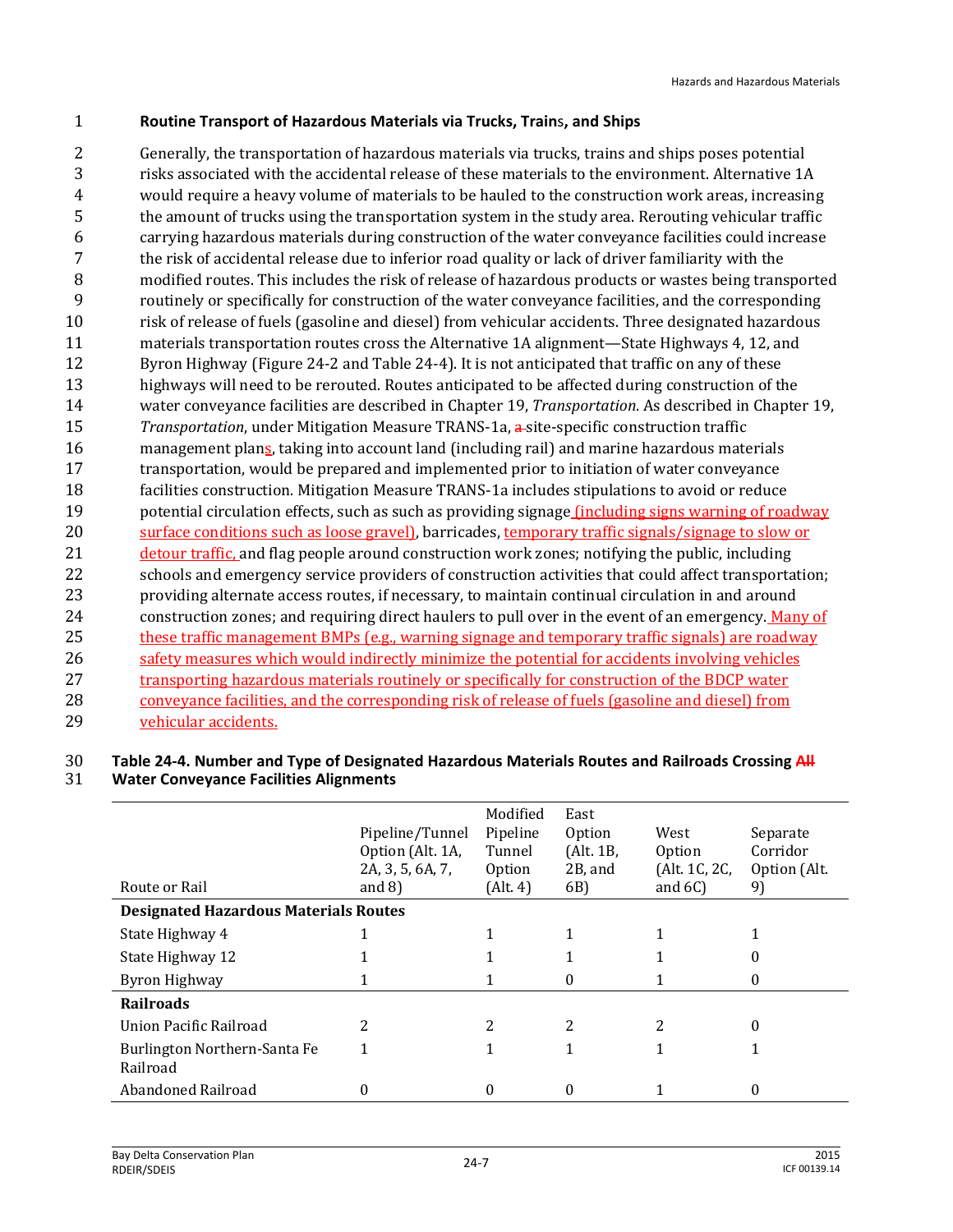**Routine Transport of Hazardous Materials via Trucks, Trains, and Ships**

Generally, the transportation of hazardous materials via trucks, trains and ships poses potential risks associated with the accidental release of these materials to the environment. Alternative 1A would require a heavy volume of materials to be hauled to the construction work areas, increasing the amount of trucks using the transportation system in the study area. Rerouting vehicular traffic carrying hazardous materials during construction of the water conveyance facilities could increase the risk of accidental release due to inferior road quality or lack of driver familiarity with the modified routes. This includes the risk of release of hazardous products or wastes being transported routinely or specifically for construction of the water conveyance facilities, and the corresponding risk of release of fuels (gasoline and diesel) from vehicular accidents. Three designated hazardous materials transportation routes cross the Alternative 1A alignment—State Highways 4, 12, and Byron Highway (Figure 24-2 and Table 24-4). It is not anticipated that traffic on any of these highways will need to be rerouted. Routes anticipated to be affected during construction of the water conveyance facilities are described in Chapter 19, *Transportation*. As described in Chapter 19, *Transportation*, under Mitigation Measure TRANS-1a, a site-specific construction traffic management plans, taking into account land (including rail) and marine hazardous materials transportation, would be prepared and implemented prior to initiation of water conveyance facilities construction. Mitigation Measure TRANS-1a includes stipulations to avoid or reduce potential circulation effects, such as such as providing signage (including signs warning of roadway surface conditions such as loose gravel), barricades, temporary traffic signals/signage to slow or detour traffic, and flag people around construction work zones; notifying the public, including schools and emergency service providers of construction activities that could affect transportation; providing alternate access routes, if necessary, to maintain continual circulation in and around construction zones; and requiring direct haulers to pull over in the event of an emergency. Many of these traffic management BMPs (e.g., warning signage and temporary traffic signals) are roadway safety measures which would indirectly minimize the potential for accidents involving vehicles transporting hazardous materials routinely or specifically for construction of the BDCP water conveyance facilities, and the corresponding risk of release of fuels (gasoline and diesel) from vehicular accidents.

**Table 24-4. Number and Type of Designated Hazardous Materials Routes and Railroads Crossing All Water Conveyance Facilities Alignments**

| Route or Rail | Pipeline/Tunnel Option (Alt. 1A, 2A, 3, 5, 6A, 7, and 8) | Modified Pipeline Tunnel Option (Alt. 4) | East Option (Alt. 1B, 2B, and 6B) | West Option (Alt. 1C, 2C, and 6C) | Separate Corridor Option (Alt. 9) |
|---|---|---|---|---|---|
| **Designated Hazardous Materials Routes** | | | | | |
| State Highway 4 | 1 | 1 | 1 | 1 | 1 |
| State Highway 12 | 1 | 1 | 1 | 1 | 0 |
| Byron Highway | 1 | 1 | 0 | 1 | 0 |
| **Railroads** | | | | | |
| Union Pacific Railroad | 2 | 2 | 2 | 2 | 0 |
| Burlington Northern-Santa Fe Railroad | 1 | 1 | 1 | 1 | 1 |
| Abandoned Railroad | 0 | 0 | 0 | 1 | 0 |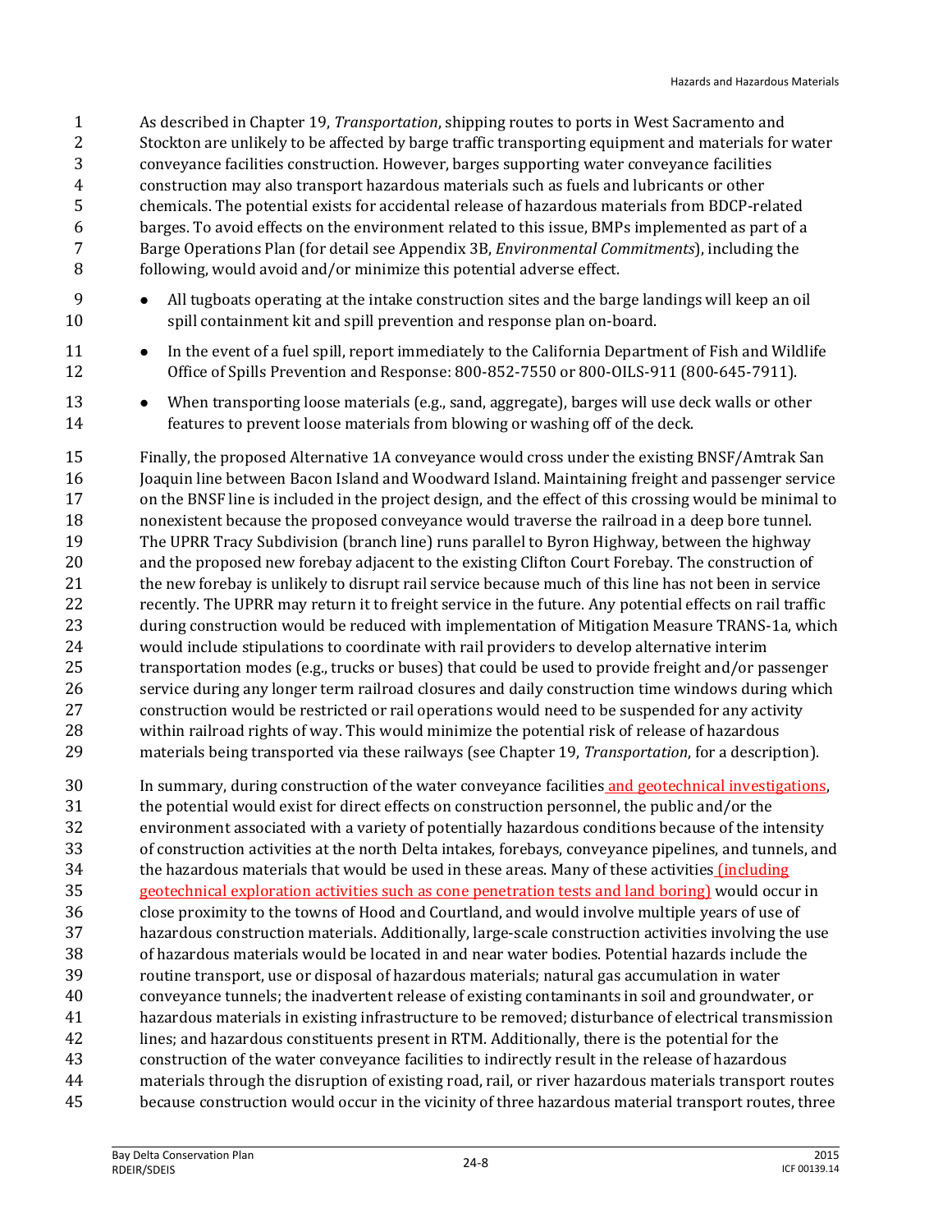As described in Chapter 19, *Transportation*, shipping routes to ports in West Sacramento and Stockton are unlikely to be affected by barge traffic transporting equipment and materials for water conveyance facilities construction. However, barges supporting water conveyance facilities construction may also transport hazardous materials such as fuels and lubricants or other chemicals. The potential exists for accidental release of hazardous materials from BDCP-related barges. To avoid effects on the environment related to this issue, BMPs implemented as part of a Barge Operations Plan (for detail see Appendix 3B, *Environmental Commitments*), including the following, would avoid and/or minimize this potential adverse effect.

- All tugboats operating at the intake construction sites and the barge landings will keep an oil spill containment kit and spill prevention and response plan on-board.
- In the event of a fuel spill, report immediately to the California Department of Fish and Wildlife Office of Spills Prevention and Response: 800-852-7550 or 800-OILS-911 (800-645-7911).
- When transporting loose materials (e.g., sand, aggregate), barges will use deck walls or other features to prevent loose materials from blowing or washing off of the deck.

Finally, the proposed Alternative 1A conveyance would cross under the existing BNSF/Amtrak San Joaquin line between Bacon Island and Woodward Island. Maintaining freight and passenger service on the BNSF line is included in the project design, and the effect of this crossing would be minimal to nonexistent because the proposed conveyance would traverse the railroad in a deep bore tunnel. The UPRR Tracy Subdivision (branch line) runs parallel to Byron Highway, between the highway and the proposed new forebay adjacent to the existing Clifton Court Forebay. The construction of the new forebay is unlikely to disrupt rail service because much of this line has not been in service recently. The UPRR may return it to freight service in the future. Any potential effects on rail traffic during construction would be reduced with implementation of Mitigation Measure TRANS-1a, which would include stipulations to coordinate with rail providers to develop alternative interim transportation modes (e.g., trucks or buses) that could be used to provide freight and/or passenger service during any longer term railroad closures and daily construction time windows during which construction would be restricted or rail operations would need to be suspended for any activity within railroad rights of way. This would minimize the potential risk of release of hazardous materials being transported via these railways (see Chapter 19, *Transportation*, for a description).

In summary, during construction of the water conveyance facilities and geotechnical investigations, the potential would exist for direct effects on construction personnel, the public and/or the environment associated with a variety of potentially hazardous conditions because of the intensity of construction activities at the north Delta intakes, forebays, conveyance pipelines, and tunnels, and the hazardous materials that would be used in these areas. Many of these activities (including geotechnical exploration activities such as cone penetration tests and land boring) would occur in close proximity to the towns of Hood and Courtland, and would involve multiple years of use of hazardous construction materials. Additionally, large-scale construction activities involving the use of hazardous materials would be located in and near water bodies. Potential hazards include the routine transport, use or disposal of hazardous materials; natural gas accumulation in water conveyance tunnels; the inadvertent release of existing contaminants in soil and groundwater, or hazardous materials in existing infrastructure to be removed; disturbance of electrical transmission lines; and hazardous constituents present in RTM. Additionally, there is the potential for the construction of the water conveyance facilities to indirectly result in the release of hazardous materials through the disruption of existing road, rail, or river hazardous materials transport routes because construction would occur in the vicinity of three hazardous material transport routes, three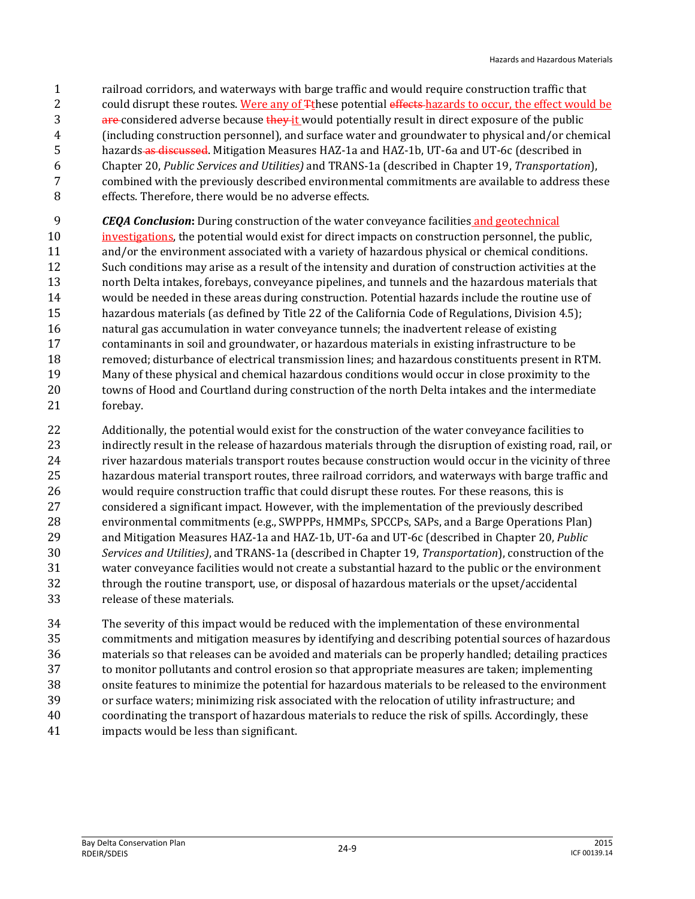railroad corridors, and waterways with barge traffic and would require construction traffic that could disrupt these routes. Were any of These potential effects hazards to occur, the effect would be are considered adverse because they it would potentially result in direct exposure of the public (including construction personnel), and surface water and groundwater to physical and/or chemical hazards as discussed. Mitigation Measures HAZ-1a and HAZ-1b, UT-6a and UT-6c (described in Chapter 20, *Public Services and Utilities)* and TRANS-1a (described in Chapter 19, *Transportation*), combined with the previously described environmental commitments are available to address these effects. Therefore, there would be no adverse effects.

***CEQA Conclusion*:** During construction of the water conveyance facilities and geotechnical investigations, the potential would exist for direct impacts on construction personnel, the public, and/or the environment associated with a variety of hazardous physical or chemical conditions. Such conditions may arise as a result of the intensity and duration of construction activities at the north Delta intakes, forebays, conveyance pipelines, and tunnels and the hazardous materials that would be needed in these areas during construction. Potential hazards include the routine use of hazardous materials (as defined by Title 22 of the California Code of Regulations, Division 4.5); natural gas accumulation in water conveyance tunnels; the inadvertent release of existing contaminants in soil and groundwater, or hazardous materials in existing infrastructure to be removed; disturbance of electrical transmission lines; and hazardous constituents present in RTM. Many of these physical and chemical hazardous conditions would occur in close proximity to the towns of Hood and Courtland during construction of the north Delta intakes and the intermediate forebay.

Additionally, the potential would exist for the construction of the water conveyance facilities to indirectly result in the release of hazardous materials through the disruption of existing road, rail, or river hazardous materials transport routes because construction would occur in the vicinity of three hazardous material transport routes, three railroad corridors, and waterways with barge traffic and would require construction traffic that could disrupt these routes. For these reasons, this is considered a significant impact. However, with the implementation of the previously described environmental commitments (e.g., SWPPPs, HMMPs, SPCCPs, SAPs, and a Barge Operations Plan) and Mitigation Measures HAZ-1a and HAZ-1b, UT-6a and UT-6c (described in Chapter 20, *Public Services and Utilities)*, and TRANS-1a (described in Chapter 19, *Transportation*), construction of the water conveyance facilities would not create a substantial hazard to the public or the environment through the routine transport, use, or disposal of hazardous materials or the upset/accidental release of these materials.

The severity of this impact would be reduced with the implementation of these environmental commitments and mitigation measures by identifying and describing potential sources of hazardous materials so that releases can be avoided and materials can be properly handled; detailing practices to monitor pollutants and control erosion so that appropriate measures are taken; implementing onsite features to minimize the potential for hazardous materials to be released to the environment or surface waters; minimizing risk associated with the relocation of utility infrastructure; and coordinating the transport of hazardous materials to reduce the risk of spills. Accordingly, these impacts would be less than significant.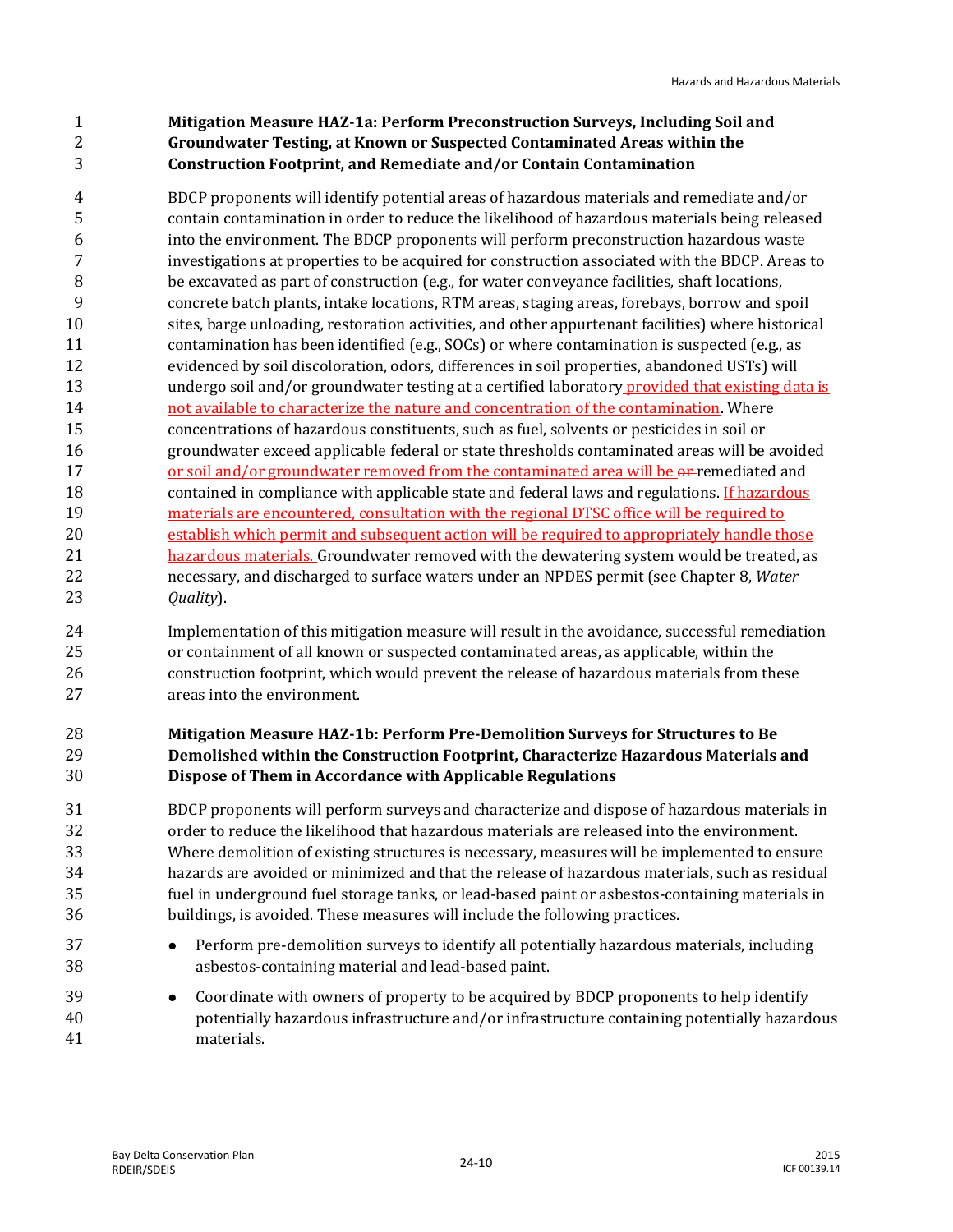**Mitigation Measure HAZ-1a: Perform Preconstruction Surveys, Including Soil and Groundwater Testing, at Known or Suspected Contaminated Areas within the Construction Footprint, and Remediate and/or Contain Contamination**

BDCP proponents will identify potential areas of hazardous materials and remediate and/or contain contamination in order to reduce the likelihood of hazardous materials being released into the environment. The BDCP proponents will perform preconstruction hazardous waste investigations at properties to be acquired for construction associated with the BDCP. Areas to be excavated as part of construction (e.g., for water conveyance facilities, shaft locations, concrete batch plants, intake locations, RTM areas, staging areas, forebays, borrow and spoil sites, barge unloading, restoration activities, and other appurtenant facilities) where historical contamination has been identified (e.g., SOCs) or where contamination is suspected (e.g., as evidenced by soil discoloration, odors, differences in soil properties, abandoned USTs) will undergo soil and/or groundwater testing at a certified laboratory provided that existing data is not available to characterize the nature and concentration of the contamination. Where concentrations of hazardous constituents, such as fuel, solvents or pesticides in soil or groundwater exceed applicable federal or state thresholds contaminated areas will be avoided or soil and/or groundwater removed from the contaminated area will be ~~or~~ remediated and contained in compliance with applicable state and federal laws and regulations. If hazardous materials are encountered, consultation with the regional DTSC office will be required to establish which permit and subsequent action will be required to appropriately handle those hazardous materials. Groundwater removed with the dewatering system would be treated, as necessary, and discharged to surface waters under an NPDES permit (see Chapter 8, *Water Quality*).

Implementation of this mitigation measure will result in the avoidance, successful remediation or containment of all known or suspected contaminated areas, as applicable, within the construction footprint, which would prevent the release of hazardous materials from these areas into the environment.

**Mitigation Measure HAZ-1b: Perform Pre-Demolition Surveys for Structures to Be Demolished within the Construction Footprint, Characterize Hazardous Materials and Dispose of Them in Accordance with Applicable Regulations**

BDCP proponents will perform surveys and characterize and dispose of hazardous materials in order to reduce the likelihood that hazardous materials are released into the environment. Where demolition of existing structures is necessary, measures will be implemented to ensure hazards are avoided or minimized and that the release of hazardous materials, such as residual fuel in underground fuel storage tanks, or lead-based paint or asbestos-containing materials in buildings, is avoided. These measures will include the following practices.

- Perform pre-demolition surveys to identify all potentially hazardous materials, including asbestos-containing material and lead-based paint.
- Coordinate with owners of property to be acquired by BDCP proponents to help identify potentially hazardous infrastructure and/or infrastructure containing potentially hazardous materials.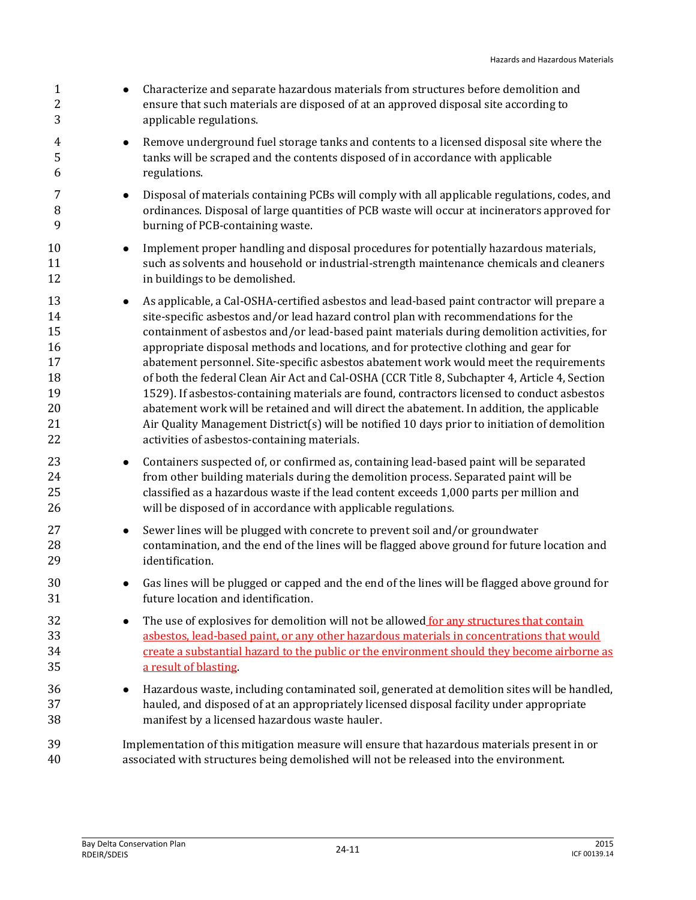- Characterize and separate hazardous materials from structures before demolition and ensure that such materials are disposed of at an approved disposal site according to applicable regulations.
- Remove underground fuel storage tanks and contents to a licensed disposal site where the tanks will be scraped and the contents disposed of in accordance with applicable regulations.
- Disposal of materials containing PCBs will comply with all applicable regulations, codes, and ordinances. Disposal of large quantities of PCB waste will occur at incinerators approved for burning of PCB-containing waste.
- Implement proper handling and disposal procedures for potentially hazardous materials, such as solvents and household or industrial-strength maintenance chemicals and cleaners in buildings to be demolished.
- As applicable, a Cal-OSHA-certified asbestos and lead-based paint contractor will prepare a site-specific asbestos and/or lead hazard control plan with recommendations for the containment of asbestos and/or lead-based paint materials during demolition activities, for appropriate disposal methods and locations, and for protective clothing and gear for abatement personnel. Site-specific asbestos abatement work would meet the requirements of both the federal Clean Air Act and Cal-OSHA (CCR Title 8, Subchapter 4, Article 4, Section 1529). If asbestos-containing materials are found, contractors licensed to conduct asbestos abatement work will be retained and will direct the abatement. In addition, the applicable Air Quality Management District(s) will be notified 10 days prior to initiation of demolition activities of asbestos-containing materials.
- Containers suspected of, or confirmed as, containing lead-based paint will be separated from other building materials during the demolition process. Separated paint will be classified as a hazardous waste if the lead content exceeds 1,000 parts per million and will be disposed of in accordance with applicable regulations.
- Sewer lines will be plugged with concrete to prevent soil and/or groundwater contamination, and the end of the lines will be flagged above ground for future location and identification.
- Gas lines will be plugged or capped and the end of the lines will be flagged above ground for future location and identification.
- The use of explosives for demolition will not be allowed for any structures that contain asbestos, lead-based paint, or any other hazardous materials in concentrations that would create a substantial hazard to the public or the environment should they become airborne as a result of blasting.
- Hazardous waste, including contaminated soil, generated at demolition sites will be handled, hauled, and disposed of at an appropriately licensed disposal facility under appropriate manifest by a licensed hazardous waste hauler.

Implementation of this mitigation measure will ensure that hazardous materials present in or associated with structures being demolished will not be released into the environment.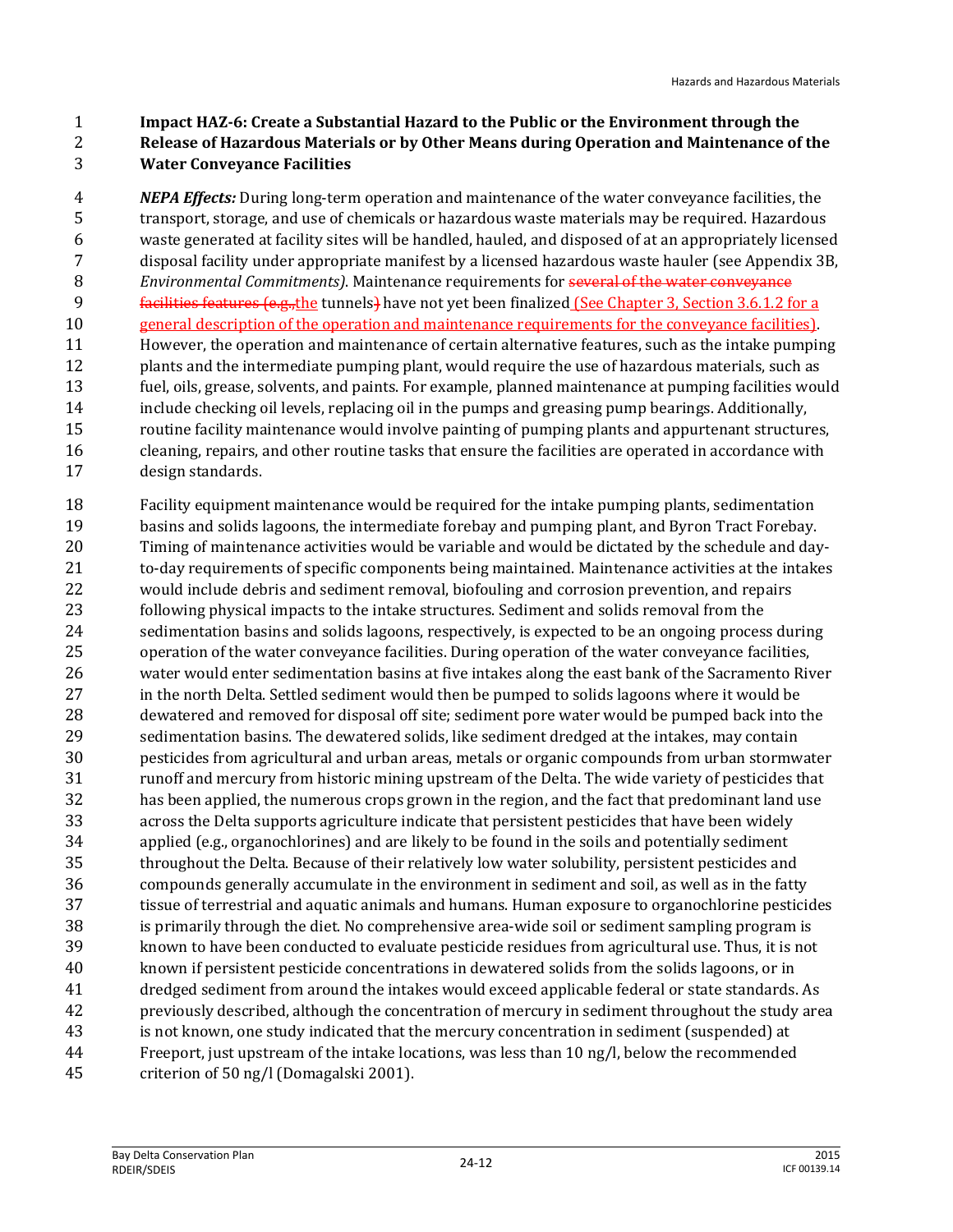**Impact HAZ-6: Create a Substantial Hazard to the Public or the Environment through the Release of Hazardous Materials or by Other Means during Operation and Maintenance of the Water Conveyance Facilities**

***NEPA Effects:*** During long-term operation and maintenance of the water conveyance facilities, the transport, storage, and use of chemicals or hazardous waste materials may be required. Hazardous waste generated at facility sites will be handled, hauled, and disposed of at an appropriately licensed disposal facility under appropriate manifest by a licensed hazardous waste hauler (see Appendix 3B, *Environmental Commitments)*. Maintenance requirements for ~~several of the water conveyance facilities features (e.g.,~~the tunnels~~)~~ have not yet been finalized (See Chapter 3, Section 3.6.1.2 for a general description of the operation and maintenance requirements for the conveyance facilities). However, the operation and maintenance of certain alternative features, such as the intake pumping plants and the intermediate pumping plant, would require the use of hazardous materials, such as fuel, oils, grease, solvents, and paints. For example, planned maintenance at pumping facilities would include checking oil levels, replacing oil in the pumps and greasing pump bearings. Additionally, routine facility maintenance would involve painting of pumping plants and appurtenant structures, cleaning, repairs, and other routine tasks that ensure the facilities are operated in accordance with design standards.

Facility equipment maintenance would be required for the intake pumping plants, sedimentation basins and solids lagoons, the intermediate forebay and pumping plant, and Byron Tract Forebay. Timing of maintenance activities would be variable and would be dictated by the schedule and day-to-day requirements of specific components being maintained. Maintenance activities at the intakes would include debris and sediment removal, biofouling and corrosion prevention, and repairs following physical impacts to the intake structures. Sediment and solids removal from the sedimentation basins and solids lagoons, respectively, is expected to be an ongoing process during operation of the water conveyance facilities. During operation of the water conveyance facilities, water would enter sedimentation basins at five intakes along the east bank of the Sacramento River in the north Delta. Settled sediment would then be pumped to solids lagoons where it would be dewatered and removed for disposal off site; sediment pore water would be pumped back into the sedimentation basins. The dewatered solids, like sediment dredged at the intakes, may contain pesticides from agricultural and urban areas, metals or organic compounds from urban stormwater runoff and mercury from historic mining upstream of the Delta. The wide variety of pesticides that has been applied, the numerous crops grown in the region, and the fact that predominant land use across the Delta supports agriculture indicate that persistent pesticides that have been widely applied (e.g., organochlorines) and are likely to be found in the soils and potentially sediment throughout the Delta. Because of their relatively low water solubility, persistent pesticides and compounds generally accumulate in the environment in sediment and soil, as well as in the fatty tissue of terrestrial and aquatic animals and humans. Human exposure to organochlorine pesticides is primarily through the diet. No comprehensive area-wide soil or sediment sampling program is known to have been conducted to evaluate pesticide residues from agricultural use. Thus, it is not known if persistent pesticide concentrations in dewatered solids from the solids lagoons, or in dredged sediment from around the intakes would exceed applicable federal or state standards. As previously described, although the concentration of mercury in sediment throughout the study area is not known, one study indicated that the mercury concentration in sediment (suspended) at Freeport, just upstream of the intake locations, was less than 10 ng/l, below the recommended criterion of 50 ng/l (Domagalski 2001).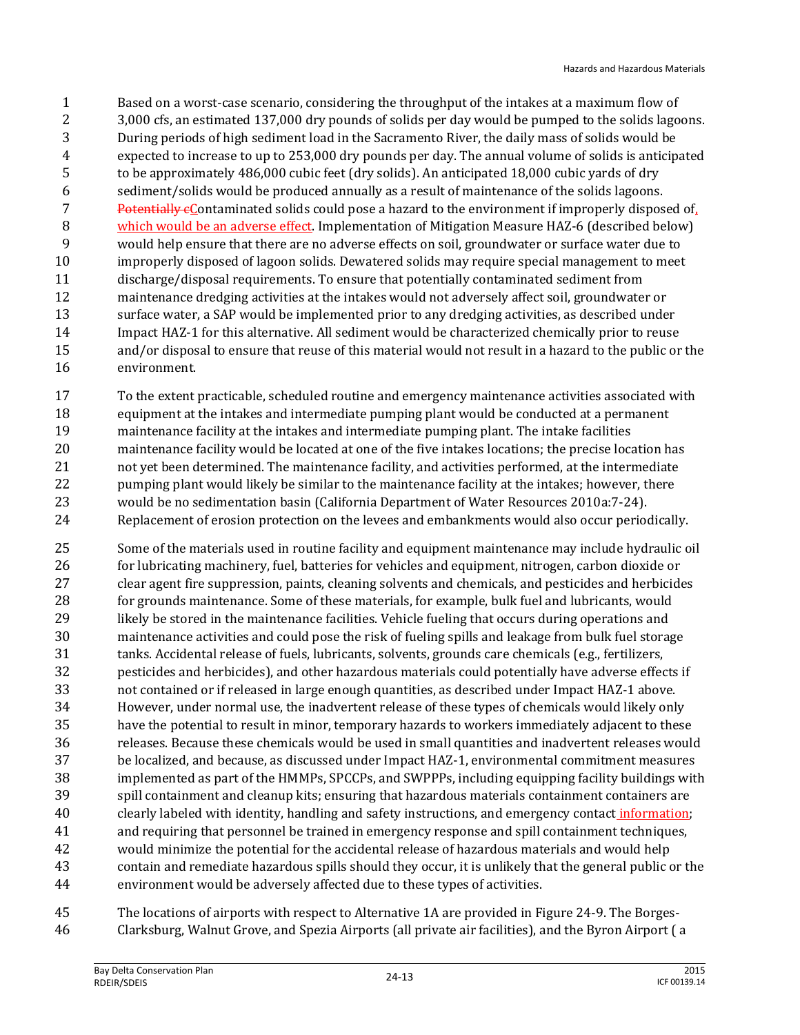Based on a worst-case scenario, considering the throughput of the intakes at a maximum flow of 3,000 cfs, an estimated 137,000 dry pounds of solids per day would be pumped to the solids lagoons. During periods of high sediment load in the Sacramento River, the daily mass of solids would be expected to increase to up to 253,000 dry pounds per day. The annual volume of solids is anticipated to be approximately 486,000 cubic feet (dry solids). An anticipated 18,000 cubic yards of dry sediment/solids would be produced annually as a result of maintenance of the solids lagoons. ~~Potentially c~~Contaminated solids could pose a hazard to the environment if improperly disposed of, which would be an adverse effect. Implementation of Mitigation Measure HAZ-6 (described below) would help ensure that there are no adverse effects on soil, groundwater or surface water due to improperly disposed of lagoon solids. Dewatered solids may require special management to meet discharge/disposal requirements. To ensure that potentially contaminated sediment from maintenance dredging activities at the intakes would not adversely affect soil, groundwater or surface water, a SAP would be implemented prior to any dredging activities, as described under Impact HAZ-1 for this alternative. All sediment would be characterized chemically prior to reuse and/or disposal to ensure that reuse of this material would not result in a hazard to the public or the environment.

To the extent practicable, scheduled routine and emergency maintenance activities associated with equipment at the intakes and intermediate pumping plant would be conducted at a permanent maintenance facility at the intakes and intermediate pumping plant. The intake facilities maintenance facility would be located at one of the five intakes locations; the precise location has not yet been determined. The maintenance facility, and activities performed, at the intermediate pumping plant would likely be similar to the maintenance facility at the intakes; however, there would be no sedimentation basin (California Department of Water Resources 2010a:7-24). Replacement of erosion protection on the levees and embankments would also occur periodically.

Some of the materials used in routine facility and equipment maintenance may include hydraulic oil for lubricating machinery, fuel, batteries for vehicles and equipment, nitrogen, carbon dioxide or clear agent fire suppression, paints, cleaning solvents and chemicals, and pesticides and herbicides for grounds maintenance. Some of these materials, for example, bulk fuel and lubricants, would likely be stored in the maintenance facilities. Vehicle fueling that occurs during operations and maintenance activities and could pose the risk of fueling spills and leakage from bulk fuel storage tanks. Accidental release of fuels, lubricants, solvents, grounds care chemicals (e.g., fertilizers, pesticides and herbicides), and other hazardous materials could potentially have adverse effects if not contained or if released in large enough quantities, as described under Impact HAZ-1 above. However, under normal use, the inadvertent release of these types of chemicals would likely only have the potential to result in minor, temporary hazards to workers immediately adjacent to these releases. Because these chemicals would be used in small quantities and inadvertent releases would be localized, and because, as discussed under Impact HAZ-1, environmental commitment measures implemented as part of the HMMPs, SPCCPs, and SWPPPs, including equipping facility buildings with spill containment and cleanup kits; ensuring that hazardous materials containment containers are clearly labeled with identity, handling and safety instructions, and emergency contact information; and requiring that personnel be trained in emergency response and spill containment techniques, would minimize the potential for the accidental release of hazardous materials and would help contain and remediate hazardous spills should they occur, it is unlikely that the general public or the environment would be adversely affected due to these types of activities.

The locations of airports with respect to Alternative 1A are provided in Figure 24-9. The Borges-Clarksburg, Walnut Grove, and Spezia Airports (all private air facilities), and the Byron Airport ( a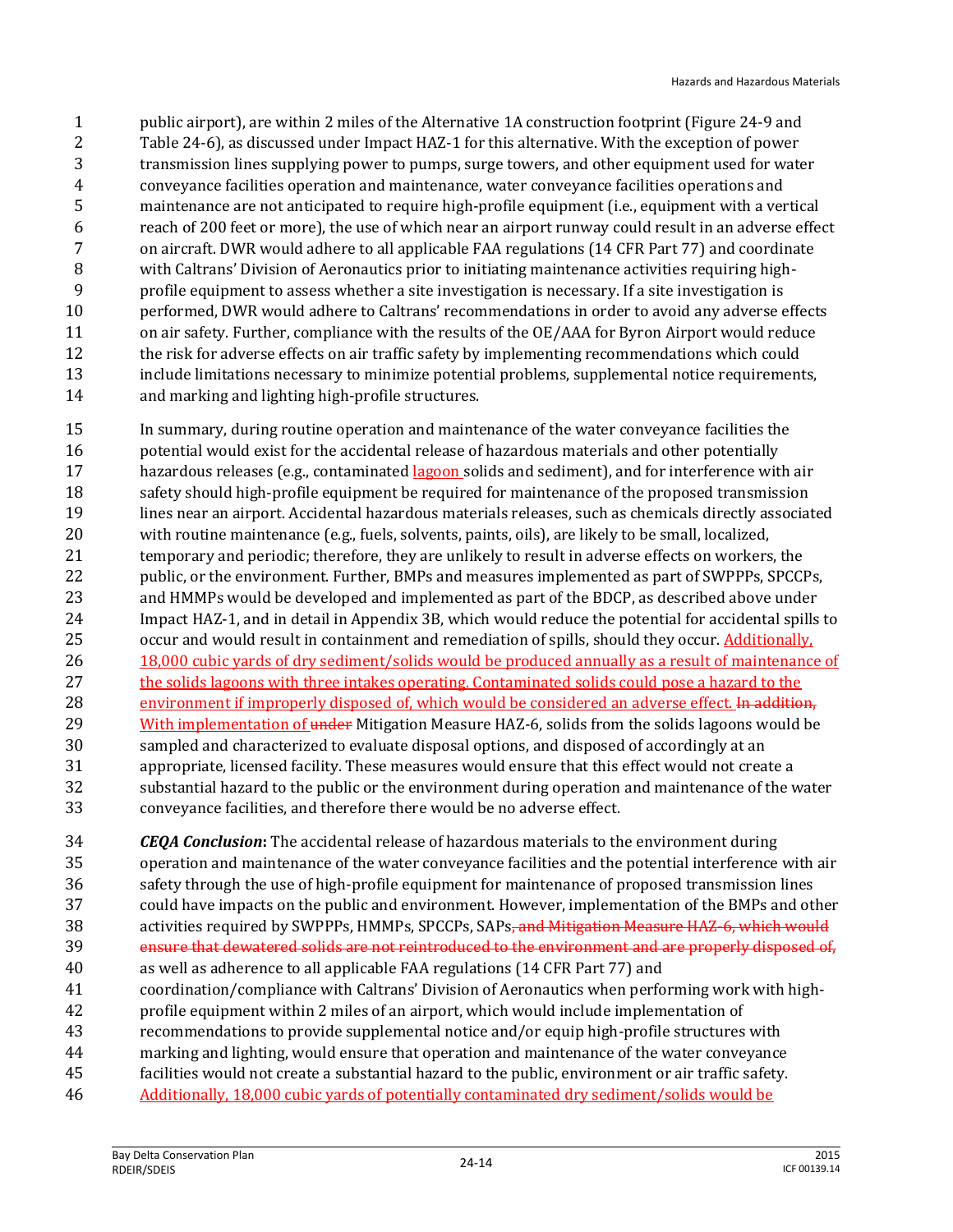public airport), are within 2 miles of the Alternative 1A construction footprint (Figure 24-9 and Table 24-6), as discussed under Impact HAZ-1 for this alternative. With the exception of power transmission lines supplying power to pumps, surge towers, and other equipment used for water conveyance facilities operation and maintenance, water conveyance facilities operations and maintenance are not anticipated to require high-profile equipment (i.e., equipment with a vertical reach of 200 feet or more), the use of which near an airport runway could result in an adverse effect on aircraft. DWR would adhere to all applicable FAA regulations (14 CFR Part 77) and coordinate with Caltrans' Division of Aeronautics prior to initiating maintenance activities requiring high-profile equipment to assess whether a site investigation is necessary. If a site investigation is performed, DWR would adhere to Caltrans' recommendations in order to avoid any adverse effects on air safety. Further, compliance with the results of the OE/AAA for Byron Airport would reduce the risk for adverse effects on air traffic safety by implementing recommendations which could include limitations necessary to minimize potential problems, supplemental notice requirements, and marking and lighting high-profile structures.

In summary, during routine operation and maintenance of the water conveyance facilities the potential would exist for the accidental release of hazardous materials and other potentially hazardous releases (e.g., contaminated lagoon solids and sediment), and for interference with air safety should high-profile equipment be required for maintenance of the proposed transmission lines near an airport. Accidental hazardous materials releases, such as chemicals directly associated with routine maintenance (e.g., fuels, solvents, paints, oils), are likely to be small, localized, temporary and periodic; therefore, they are unlikely to result in adverse effects on workers, the public, or the environment. Further, BMPs and measures implemented as part of SWPPPs, SPCCPs, and HMMPs would be developed and implemented as part of the BDCP, as described above under Impact HAZ-1, and in detail in Appendix 3B, which would reduce the potential for accidental spills to occur and would result in containment and remediation of spills, should they occur. Additionally, 18,000 cubic yards of dry sediment/solids would be produced annually as a result of maintenance of the solids lagoons with three intakes operating. Contaminated solids could pose a hazard to the environment if improperly disposed of, which would be considered an adverse effect. ~~In addition,~~ With implementation of ~~under~~ Mitigation Measure HAZ-6, solids from the solids lagoons would be sampled and characterized to evaluate disposal options, and disposed of accordingly at an appropriate, licensed facility. These measures would ensure that this effect would not create a substantial hazard to the public or the environment during operation and maintenance of the water conveyance facilities, and therefore there would be no adverse effect.

***CEQA Conclusion*:** The accidental release of hazardous materials to the environment during operation and maintenance of the water conveyance facilities and the potential interference with air safety through the use of high-profile equipment for maintenance of proposed transmission lines could have impacts on the public and environment. However, implementation of the BMPs and other activities required by SWPPPs, HMMPs, SPCCPs, SAPs~~, and Mitigation Measure HAZ-6, which would ensure that dewatered solids are not reintroduced to the environment and are properly disposed of,~~ as well as adherence to all applicable FAA regulations (14 CFR Part 77) and coordination/compliance with Caltrans' Division of Aeronautics when performing work with high-profile equipment within 2 miles of an airport, which would include implementation of recommendations to provide supplemental notice and/or equip high-profile structures with marking and lighting, would ensure that operation and maintenance of the water conveyance facilities would not create a substantial hazard to the public, environment or air traffic safety. Additionally, 18,000 cubic yards of potentially contaminated dry sediment/solids would be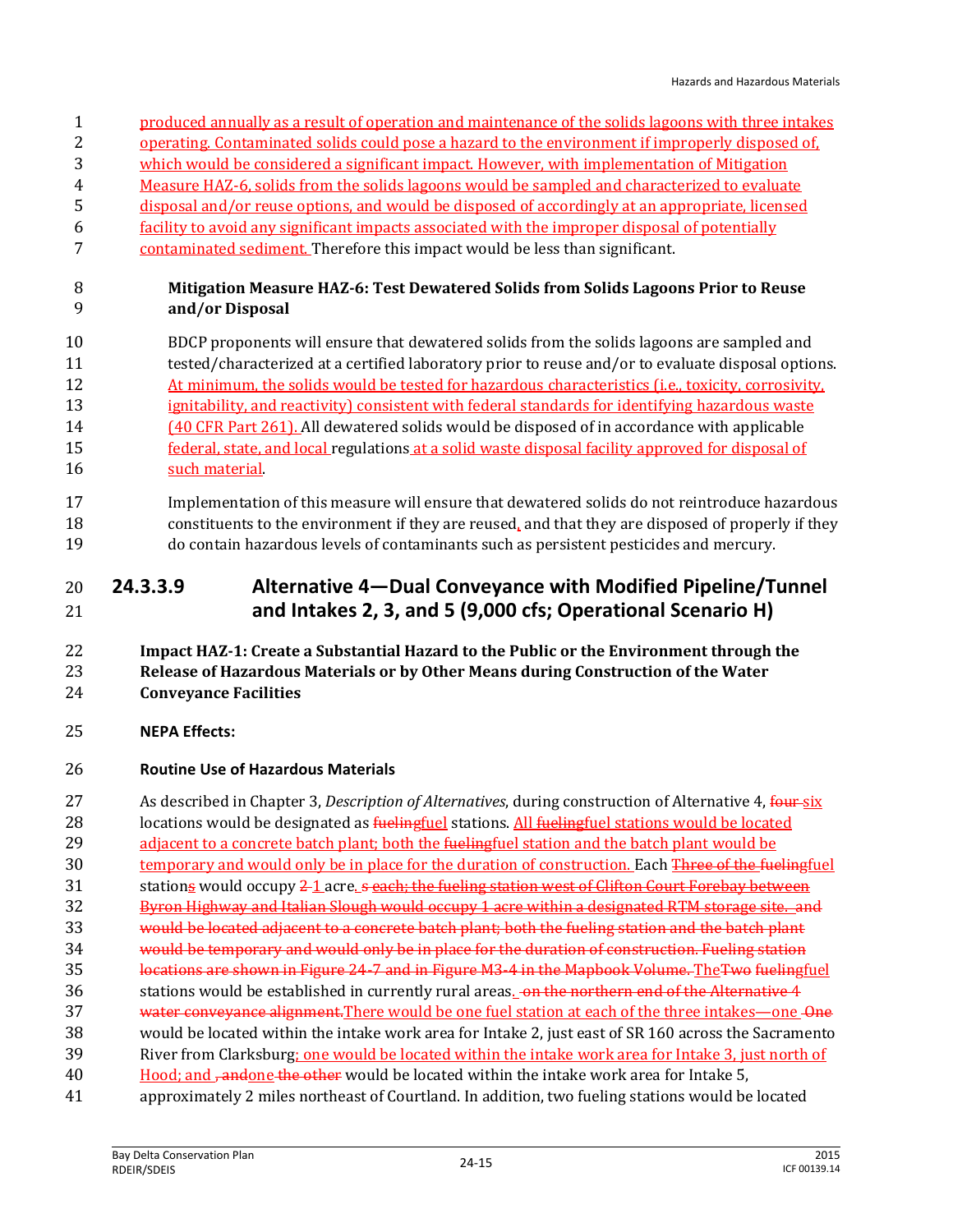produced annually as a result of operation and maintenance of the solids lagoons with three intakes operating. Contaminated solids could pose a hazard to the environment if improperly disposed of, which would be considered a significant impact. However, with implementation of Mitigation Measure HAZ-6, solids from the solids lagoons would be sampled and characterized to evaluate disposal and/or reuse options, and would be disposed of accordingly at an appropriate, licensed facility to avoid any significant impacts associated with the improper disposal of potentially contaminated sediment. Therefore this impact would be less than significant.

**Mitigation Measure HAZ-6: Test Dewatered Solids from Solids Lagoons Prior to Reuse and/or Disposal**

BDCP proponents will ensure that dewatered solids from the solids lagoons are sampled and tested/characterized at a certified laboratory prior to reuse and/or to evaluate disposal options. At minimum, the solids would be tested for hazardous characteristics (i.e., toxicity, corrosivity, ignitability, and reactivity) consistent with federal standards for identifying hazardous waste (40 CFR Part 261). All dewatered solids would be disposed of in accordance with applicable federal, state, and local regulations at a solid waste disposal facility approved for disposal of such material.

Implementation of this measure will ensure that dewatered solids do not reintroduce hazardous constituents to the environment if they are reused, and that they are disposed of properly if they do contain hazardous levels of contaminants such as persistent pesticides and mercury.

### 24.3.3.9 Alternative 4—Dual Conveyance with Modified Pipeline/Tunnel and Intakes 2, 3, and 5 (9,000 cfs; Operational Scenario H)

**Impact HAZ-1: Create a Substantial Hazard to the Public or the Environment through the Release of Hazardous Materials or by Other Means during Construction of the Water Conveyance Facilities**

**NEPA Effects:**

**Routine Use of Hazardous Materials**

As described in Chapter 3, *Description of Alternatives*, during construction of Alternative 4, ~~four~~ six locations would be designated as ~~fueling~~fuel stations. All ~~fueling~~fuel stations would be located adjacent to a concrete batch plant; both the ~~fueling~~fuel station and the batch plant would be temporary and would only be in place for the duration of construction. Each ~~Three of the fueling~~fuel station~~s~~ would occupy ~~2~~ 1 acre. ~~s each; the fueling station west of Clifton Court Forebay between Byron Highway and Italian Slough would occupy 1 acre within a designated RTM storage site. and would be located adjacent to a concrete batch plant; both the fueling station and the batch plant would be temporary and would only be in place for the duration of construction. Fueling station locations are shown in Figure 24-7 and in Figure M3-4 in the Mapbook Volume.~~ The~~Two~~ ~~fueling~~fuel stations would be established in currently rural areas. ~~on the northern end of the Alternative 4 water conveyance alignment.~~There would be one fuel station at each of the three intakes—one ~~One~~ would be located within the intake work area for Intake 2, just east of SR 160 across the Sacramento River from Clarksburg; one would be located within the intake work area for Intake 3, just north of Hood; and ~~, and~~one ~~the other~~ would be located within the intake work area for Intake 5, approximately 2 miles northeast of Courtland. In addition, two fueling stations would be located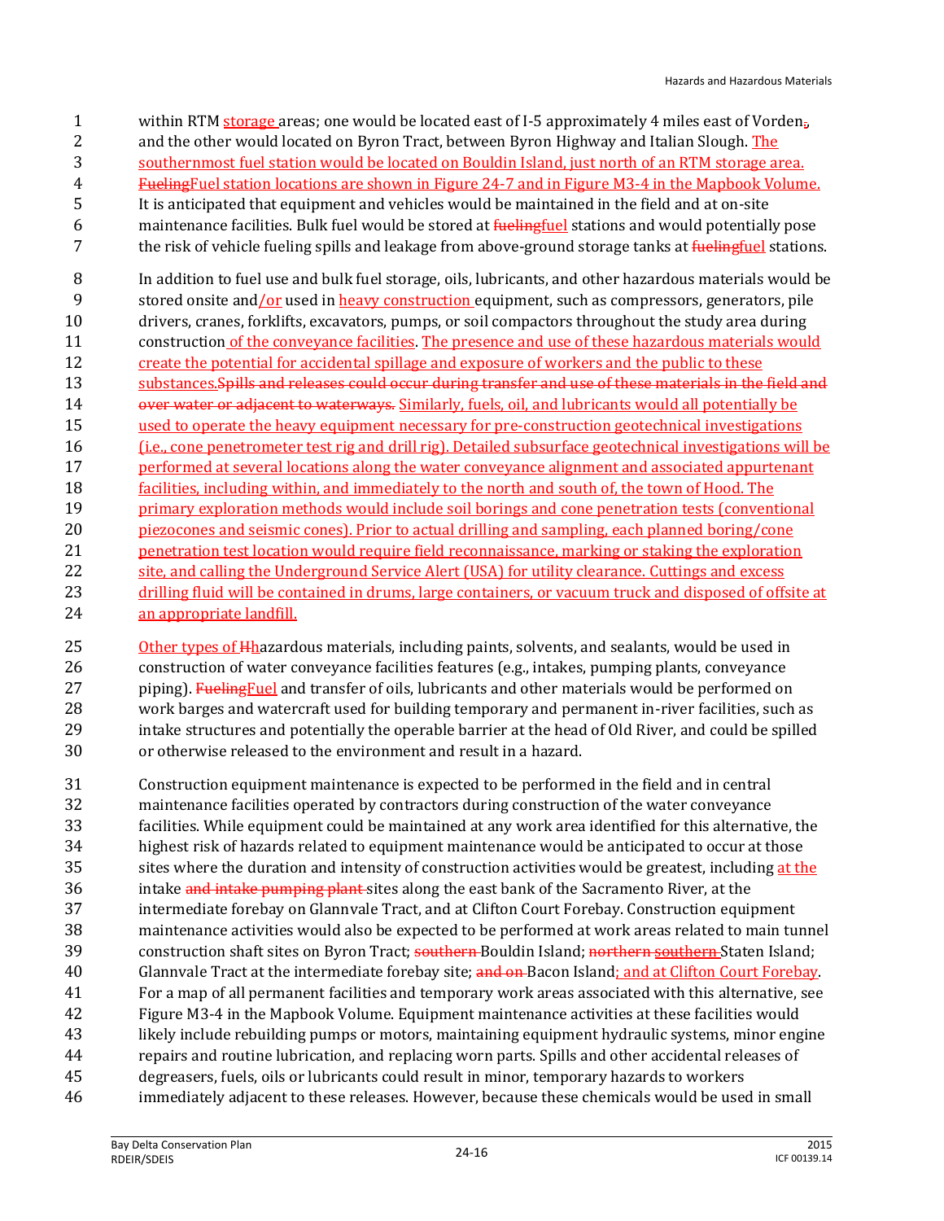within RTM storage areas; one would be located east of I-5 approximately 4 miles east of Vorden, and the other would located on Byron Tract, between Byron Highway and Italian Slough. The southernmost fuel station would be located on Bouldin Island, just north of an RTM storage area. Fuel station locations are shown in Figure 24-7 and in Figure M3-4 in the Mapbook Volume. It is anticipated that equipment and vehicles would be maintained in the field and at on-site maintenance facilities. Bulk fuel would be stored at fuel stations and would potentially pose the risk of vehicle fueling spills and leakage from above-ground storage tanks at fuel stations.

In addition to fuel use and bulk fuel storage, oils, lubricants, and other hazardous materials would be stored onsite and/or used in heavy construction equipment, such as compressors, generators, pile drivers, cranes, forklifts, excavators, pumps, or soil compactors throughout the study area during construction of the conveyance facilities. The presence and use of these hazardous materials would create the potential for accidental spillage and exposure of workers and the public to these substances. Similarly, fuels, oil, and lubricants would all potentially be used to operate the heavy equipment necessary for pre-construction geotechnical investigations (i.e., cone penetrometer test rig and drill rig). Detailed subsurface geotechnical investigations will be performed at several locations along the water conveyance alignment and associated appurtenant facilities, including within, and immediately to the north and south of, the town of Hood. The primary exploration methods would include soil borings and cone penetration tests (conventional piezocones and seismic cones). Prior to actual drilling and sampling, each planned boring/cone penetration test location would require field reconnaissance, marking or staking the exploration site, and calling the Underground Service Alert (USA) for utility clearance. Cuttings and excess drilling fluid will be contained in drums, large containers, or vacuum truck and disposed of offsite at an appropriate landfill.

Other types of hazardous materials, including paints, solvents, and sealants, would be used in construction of water conveyance facilities features (e.g., intakes, pumping plants, conveyance piping). Fuel and transfer of oils, lubricants and other materials would be performed on work barges and watercraft used for building temporary and permanent in-river facilities, such as intake structures and potentially the operable barrier at the head of Old River, and could be spilled or otherwise released to the environment and result in a hazard.

Construction equipment maintenance is expected to be performed in the field and in central maintenance facilities operated by contractors during construction of the water conveyance facilities. While equipment could be maintained at any work area identified for this alternative, the highest risk of hazards related to equipment maintenance would be anticipated to occur at those sites where the duration and intensity of construction activities would be greatest, including at the intake sites along the east bank of the Sacramento River, at the intermediate forebay on Glannvale Tract, and at Clifton Court Forebay. Construction equipment maintenance activities would also be expected to be performed at work areas related to main tunnel construction shaft sites on Byron Tract; Bouldin Island; southern Staten Island; Glannvale Tract at the intermediate forebay site; Bacon Island; and at Clifton Court Forebay. For a map of all permanent facilities and temporary work areas associated with this alternative, see Figure M3-4 in the Mapbook Volume. Equipment maintenance activities at these facilities would likely include rebuilding pumps or motors, maintaining equipment hydraulic systems, minor engine repairs and routine lubrication, and replacing worn parts. Spills and other accidental releases of degreasers, fuels, oils or lubricants could result in minor, temporary hazards to workers immediately adjacent to these releases. However, because these chemicals would be used in small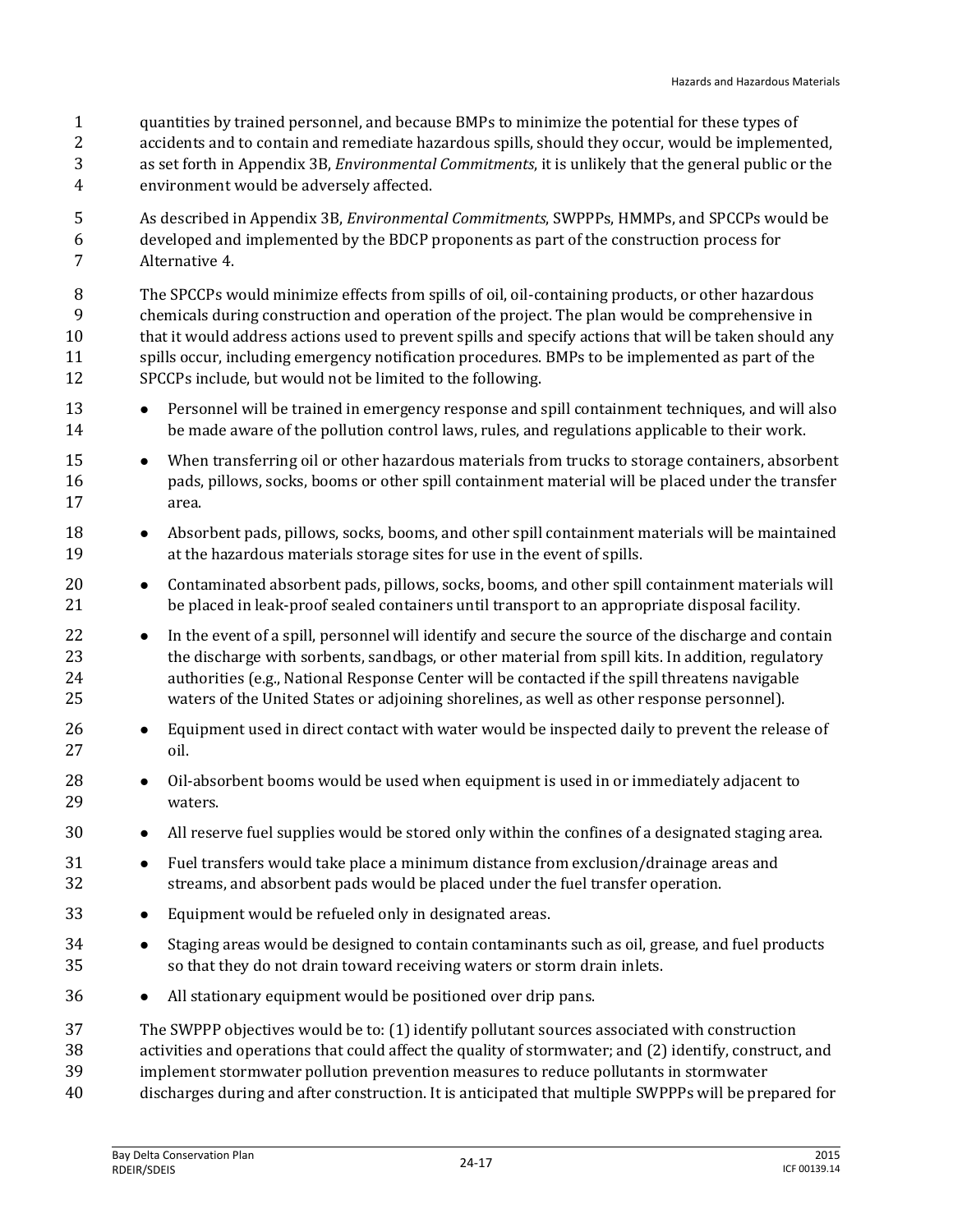quantities by trained personnel, and because BMPs to minimize the potential for these types of accidents and to contain and remediate hazardous spills, should they occur, would be implemented, as set forth in Appendix 3B, *Environmental Commitments*, it is unlikely that the general public or the environment would be adversely affected.

As described in Appendix 3B, *Environmental Commitments*, SWPPPs, HMMPs, and SPCCPs would be developed and implemented by the BDCP proponents as part of the construction process for Alternative 4.

The SPCCPs would minimize effects from spills of oil, oil-containing products, or other hazardous chemicals during construction and operation of the project. The plan would be comprehensive in that it would address actions used to prevent spills and specify actions that will be taken should any spills occur, including emergency notification procedures. BMPs to be implemented as part of the SPCCPs include, but would not be limited to the following.

- Personnel will be trained in emergency response and spill containment techniques, and will also be made aware of the pollution control laws, rules, and regulations applicable to their work.
- When transferring oil or other hazardous materials from trucks to storage containers, absorbent pads, pillows, socks, booms or other spill containment material will be placed under the transfer area.
- Absorbent pads, pillows, socks, booms, and other spill containment materials will be maintained at the hazardous materials storage sites for use in the event of spills.
- Contaminated absorbent pads, pillows, socks, booms, and other spill containment materials will be placed in leak-proof sealed containers until transport to an appropriate disposal facility.
- In the event of a spill, personnel will identify and secure the source of the discharge and contain the discharge with sorbents, sandbags, or other material from spill kits. In addition, regulatory authorities (e.g., National Response Center will be contacted if the spill threatens navigable waters of the United States or adjoining shorelines, as well as other response personnel).
- Equipment used in direct contact with water would be inspected daily to prevent the release of oil.
- Oil-absorbent booms would be used when equipment is used in or immediately adjacent to waters.
- All reserve fuel supplies would be stored only within the confines of a designated staging area.
- Fuel transfers would take place a minimum distance from exclusion/drainage areas and streams, and absorbent pads would be placed under the fuel transfer operation.
- Equipment would be refueled only in designated areas.
- Staging areas would be designed to contain contaminants such as oil, grease, and fuel products so that they do not drain toward receiving waters or storm drain inlets.
- All stationary equipment would be positioned over drip pans.

The SWPPP objectives would be to: (1) identify pollutant sources associated with construction activities and operations that could affect the quality of stormwater; and (2) identify, construct, and implement stormwater pollution prevention measures to reduce pollutants in stormwater discharges during and after construction. It is anticipated that multiple SWPPPs will be prepared for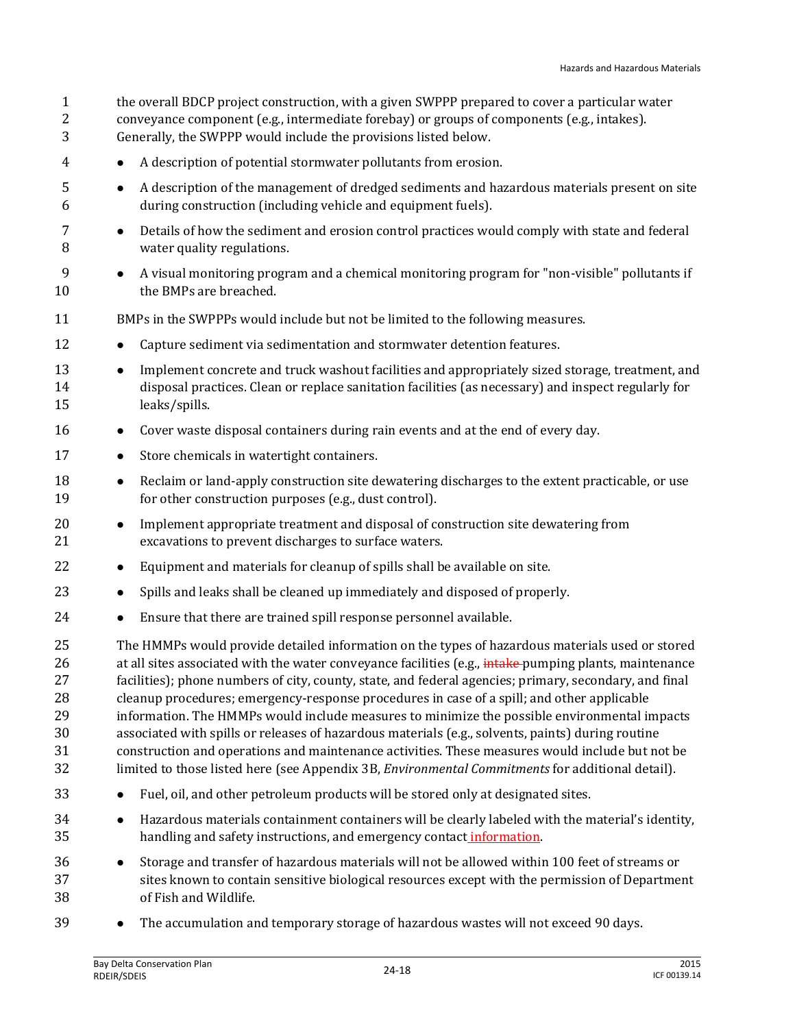the overall BDCP project construction, with a given SWPPP prepared to cover a particular water conveyance component (e.g., intermediate forebay) or groups of components (e.g., intakes). Generally, the SWPPP would include the provisions listed below.

- A description of potential stormwater pollutants from erosion.
- A description of the management of dredged sediments and hazardous materials present on site during construction (including vehicle and equipment fuels).
- Details of how the sediment and erosion control practices would comply with state and federal water quality regulations.
- A visual monitoring program and a chemical monitoring program for "non-visible" pollutants if the BMPs are breached.

BMPs in the SWPPPs would include but not be limited to the following measures.

- Capture sediment via sedimentation and stormwater detention features.
- Implement concrete and truck washout facilities and appropriately sized storage, treatment, and disposal practices. Clean or replace sanitation facilities (as necessary) and inspect regularly for leaks/spills.
- Cover waste disposal containers during rain events and at the end of every day.
- Store chemicals in watertight containers.
- Reclaim or land-apply construction site dewatering discharges to the extent practicable, or use for other construction purposes (e.g., dust control).
- Implement appropriate treatment and disposal of construction site dewatering from excavations to prevent discharges to surface waters.
- Equipment and materials for cleanup of spills shall be available on site.
- Spills and leaks shall be cleaned up immediately and disposed of properly.
- Ensure that there are trained spill response personnel available.

The HMMPs would provide detailed information on the types of hazardous materials used or stored at all sites associated with the water conveyance facilities (e.g., ~~intake~~ pumping plants, maintenance facilities); phone numbers of city, county, state, and federal agencies; primary, secondary, and final cleanup procedures; emergency-response procedures in case of a spill; and other applicable information. The HMMPs would include measures to minimize the possible environmental impacts associated with spills or releases of hazardous materials (e.g., solvents, paints) during routine construction and operations and maintenance activities. These measures would include but not be limited to those listed here (see Appendix 3B, *Environmental Commitments* for additional detail).

- Fuel, oil, and other petroleum products will be stored only at designated sites.
- Hazardous materials containment containers will be clearly labeled with the material's identity, handling and safety instructions, and emergency contact information.
- Storage and transfer of hazardous materials will not be allowed within 100 feet of streams or sites known to contain sensitive biological resources except with the permission of Department of Fish and Wildlife.
- The accumulation and temporary storage of hazardous wastes will not exceed 90 days.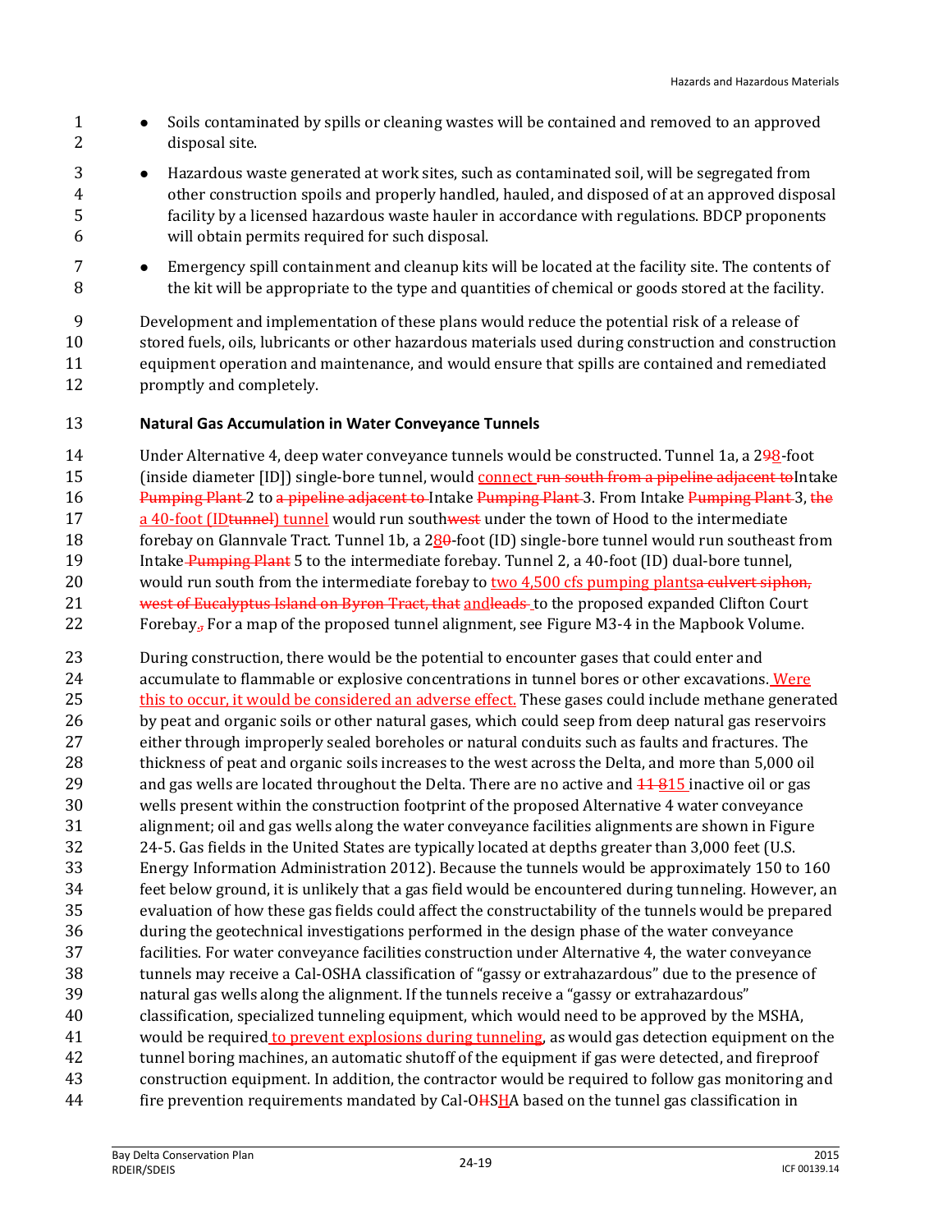- Soils contaminated by spills or cleaning wastes will be contained and removed to an approved disposal site.
- Hazardous waste generated at work sites, such as contaminated soil, will be segregated from other construction spoils and properly handled, hauled, and disposed of at an approved disposal facility by a licensed hazardous waste hauler in accordance with regulations. BDCP proponents will obtain permits required for such disposal.
- Emergency spill containment and cleanup kits will be located at the facility site. The contents of the kit will be appropriate to the type and quantities of chemical or goods stored at the facility.

Development and implementation of these plans would reduce the potential risk of a release of stored fuels, oils, lubricants or other hazardous materials used during construction and construction equipment operation and maintenance, and would ensure that spills are contained and remediated promptly and completely.

**Natural Gas Accumulation in Water Conveyance Tunnels**

Under Alternative 4, deep water conveyance tunnels would be constructed. Tunnel 1a, a 2~~9~~8-foot (inside diameter [ID]) single-bore tunnel, would connect ~~run south from a pipeline adjacent to~~Intake ~~Pumping Plant~~ 2 to ~~a pipeline adjacent to~~ Intake ~~Pumping Plant~~ 3. From Intake ~~Pumping Plant~~ 3, ~~the~~ a 40-foot (ID~~tunnel~~) tunnel would run south~~west~~ under the town of Hood to the intermediate forebay on Glannvale Tract. Tunnel 1b, a 28~~0~~-foot (ID) single-bore tunnel would run southeast from Intake ~~Pumping Plant~~ 5 to the intermediate forebay. Tunnel 2, a 40-foot (ID) dual-bore tunnel, would run south from the intermediate forebay to two 4,500 cfs pumping plants~~a culvert siphon, west of Eucalyptus Island on Byron Tract, that~~ and~~leads~~ to the proposed expanded Clifton Court Forebay.~~,~~ For a map of the proposed tunnel alignment, see Figure M3-4 in the Mapbook Volume.

During construction, there would be the potential to encounter gases that could enter and accumulate to flammable or explosive concentrations in tunnel bores or other excavations. Were this to occur, it would be considered an adverse effect. These gases could include methane generated by peat and organic soils or other natural gases, which could seep from deep natural gas reservoirs either through improperly sealed boreholes or natural conduits such as faults and fractures. The thickness of peat and organic soils increases to the west across the Delta, and more than 5,000 oil and gas wells are located throughout the Delta. There are no active and ~~11~~ 815 inactive oil or gas wells present within the construction footprint of the proposed Alternative 4 water conveyance alignment; oil and gas wells along the water conveyance facilities alignments are shown in Figure 24-5. Gas fields in the United States are typically located at depths greater than 3,000 feet (U.S. Energy Information Administration 2012). Because the tunnels would be approximately 150 to 160 feet below ground, it is unlikely that a gas field would be encountered during tunneling. However, an evaluation of how these gas fields could affect the constructability of the tunnels would be prepared during the geotechnical investigations performed in the design phase of the water conveyance facilities. For water conveyance facilities construction under Alternative 4, the water conveyance tunnels may receive a Cal-OSHA classification of "gassy or extrahazardous" due to the presence of natural gas wells along the alignment. If the tunnels receive a "gassy or extrahazardous" classification, specialized tunneling equipment, which would need to be approved by the MSHA, would be required to prevent explosions during tunneling, as would gas detection equipment on the tunnel boring machines, an automatic shutoff of the equipment if gas were detected, and fireproof construction equipment. In addition, the contractor would be required to follow gas monitoring and fire prevention requirements mandated by Cal-O~~H~~SHA based on the tunnel gas classification in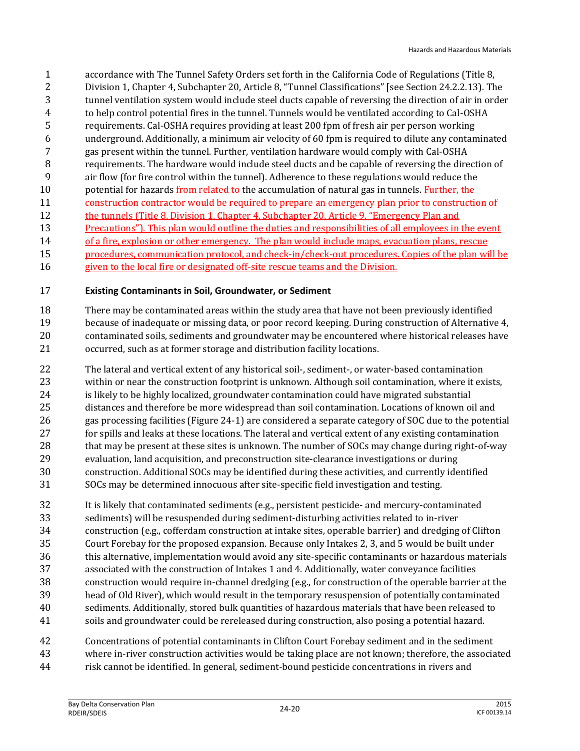accordance with The Tunnel Safety Orders set forth in the California Code of Regulations (Title 8, Division 1, Chapter 4, Subchapter 20, Article 8, "Tunnel Classifications" [see Section 24.2.2.13). The tunnel ventilation system would include steel ducts capable of reversing the direction of air in order to help control potential fires in the tunnel. Tunnels would be ventilated according to Cal-OSHA requirements. Cal-OSHA requires providing at least 200 fpm of fresh air per person working underground. Additionally, a minimum air velocity of 60 fpm is required to dilute any contaminated gas present within the tunnel. Further, ventilation hardware would comply with Cal-OSHA requirements. The hardware would include steel ducts and be capable of reversing the direction of air flow (for fire control within the tunnel). Adherence to these regulations would reduce the potential for hazards ~~from~~ related to the accumulation of natural gas in tunnels. Further, the construction contractor would be required to prepare an emergency plan prior to construction of the tunnels (Title 8, Division 1, Chapter 4, Subchapter 20, Article 9, "Emergency Plan and Precautions"). This plan would outline the duties and responsibilities of all employees in the event of a fire, explosion or other emergency. The plan would include maps, evacuation plans, rescue procedures, communication protocol, and check-in/check-out procedures. Copies of the plan will be given to the local fire or designated off-site rescue teams and the Division.

**Existing Contaminants in Soil, Groundwater, or Sediment**

There may be contaminated areas within the study area that have not been previously identified because of inadequate or missing data, or poor record keeping. During construction of Alternative 4, contaminated soils, sediments and groundwater may be encountered where historical releases have occurred, such as at former storage and distribution facility locations.

The lateral and vertical extent of any historical soil-, sediment-, or water-based contamination within or near the construction footprint is unknown. Although soil contamination, where it exists, is likely to be highly localized, groundwater contamination could have migrated substantial distances and therefore be more widespread than soil contamination. Locations of known oil and gas processing facilities (Figure 24-1) are considered a separate category of SOC due to the potential for spills and leaks at these locations. The lateral and vertical extent of any existing contamination that may be present at these sites is unknown. The number of SOCs may change during right-of-way evaluation, land acquisition, and preconstruction site-clearance investigations or during construction. Additional SOCs may be identified during these activities, and currently identified SOCs may be determined innocuous after site-specific field investigation and testing.

It is likely that contaminated sediments (e.g., persistent pesticide- and mercury-contaminated sediments) will be resuspended during sediment-disturbing activities related to in-river construction (e.g., cofferdam construction at intake sites, operable barrier) and dredging of Clifton Court Forebay for the proposed expansion. Because only Intakes 2, 3, and 5 would be built under this alternative, implementation would avoid any site-specific contaminants or hazardous materials associated with the construction of Intakes 1 and 4. Additionally, water conveyance facilities construction would require in-channel dredging (e.g., for construction of the operable barrier at the head of Old River), which would result in the temporary resuspension of potentially contaminated sediments. Additionally, stored bulk quantities of hazardous materials that have been released to soils and groundwater could be rereleased during construction, also posing a potential hazard.

Concentrations of potential contaminants in Clifton Court Forebay sediment and in the sediment where in-river construction activities would be taking place are not known; therefore, the associated risk cannot be identified. In general, sediment-bound pesticide concentrations in rivers and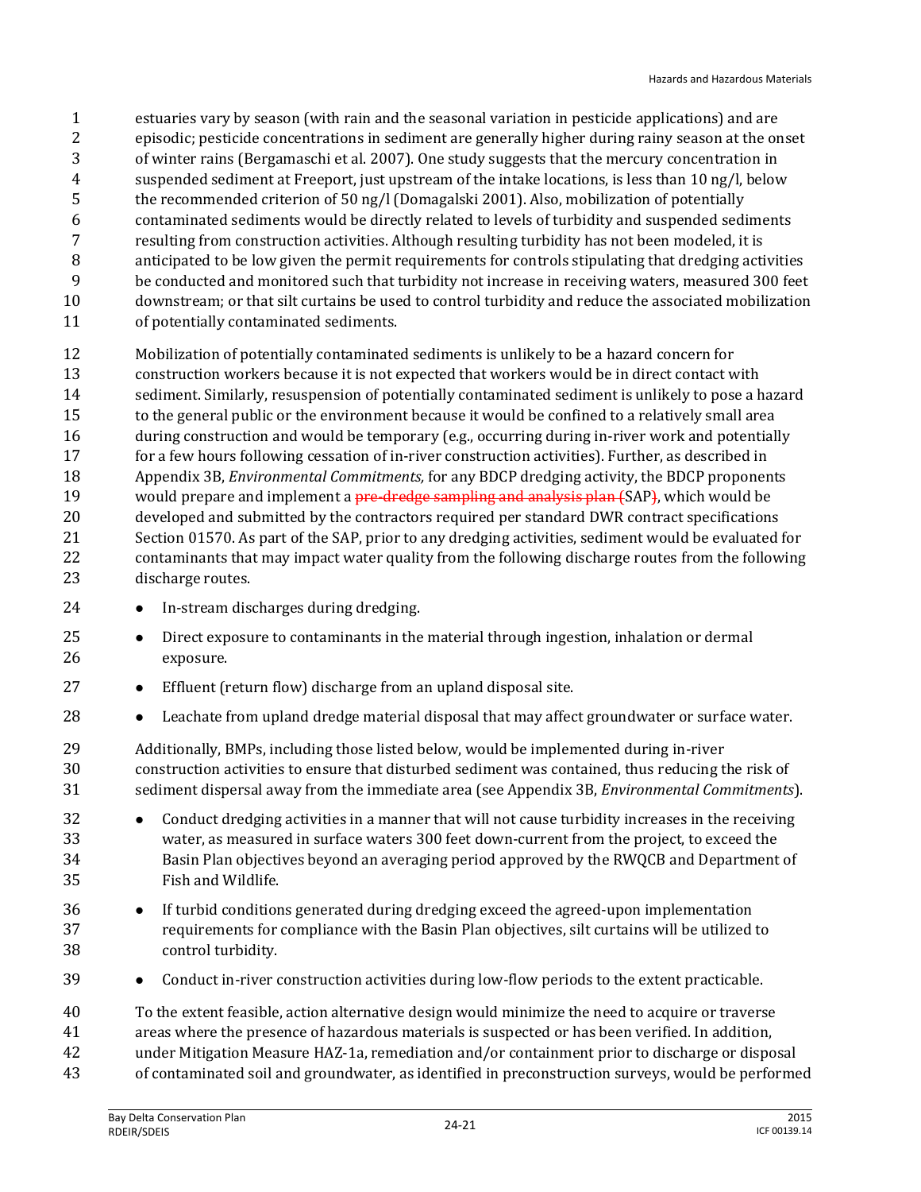estuaries vary by season (with rain and the seasonal variation in pesticide applications) and are episodic; pesticide concentrations in sediment are generally higher during rainy season at the onset of winter rains (Bergamaschi et al. 2007). One study suggests that the mercury concentration in suspended sediment at Freeport, just upstream of the intake locations, is less than 10 ng/l, below the recommended criterion of 50 ng/l (Domagalski 2001). Also, mobilization of potentially contaminated sediments would be directly related to levels of turbidity and suspended sediments resulting from construction activities. Although resulting turbidity has not been modeled, it is anticipated to be low given the permit requirements for controls stipulating that dredging activities be conducted and monitored such that turbidity not increase in receiving waters, measured 300 feet downstream; or that silt curtains be used to control turbidity and reduce the associated mobilization of potentially contaminated sediments.

Mobilization of potentially contaminated sediments is unlikely to be a hazard concern for construction workers because it is not expected that workers would be in direct contact with sediment. Similarly, resuspension of potentially contaminated sediment is unlikely to pose a hazard to the general public or the environment because it would be confined to a relatively small area during construction and would be temporary (e.g., occurring during in-river work and potentially for a few hours following cessation of in-river construction activities). Further, as described in Appendix 3B, *Environmental Commitments,* for any BDCP dredging activity, the BDCP proponents would prepare and implement a ~~pre-dredge sampling and analysis plan (~~SAP~~)~~, which would be developed and submitted by the contractors required per standard DWR contract specifications Section 01570. As part of the SAP, prior to any dredging activities, sediment would be evaluated for contaminants that may impact water quality from the following discharge routes from the following discharge routes.

- In-stream discharges during dredging.
- Direct exposure to contaminants in the material through ingestion, inhalation or dermal exposure.
- Effluent (return flow) discharge from an upland disposal site.
- Leachate from upland dredge material disposal that may affect groundwater or surface water.

Additionally, BMPs, including those listed below, would be implemented during in-river construction activities to ensure that disturbed sediment was contained, thus reducing the risk of sediment dispersal away from the immediate area (see Appendix 3B, *Environmental Commitments*).

- Conduct dredging activities in a manner that will not cause turbidity increases in the receiving water, as measured in surface waters 300 feet down-current from the project, to exceed the Basin Plan objectives beyond an averaging period approved by the RWQCB and Department of Fish and Wildlife.
- If turbid conditions generated during dredging exceed the agreed-upon implementation requirements for compliance with the Basin Plan objectives, silt curtains will be utilized to control turbidity.
- Conduct in-river construction activities during low-flow periods to the extent practicable.

To the extent feasible, action alternative design would minimize the need to acquire or traverse areas where the presence of hazardous materials is suspected or has been verified. In addition, under Mitigation Measure HAZ-1a, remediation and/or containment prior to discharge or disposal of contaminated soil and groundwater, as identified in preconstruction surveys, would be performed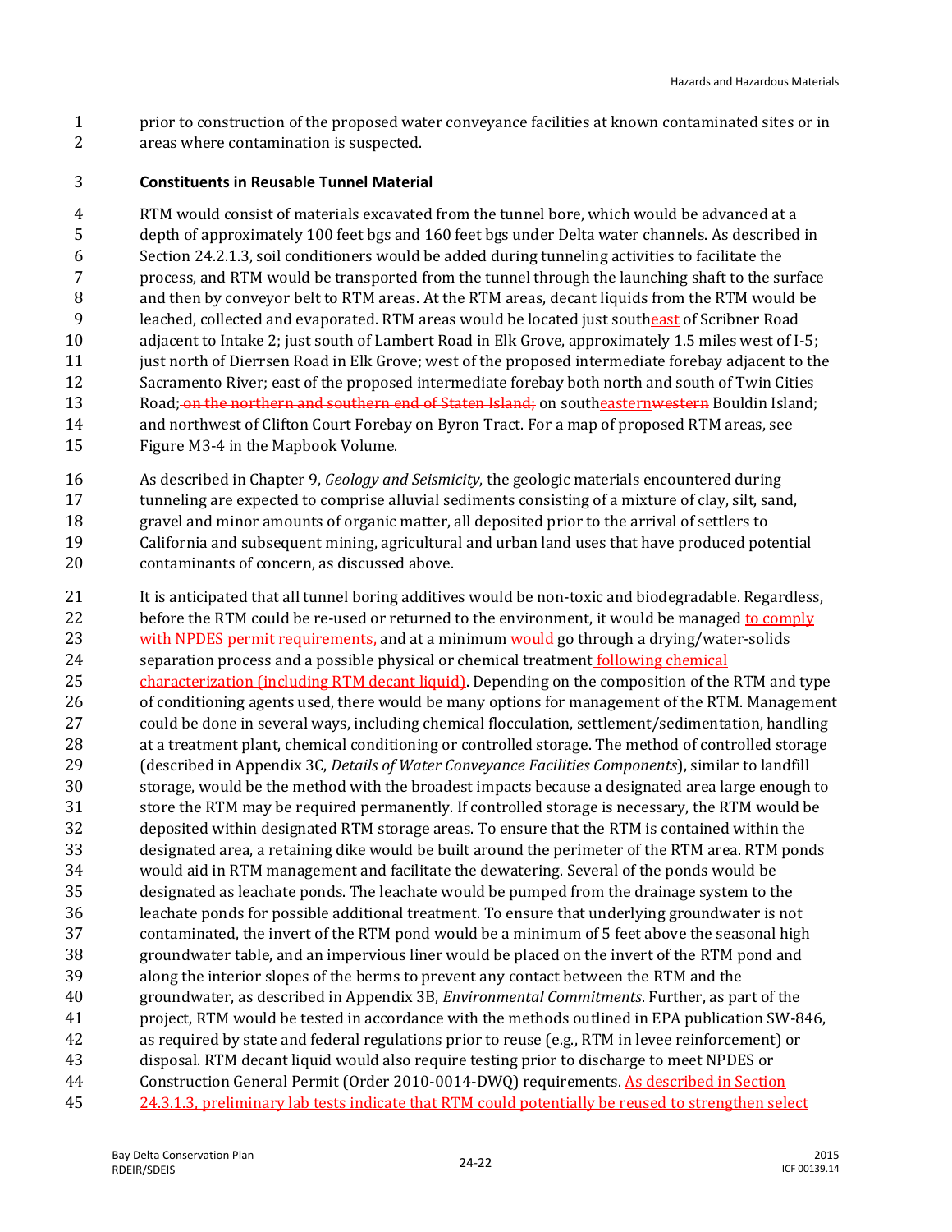prior to construction of the proposed water conveyance facilities at known contaminated sites or in areas where contamination is suspected.

**Constituents in Reusable Tunnel Material**

RTM would consist of materials excavated from the tunnel bore, which would be advanced at a depth of approximately 100 feet bgs and 160 feet bgs under Delta water channels. As described in Section 24.2.1.3, soil conditioners would be added during tunneling activities to facilitate the process, and RTM would be transported from the tunnel through the launching shaft to the surface and then by conveyor belt to RTM areas. At the RTM areas, decant liquids from the RTM would be leached, collected and evaporated. RTM areas would be located just southeast of Scribner Road adjacent to Intake 2; just south of Lambert Road in Elk Grove, approximately 1.5 miles west of I-5; just north of Dierrsen Road in Elk Grove; west of the proposed intermediate forebay adjacent to the Sacramento River; east of the proposed intermediate forebay both north and south of Twin Cities Road; ~~on the northern and southern end of Staten Island;~~ on southeastern~~western~~ Bouldin Island; and northwest of Clifton Court Forebay on Byron Tract. For a map of proposed RTM areas, see Figure M3-4 in the Mapbook Volume.

As described in Chapter 9, *Geology and Seismicity*, the geologic materials encountered during tunneling are expected to comprise alluvial sediments consisting of a mixture of clay, silt, sand, gravel and minor amounts of organic matter, all deposited prior to the arrival of settlers to California and subsequent mining, agricultural and urban land uses that have produced potential contaminants of concern, as discussed above.

It is anticipated that all tunnel boring additives would be non-toxic and biodegradable. Regardless, before the RTM could be re-used or returned to the environment, it would be managed to comply with NPDES permit requirements, and at a minimum would go through a drying/water-solids separation process and a possible physical or chemical treatment following chemical characterization (including RTM decant liquid). Depending on the composition of the RTM and type of conditioning agents used, there would be many options for management of the RTM. Management could be done in several ways, including chemical flocculation, settlement/sedimentation, handling at a treatment plant, chemical conditioning or controlled storage. The method of controlled storage (described in Appendix 3C, *Details of Water Conveyance Facilities Components*), similar to landfill storage, would be the method with the broadest impacts because a designated area large enough to store the RTM may be required permanently. If controlled storage is necessary, the RTM would be deposited within designated RTM storage areas. To ensure that the RTM is contained within the designated area, a retaining dike would be built around the perimeter of the RTM area. RTM ponds would aid in RTM management and facilitate the dewatering. Several of the ponds would be designated as leachate ponds. The leachate would be pumped from the drainage system to the leachate ponds for possible additional treatment. To ensure that underlying groundwater is not contaminated, the invert of the RTM pond would be a minimum of 5 feet above the seasonal high groundwater table, and an impervious liner would be placed on the invert of the RTM pond and along the interior slopes of the berms to prevent any contact between the RTM and the groundwater, as described in Appendix 3B, *Environmental Commitments*. Further, as part of the project, RTM would be tested in accordance with the methods outlined in EPA publication SW-846, as required by state and federal regulations prior to reuse (e.g., RTM in levee reinforcement) or disposal. RTM decant liquid would also require testing prior to discharge to meet NPDES or Construction General Permit (Order 2010-0014-DWQ) requirements. As described in Section 24.3.1.3, preliminary lab tests indicate that RTM could potentially be reused to strengthen select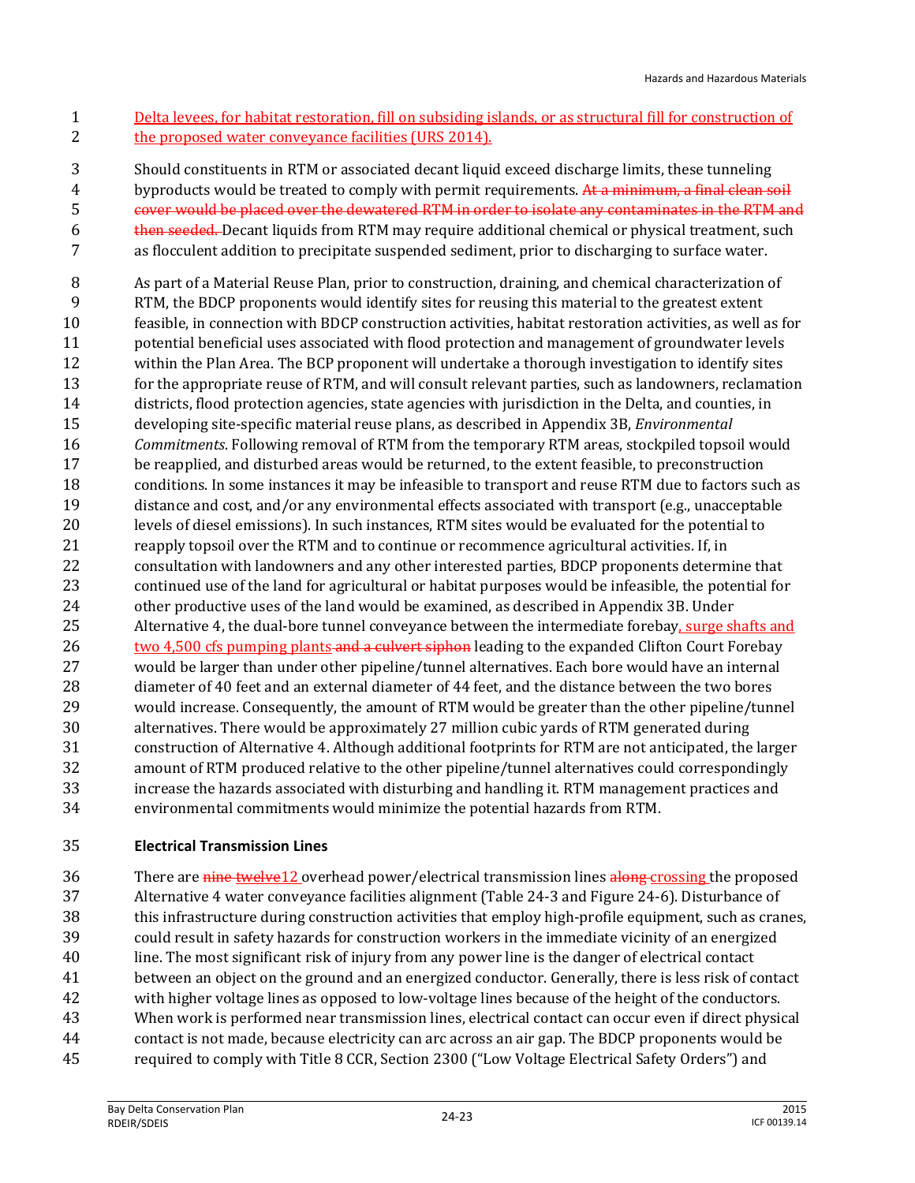Delta levees, for habitat restoration, fill on subsiding islands, or as structural fill for construction of the proposed water conveyance facilities (URS 2014).

Should constituents in RTM or associated decant liquid exceed discharge limits, these tunneling byproducts would be treated to comply with permit requirements. ~~At a minimum, a final clean soil cover would be placed over the dewatered RTM in order to isolate any contaminates in the RTM and then seeded.~~ Decant liquids from RTM may require additional chemical or physical treatment, such as flocculent addition to precipitate suspended sediment, prior to discharging to surface water.

As part of a Material Reuse Plan, prior to construction, draining, and chemical characterization of RTM, the BDCP proponents would identify sites for reusing this material to the greatest extent feasible, in connection with BDCP construction activities, habitat restoration activities, as well as for potential beneficial uses associated with flood protection and management of groundwater levels within the Plan Area. The BCP proponent will undertake a thorough investigation to identify sites for the appropriate reuse of RTM, and will consult relevant parties, such as landowners, reclamation districts, flood protection agencies, state agencies with jurisdiction in the Delta, and counties, in developing site-specific material reuse plans, as described in Appendix 3B, *Environmental Commitments*. Following removal of RTM from the temporary RTM areas, stockpiled topsoil would be reapplied, and disturbed areas would be returned, to the extent feasible, to preconstruction conditions. In some instances it may be infeasible to transport and reuse RTM due to factors such as distance and cost, and/or any environmental effects associated with transport (e.g., unacceptable levels of diesel emissions). In such instances, RTM sites would be evaluated for the potential to reapply topsoil over the RTM and to continue or recommence agricultural activities. If, in consultation with landowners and any other interested parties, BDCP proponents determine that continued use of the land for agricultural or habitat purposes would be infeasible, the potential for other productive uses of the land would be examined, as described in Appendix 3B. Under Alternative 4, the dual-bore tunnel conveyance between the intermediate forebay, surge shafts and two 4,500 cfs pumping plants ~~and a culvert siphon~~ leading to the expanded Clifton Court Forebay would be larger than under other pipeline/tunnel alternatives. Each bore would have an internal diameter of 40 feet and an external diameter of 44 feet, and the distance between the two bores would increase. Consequently, the amount of RTM would be greater than the other pipeline/tunnel alternatives. There would be approximately 27 million cubic yards of RTM generated during construction of Alternative 4. Although additional footprints for RTM are not anticipated, the larger amount of RTM produced relative to the other pipeline/tunnel alternatives could correspondingly increase the hazards associated with disturbing and handling it. RTM management practices and environmental commitments would minimize the potential hazards from RTM.

**Electrical Transmission Lines**

There are ~~nine~~ ~~twelve~~12 overhead power/electrical transmission lines ~~along~~ crossing the proposed Alternative 4 water conveyance facilities alignment (Table 24-3 and Figure 24-6). Disturbance of this infrastructure during construction activities that employ high-profile equipment, such as cranes, could result in safety hazards for construction workers in the immediate vicinity of an energized line. The most significant risk of injury from any power line is the danger of electrical contact between an object on the ground and an energized conductor. Generally, there is less risk of contact with higher voltage lines as opposed to low-voltage lines because of the height of the conductors. When work is performed near transmission lines, electrical contact can occur even if direct physical contact is not made, because electricity can arc across an air gap. The BDCP proponents would be required to comply with Title 8 CCR, Section 2300 ("Low Voltage Electrical Safety Orders") and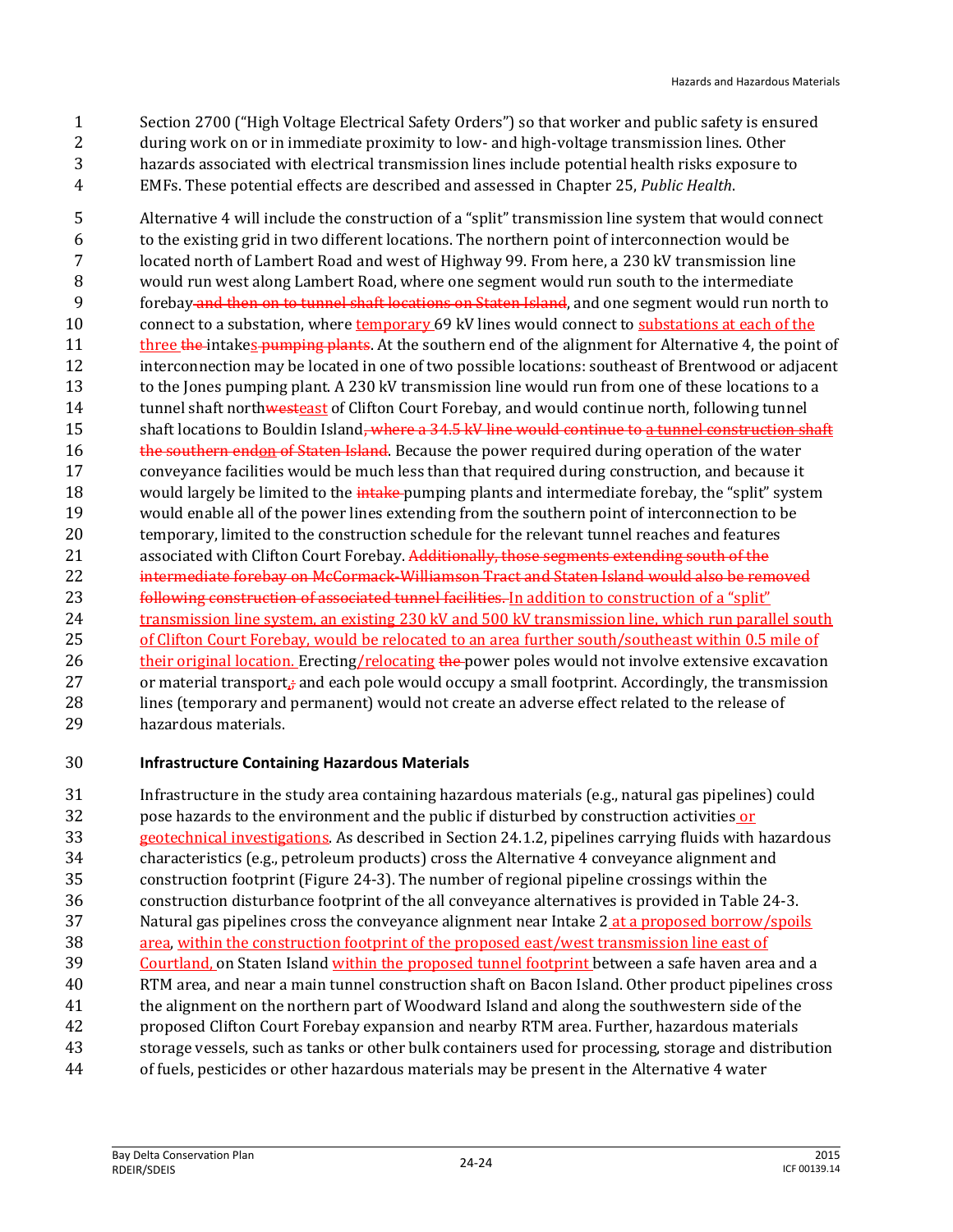Section 2700 ("High Voltage Electrical Safety Orders") so that worker and public safety is ensured during work on or in immediate proximity to low- and high-voltage transmission lines. Other hazards associated with electrical transmission lines include potential health risks exposure to EMFs. These potential effects are described and assessed in Chapter 25, *Public Health*.

Alternative 4 will include the construction of a "split" transmission line system that would connect to the existing grid in two different locations. The northern point of interconnection would be located north of Lambert Road and west of Highway 99. From here, a 230 kV transmission line would run west along Lambert Road, where one segment would run south to the intermediate forebay ~~and then on to tunnel shaft locations on Staten Island~~, and one segment would run north to connect to a substation, where temporary 69 kV lines would connect to substations at each of the three ~~the~~ intakes ~~pumping plants~~. At the southern end of the alignment for Alternative 4, the point of interconnection may be located in one of two possible locations: southeast of Brentwood or adjacent to the Jones pumping plant. A 230 kV transmission line would run from one of these locations to a tunnel shaft north~~west~~east of Clifton Court Forebay, and would continue north, following tunnel shaft locations to Bouldin Island~~, where a 34.5 kV line would continue to a tunnel construction shaft the southern end~~on ~~of Staten Island~~. Because the power required during operation of the water conveyance facilities would be much less than that required during construction, and because it would largely be limited to the ~~intake~~ pumping plants and intermediate forebay, the "split" system would enable all of the power lines extending from the southern point of interconnection to be temporary, limited to the construction schedule for the relevant tunnel reaches and features associated with Clifton Court Forebay. ~~Additionally, those segments extending south of the intermediate forebay on McCormack-Williamson Tract and Staten Island would also be removed following construction of associated tunnel facilities.~~ In addition to construction of a "split" transmission line system, an existing 230 kV and 500 kV transmission line, which run parallel south of Clifton Court Forebay, would be relocated to an area further south/southeast within 0.5 mile of their original location. Erecting/relocating ~~the~~ power poles would not involve extensive excavation or material transport, ~~;~~ and each pole would occupy a small footprint. Accordingly, the transmission lines (temporary and permanent) would not create an adverse effect related to the release of hazardous materials.

**Infrastructure Containing Hazardous Materials**

Infrastructure in the study area containing hazardous materials (e.g., natural gas pipelines) could pose hazards to the environment and the public if disturbed by construction activities or geotechnical investigations. As described in Section 24.1.2, pipelines carrying fluids with hazardous characteristics (e.g., petroleum products) cross the Alternative 4 conveyance alignment and construction footprint (Figure 24-3). The number of regional pipeline crossings within the construction disturbance footprint of the all conveyance alternatives is provided in Table 24-3. Natural gas pipelines cross the conveyance alignment near Intake 2 at a proposed borrow/spoils area, within the construction footprint of the proposed east/west transmission line east of Courtland, on Staten Island within the proposed tunnel footprint between a safe haven area and a RTM area, and near a main tunnel construction shaft on Bacon Island. Other product pipelines cross the alignment on the northern part of Woodward Island and along the southwestern side of the proposed Clifton Court Forebay expansion and nearby RTM area. Further, hazardous materials storage vessels, such as tanks or other bulk containers used for processing, storage and distribution of fuels, pesticides or other hazardous materials may be present in the Alternative 4 water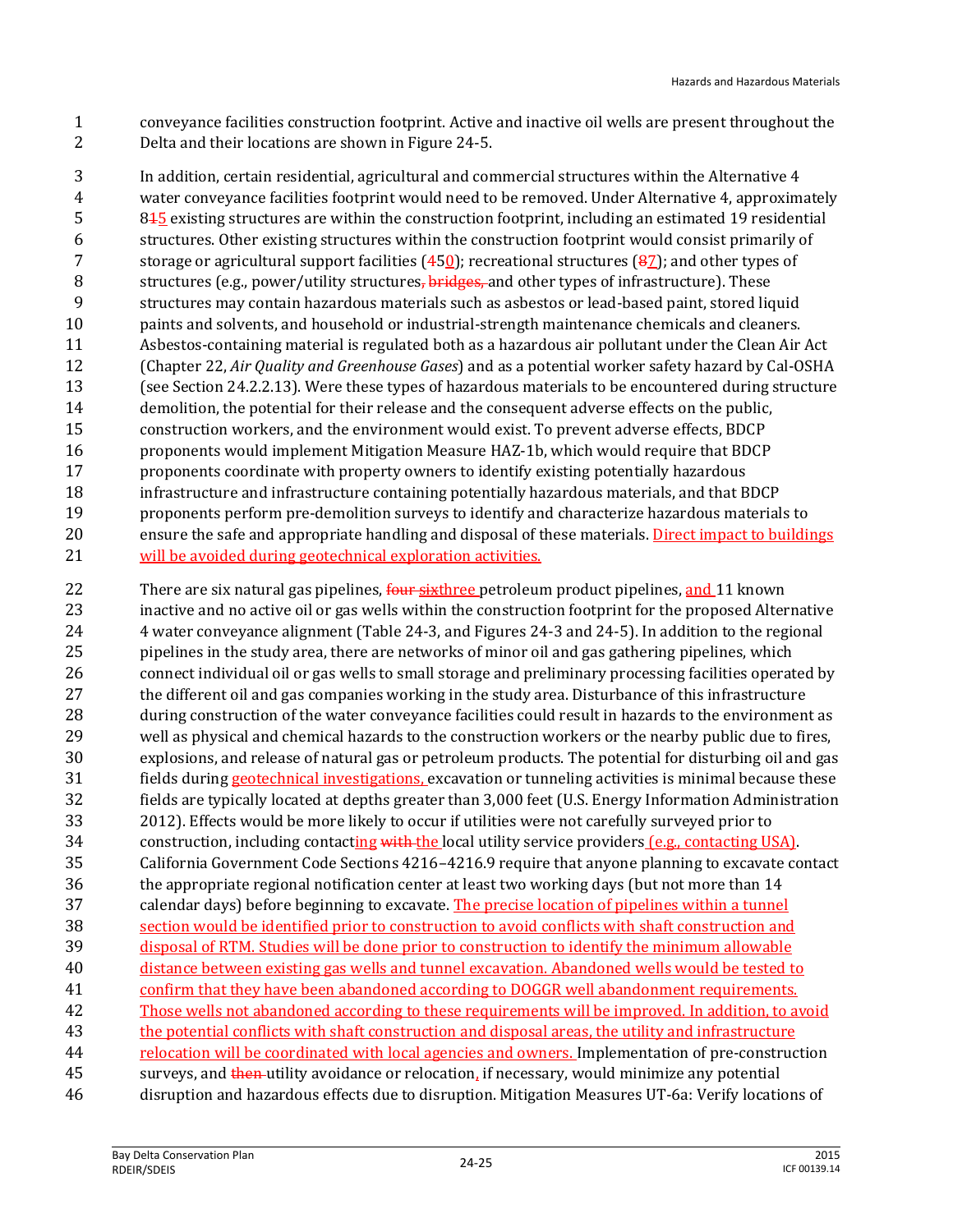conveyance facilities construction footprint. Active and inactive oil wells are present throughout the Delta and their locations are shown in Figure 24-5.

In addition, certain residential, agricultural and commercial structures within the Alternative 4 water conveyance facilities footprint would need to be removed. Under Alternative 4, approximately 8~~1~~5 existing structures are within the construction footprint, including an estimated 19 residential structures. Other existing structures within the construction footprint would consist primarily of storage or agricultural support facilities (4~~5~~0); recreational structures (~~8~~7); and other types of structures (e.g., power/utility structures~~, bridges,~~ and other types of infrastructure). These structures may contain hazardous materials such as asbestos or lead-based paint, stored liquid paints and solvents, and household or industrial-strength maintenance chemicals and cleaners. Asbestos-containing material is regulated both as a hazardous air pollutant under the Clean Air Act (Chapter 22, *Air Quality and Greenhouse Gases*) and as a potential worker safety hazard by Cal-OSHA (see Section 24.2.2.13). Were these types of hazardous materials to be encountered during structure demolition, the potential for their release and the consequent adverse effects on the public, construction workers, and the environment would exist. To prevent adverse effects, BDCP proponents would implement Mitigation Measure HAZ-1b, which would require that BDCP proponents coordinate with property owners to identify existing potentially hazardous infrastructure and infrastructure containing potentially hazardous materials, and that BDCP proponents perform pre-demolition surveys to identify and characterize hazardous materials to ensure the safe and appropriate handling and disposal of these materials. Direct impact to buildings will be avoided during geotechnical exploration activities.

There are six natural gas pipelines, ~~four six~~three petroleum product pipelines, and 11 known inactive and no active oil or gas wells within the construction footprint for the proposed Alternative 4 water conveyance alignment (Table 24-3, and Figures 24-3 and 24-5). In addition to the regional pipelines in the study area, there are networks of minor oil and gas gathering pipelines, which connect individual oil or gas wells to small storage and preliminary processing facilities operated by the different oil and gas companies working in the study area. Disturbance of this infrastructure during construction of the water conveyance facilities could result in hazards to the environment as well as physical and chemical hazards to the construction workers or the nearby public due to fires, explosions, and release of natural gas or petroleum products. The potential for disturbing oil and gas fields during geotechnical investigations, excavation or tunneling activities is minimal because these fields are typically located at depths greater than 3,000 feet (U.S. Energy Information Administration 2012). Effects would be more likely to occur if utilities were not carefully surveyed prior to construction, including contacting ~~with~~ the local utility service providers (e.g., contacting USA). California Government Code Sections 4216–4216.9 require that anyone planning to excavate contact the appropriate regional notification center at least two working days (but not more than 14 calendar days) before beginning to excavate. The precise location of pipelines within a tunnel section would be identified prior to construction to avoid conflicts with shaft construction and disposal of RTM. Studies will be done prior to construction to identify the minimum allowable distance between existing gas wells and tunnel excavation. Abandoned wells would be tested to confirm that they have been abandoned according to DOGGR well abandonment requirements. Those wells not abandoned according to these requirements will be improved. In addition, to avoid the potential conflicts with shaft construction and disposal areas, the utility and infrastructure relocation will be coordinated with local agencies and owners. Implementation of pre-construction surveys, and ~~then~~ utility avoidance or relocation, if necessary, would minimize any potential disruption and hazardous effects due to disruption. Mitigation Measures UT-6a: Verify locations of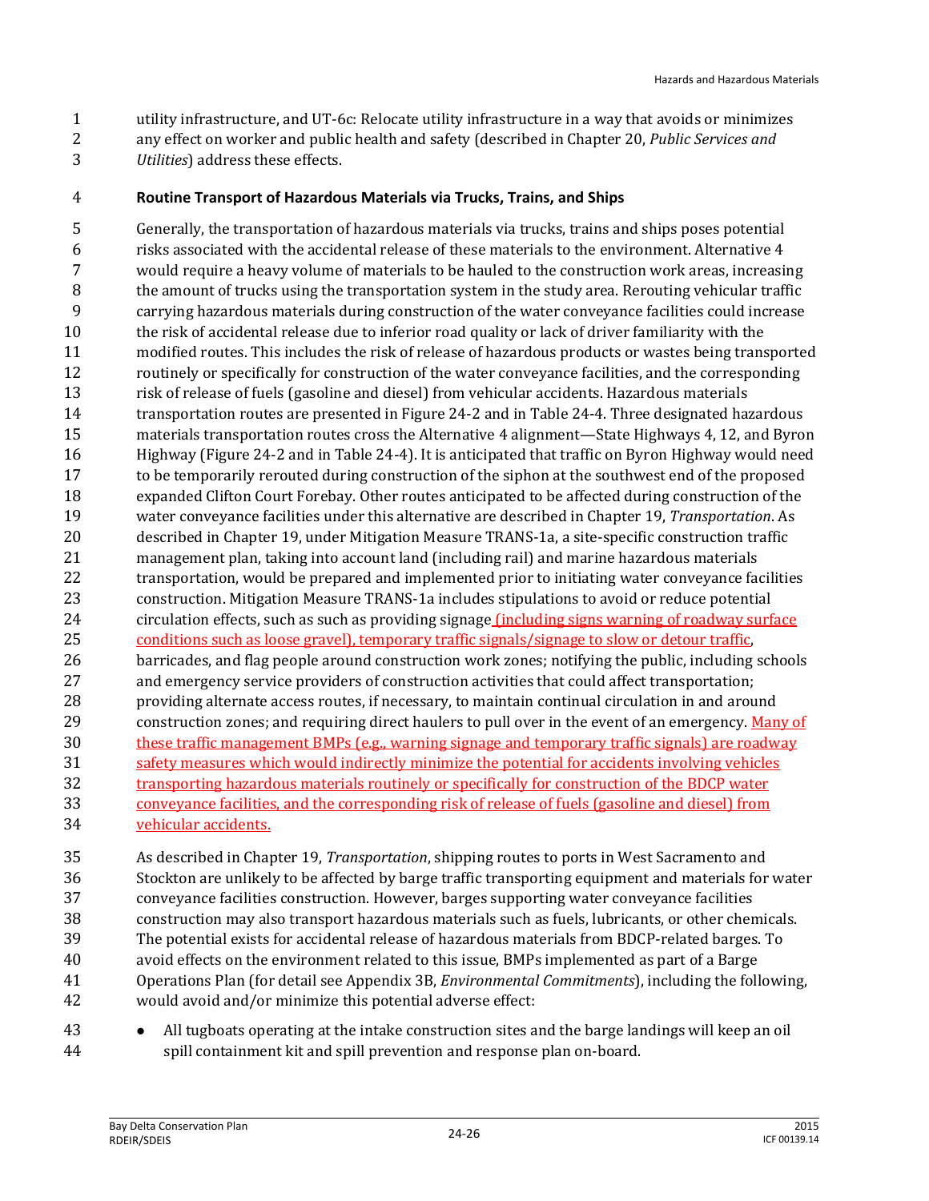utility infrastructure, and UT-6c: Relocate utility infrastructure in a way that avoids or minimizes any effect on worker and public health and safety (described in Chapter 20, *Public Services and Utilities*) address these effects.

**Routine Transport of Hazardous Materials via Trucks, Trains, and Ships**

Generally, the transportation of hazardous materials via trucks, trains and ships poses potential risks associated with the accidental release of these materials to the environment. Alternative 4 would require a heavy volume of materials to be hauled to the construction work areas, increasing the amount of trucks using the transportation system in the study area. Rerouting vehicular traffic carrying hazardous materials during construction of the water conveyance facilities could increase the risk of accidental release due to inferior road quality or lack of driver familiarity with the modified routes. This includes the risk of release of hazardous products or wastes being transported routinely or specifically for construction of the water conveyance facilities, and the corresponding risk of release of fuels (gasoline and diesel) from vehicular accidents. Hazardous materials transportation routes are presented in Figure 24-2 and in Table 24-4. Three designated hazardous materials transportation routes cross the Alternative 4 alignment—State Highways 4, 12, and Byron Highway (Figure 24-2 and in Table 24-4). It is anticipated that traffic on Byron Highway would need to be temporarily rerouted during construction of the siphon at the southwest end of the proposed expanded Clifton Court Forebay. Other routes anticipated to be affected during construction of the water conveyance facilities under this alternative are described in Chapter 19, *Transportation*. As described in Chapter 19, under Mitigation Measure TRANS-1a, a site-specific construction traffic management plan, taking into account land (including rail) and marine hazardous materials transportation, would be prepared and implemented prior to initiating water conveyance facilities construction. Mitigation Measure TRANS-1a includes stipulations to avoid or reduce potential circulation effects, such as such as providing signage (including signs warning of roadway surface conditions such as loose gravel), temporary traffic signals/signage to slow or detour traffic, barricades, and flag people around construction work zones; notifying the public, including schools and emergency service providers of construction activities that could affect transportation; providing alternate access routes, if necessary, to maintain continual circulation in and around construction zones; and requiring direct haulers to pull over in the event of an emergency. Many of these traffic management BMPs (e.g., warning signage and temporary traffic signals) are roadway safety measures which would indirectly minimize the potential for accidents involving vehicles transporting hazardous materials routinely or specifically for construction of the BDCP water conveyance facilities, and the corresponding risk of release of fuels (gasoline and diesel) from vehicular accidents.

As described in Chapter 19, *Transportation*, shipping routes to ports in West Sacramento and Stockton are unlikely to be affected by barge traffic transporting equipment and materials for water conveyance facilities construction. However, barges supporting water conveyance facilities construction may also transport hazardous materials such as fuels, lubricants, or other chemicals. The potential exists for accidental release of hazardous materials from BDCP-related barges. To avoid effects on the environment related to this issue, BMPs implemented as part of a Barge Operations Plan (for detail see Appendix 3B, *Environmental Commitments*), including the following, would avoid and/or minimize this potential adverse effect:

- All tugboats operating at the intake construction sites and the barge landings will keep an oil spill containment kit and spill prevention and response plan on-board.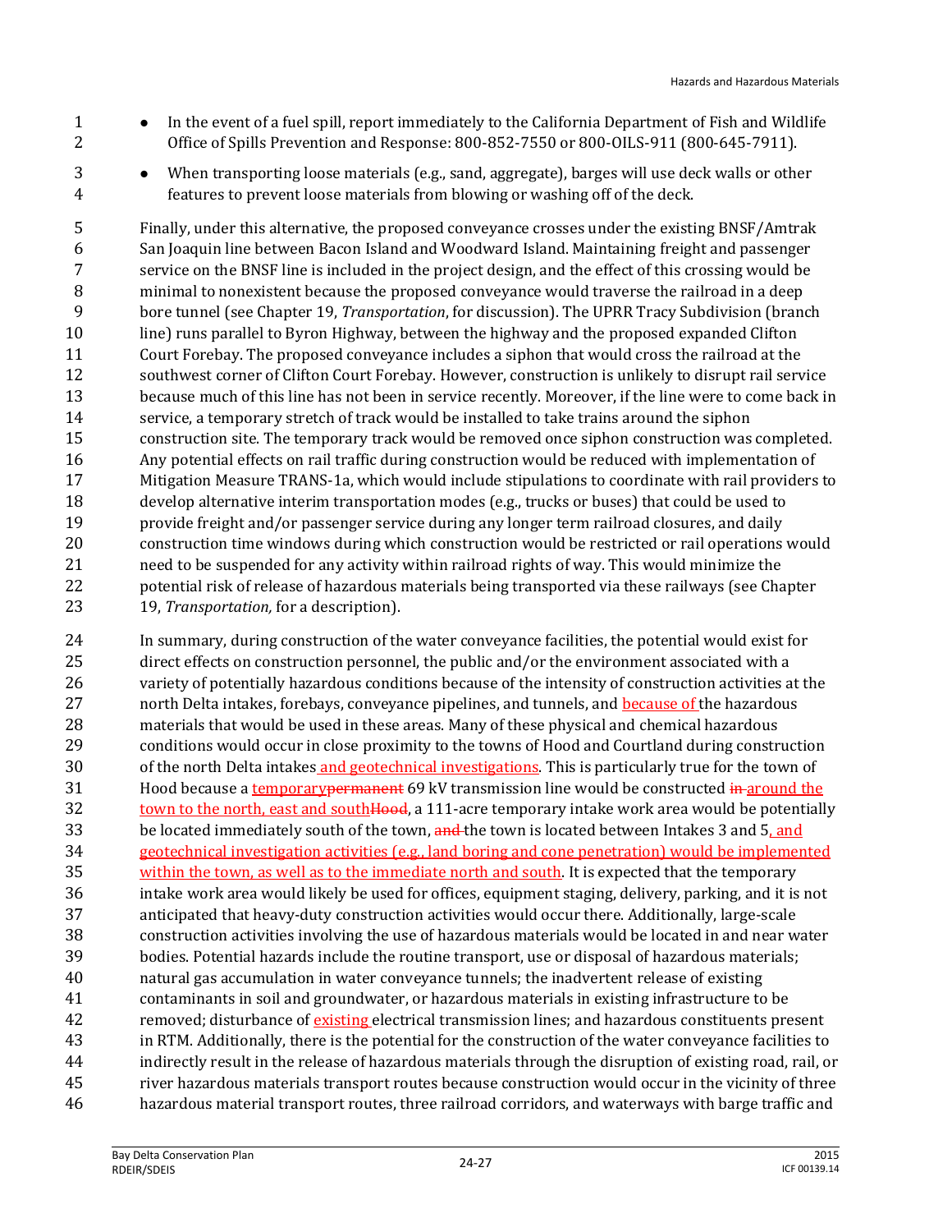- In the event of a fuel spill, report immediately to the California Department of Fish and Wildlife Office of Spills Prevention and Response: 800-852-7550 or 800-OILS-911 (800-645-7911).
- When transporting loose materials (e.g., sand, aggregate), barges will use deck walls or other features to prevent loose materials from blowing or washing off of the deck.

Finally, under this alternative, the proposed conveyance crosses under the existing BNSF/Amtrak San Joaquin line between Bacon Island and Woodward Island. Maintaining freight and passenger service on the BNSF line is included in the project design, and the effect of this crossing would be minimal to nonexistent because the proposed conveyance would traverse the railroad in a deep bore tunnel (see Chapter 19, *Transportation*, for discussion). The UPRR Tracy Subdivision (branch line) runs parallel to Byron Highway, between the highway and the proposed expanded Clifton Court Forebay. The proposed conveyance includes a siphon that would cross the railroad at the southwest corner of Clifton Court Forebay. However, construction is unlikely to disrupt rail service because much of this line has not been in service recently. Moreover, if the line were to come back in service, a temporary stretch of track would be installed to take trains around the siphon construction site. The temporary track would be removed once siphon construction was completed. Any potential effects on rail traffic during construction would be reduced with implementation of Mitigation Measure TRANS-1a, which would include stipulations to coordinate with rail providers to develop alternative interim transportation modes (e.g., trucks or buses) that could be used to provide freight and/or passenger service during any longer term railroad closures, and daily construction time windows during which construction would be restricted or rail operations would need to be suspended for any activity within railroad rights of way. This would minimize the potential risk of release of hazardous materials being transported via these railways (see Chapter 19, *Transportation,* for a description).

In summary, during construction of the water conveyance facilities, the potential would exist for direct effects on construction personnel, the public and/or the environment associated with a variety of potentially hazardous conditions because of the intensity of construction activities at the north Delta intakes, forebays, conveyance pipelines, and tunnels, and because of the hazardous materials that would be used in these areas. Many of these physical and chemical hazardous conditions would occur in close proximity to the towns of Hood and Courtland during construction of the north Delta intakes and geotechnical investigations. This is particularly true for the town of Hood because a temporary~~permanent~~ 69 kV transmission line would be constructed ~~in~~ around the town to the north, east and south~~Hood~~, a 111-acre temporary intake work area would be potentially be located immediately south of the town, ~~and~~ the town is located between Intakes 3 and 5, and geotechnical investigation activities (e.g., land boring and cone penetration) would be implemented within the town, as well as to the immediate north and south. It is expected that the temporary intake work area would likely be used for offices, equipment staging, delivery, parking, and it is not anticipated that heavy-duty construction activities would occur there. Additionally, large-scale construction activities involving the use of hazardous materials would be located in and near water bodies. Potential hazards include the routine transport, use or disposal of hazardous materials; natural gas accumulation in water conveyance tunnels; the inadvertent release of existing contaminants in soil and groundwater, or hazardous materials in existing infrastructure to be removed; disturbance of existing electrical transmission lines; and hazardous constituents present in RTM. Additionally, there is the potential for the construction of the water conveyance facilities to indirectly result in the release of hazardous materials through the disruption of existing road, rail, or river hazardous materials transport routes because construction would occur in the vicinity of three hazardous material transport routes, three railroad corridors, and waterways with barge traffic and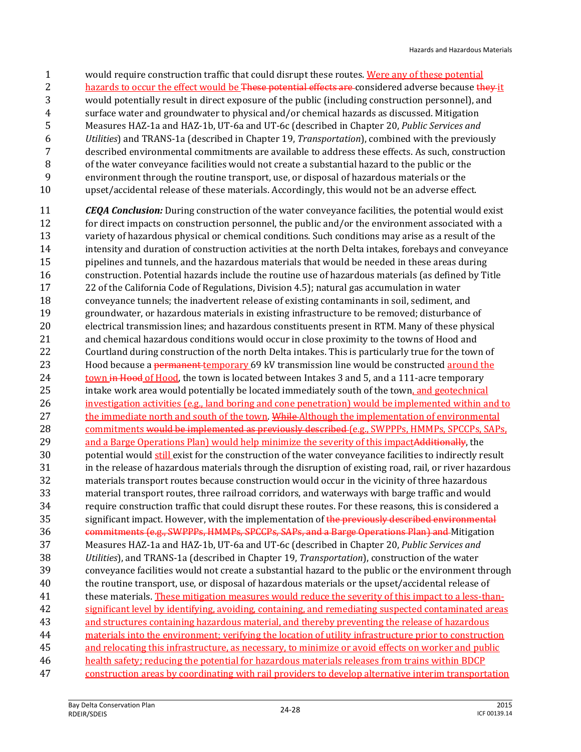would require construction traffic that could disrupt these routes. Were any of these potential hazards to occur the effect would be ~~These potential effects are~~ considered adverse because ~~they~~ it would potentially result in direct exposure of the public (including construction personnel), and surface water and groundwater to physical and/or chemical hazards as discussed. Mitigation Measures HAZ-1a and HAZ-1b, UT-6a and UT-6c (described in Chapter 20, *Public Services and Utilities*) and TRANS-1a (described in Chapter 19, *Transportation*), combined with the previously described environmental commitments are available to address these effects. As such, construction of the water conveyance facilities would not create a substantial hazard to the public or the environment through the routine transport, use, or disposal of hazardous materials or the upset/accidental release of these materials. Accordingly, this would not be an adverse effect.

***CEQA Conclusion:*** During construction of the water conveyance facilities, the potential would exist for direct impacts on construction personnel, the public and/or the environment associated with a variety of hazardous physical or chemical conditions. Such conditions may arise as a result of the intensity and duration of construction activities at the north Delta intakes, forebays and conveyance pipelines and tunnels, and the hazardous materials that would be needed in these areas during construction. Potential hazards include the routine use of hazardous materials (as defined by Title 22 of the California Code of Regulations, Division 4.5); natural gas accumulation in water conveyance tunnels; the inadvertent release of existing contaminants in soil, sediment, and groundwater, or hazardous materials in existing infrastructure to be removed; disturbance of electrical transmission lines; and hazardous constituents present in RTM. Many of these physical and chemical hazardous conditions would occur in close proximity to the towns of Hood and Courtland during construction of the north Delta intakes. This is particularly true for the town of Hood because a ~~permanent~~ temporary 69 kV transmission line would be constructed around the town ~~in Hood~~ of Hood, the town is located between Intakes 3 and 5, and a 111-acre temporary intake work area would potentially be located immediately south of the town, and geotechnical investigation activities (e.g., land boring and cone penetration) would be implemented within and to the immediate north and south of the town. ~~While~~ Although the implementation of environmental commitments ~~would be implemented as previously described~~ (e.g., SWPPPs, HMMPs, SPCCPs, SAPs, and a Barge Operations Plan) would help minimize the severity of this impact~~Additionally~~, the potential would still exist for the construction of the water conveyance facilities to indirectly result in the release of hazardous materials through the disruption of existing road, rail, or river hazardous materials transport routes because construction would occur in the vicinity of three hazardous material transport routes, three railroad corridors, and waterways with barge traffic and would require construction traffic that could disrupt these routes. For these reasons, this is considered a significant impact. However, with the implementation of ~~the previously described environmental commitments (e.g., SWPPPs, HMMPs, SPCCPs, SAPs, and a Barge Operations Plan) and~~ Mitigation Measures HAZ-1a and HAZ-1b, UT-6a and UT-6c (described in Chapter 20, *Public Services and Utilities*), and TRANS-1a (described in Chapter 19, *Transportation*), construction of the water conveyance facilities would not create a substantial hazard to the public or the environment through the routine transport, use, or disposal of hazardous materials or the upset/accidental release of these materials. These mitigation measures would reduce the severity of this impact to a less-than-significant level by identifying, avoiding, containing, and remediating suspected contaminated areas and structures containing hazardous material, and thereby preventing the release of hazardous materials into the environment; verifying the location of utility infrastructure prior to construction and relocating this infrastructure, as necessary, to minimize or avoid effects on worker and public health safety; reducing the potential for hazardous materials releases from trains within BDCP construction areas by coordinating with rail providers to develop alternative interim transportation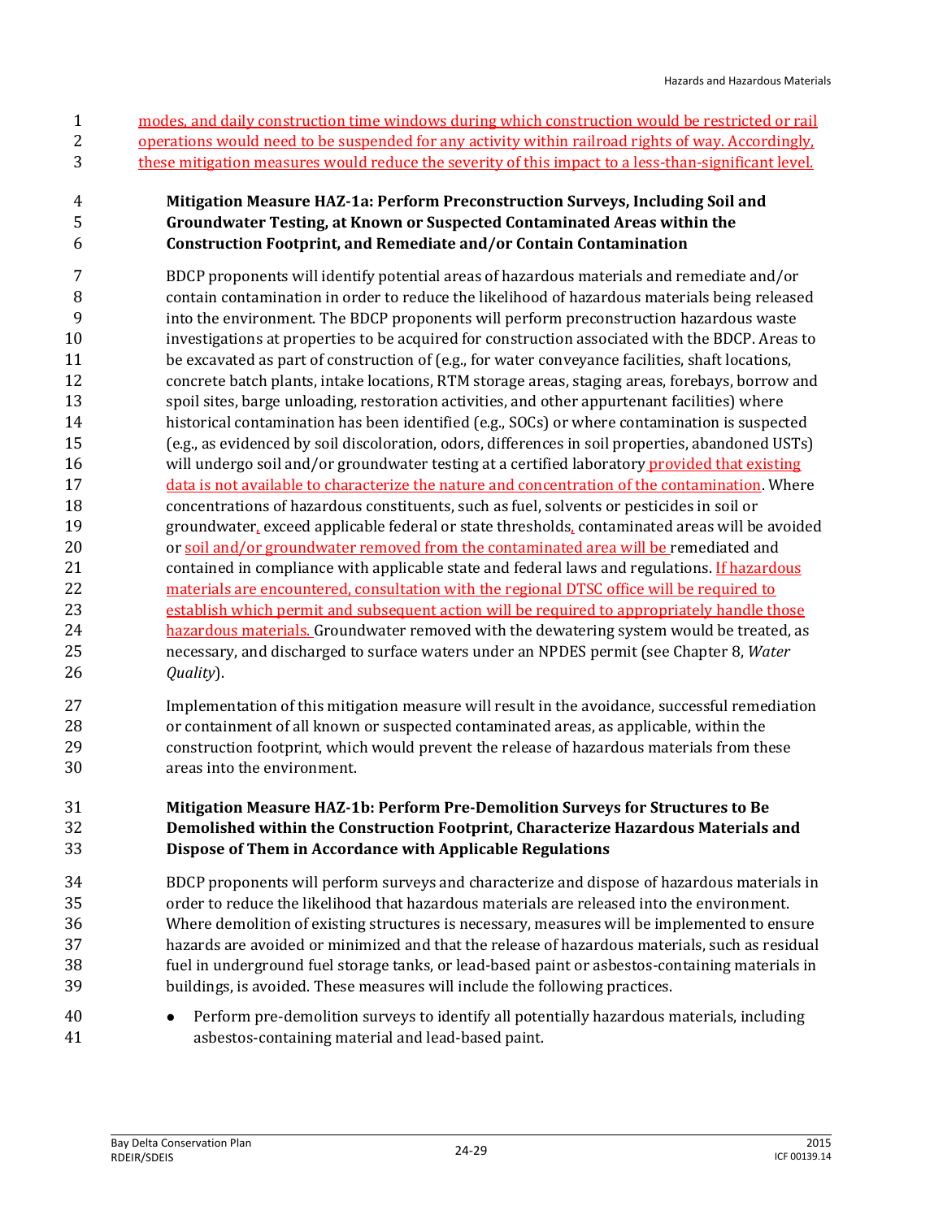modes, and daily construction time windows during which construction would be restricted or rail operations would need to be suspended for any activity within railroad rights of way. Accordingly, these mitigation measures would reduce the severity of this impact to a less-than-significant level.

**Mitigation Measure HAZ-1a: Perform Preconstruction Surveys, Including Soil and Groundwater Testing, at Known or Suspected Contaminated Areas within the Construction Footprint, and Remediate and/or Contain Contamination**

BDCP proponents will identify potential areas of hazardous materials and remediate and/or contain contamination in order to reduce the likelihood of hazardous materials being released into the environment. The BDCP proponents will perform preconstruction hazardous waste investigations at properties to be acquired for construction associated with the BDCP. Areas to be excavated as part of construction of (e.g., for water conveyance facilities, shaft locations, concrete batch plants, intake locations, RTM storage areas, staging areas, forebays, borrow and spoil sites, barge unloading, restoration activities, and other appurtenant facilities) where historical contamination has been identified (e.g., SOCs) or where contamination is suspected (e.g., as evidenced by soil discoloration, odors, differences in soil properties, abandoned USTs) will undergo soil and/or groundwater testing at a certified laboratory provided that existing data is not available to characterize the nature and concentration of the contamination. Where concentrations of hazardous constituents, such as fuel, solvents or pesticides in soil or groundwater, exceed applicable federal or state thresholds, contaminated areas will be avoided or soil and/or groundwater removed from the contaminated area will be remediated and contained in compliance with applicable state and federal laws and regulations. If hazardous materials are encountered, consultation with the regional DTSC office will be required to establish which permit and subsequent action will be required to appropriately handle those hazardous materials. Groundwater removed with the dewatering system would be treated, as necessary, and discharged to surface waters under an NPDES permit (see Chapter 8, *Water Quality*).

Implementation of this mitigation measure will result in the avoidance, successful remediation or containment of all known or suspected contaminated areas, as applicable, within the construction footprint, which would prevent the release of hazardous materials from these areas into the environment.

**Mitigation Measure HAZ-1b: Perform Pre-Demolition Surveys for Structures to Be Demolished within the Construction Footprint, Characterize Hazardous Materials and Dispose of Them in Accordance with Applicable Regulations**

BDCP proponents will perform surveys and characterize and dispose of hazardous materials in order to reduce the likelihood that hazardous materials are released into the environment. Where demolition of existing structures is necessary, measures will be implemented to ensure hazards are avoided or minimized and that the release of hazardous materials, such as residual fuel in underground fuel storage tanks, or lead-based paint or asbestos-containing materials in buildings, is avoided. These measures will include the following practices.

- Perform pre-demolition surveys to identify all potentially hazardous materials, including asbestos-containing material and lead-based paint.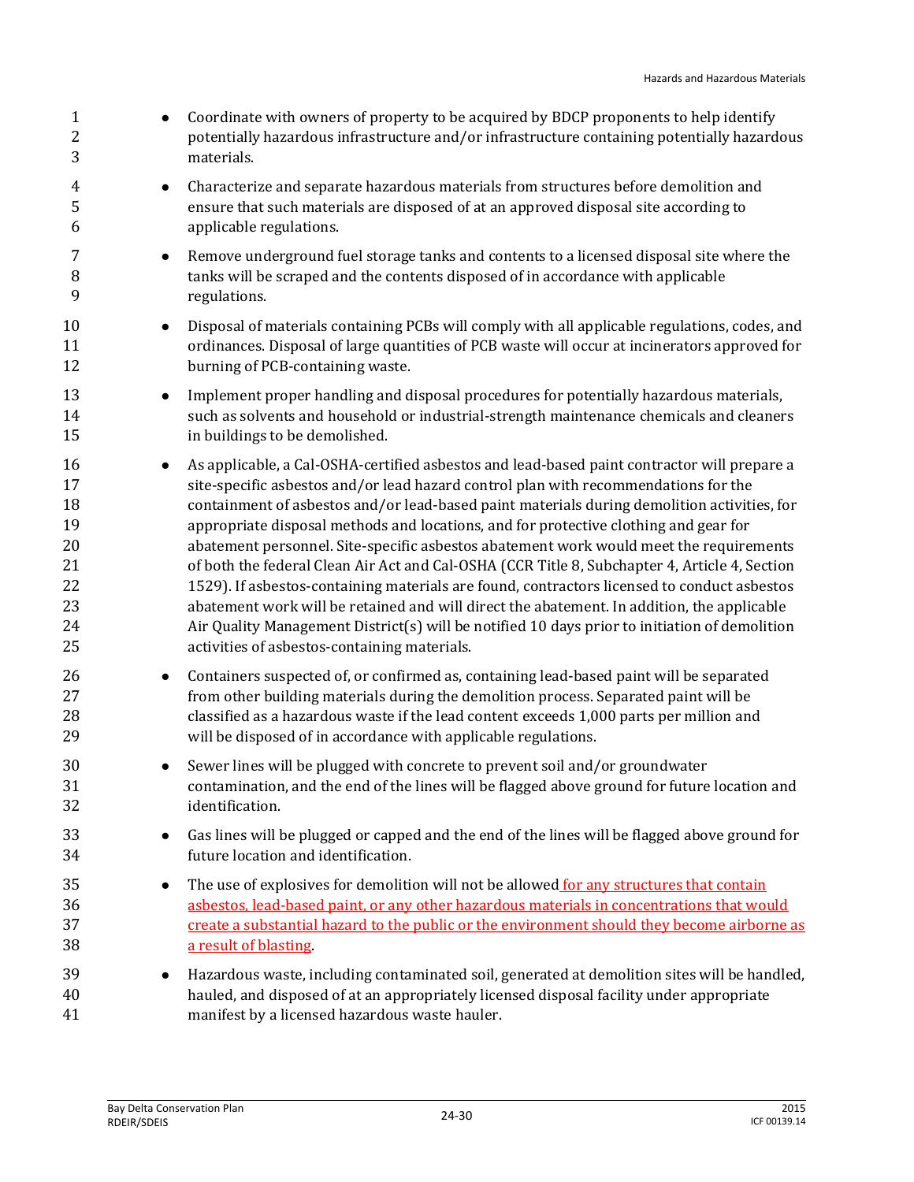- Coordinate with owners of property to be acquired by BDCP proponents to help identify potentially hazardous infrastructure and/or infrastructure containing potentially hazardous materials.
- Characterize and separate hazardous materials from structures before demolition and ensure that such materials are disposed of at an approved disposal site according to applicable regulations.
- Remove underground fuel storage tanks and contents to a licensed disposal site where the tanks will be scraped and the contents disposed of in accordance with applicable regulations.
- Disposal of materials containing PCBs will comply with all applicable regulations, codes, and ordinances. Disposal of large quantities of PCB waste will occur at incinerators approved for burning of PCB-containing waste.
- Implement proper handling and disposal procedures for potentially hazardous materials, such as solvents and household or industrial-strength maintenance chemicals and cleaners in buildings to be demolished.
- As applicable, a Cal-OSHA-certified asbestos and lead-based paint contractor will prepare a site-specific asbestos and/or lead hazard control plan with recommendations for the containment of asbestos and/or lead-based paint materials during demolition activities, for appropriate disposal methods and locations, and for protective clothing and gear for abatement personnel. Site-specific asbestos abatement work would meet the requirements of both the federal Clean Air Act and Cal-OSHA (CCR Title 8, Subchapter 4, Article 4, Section 1529). If asbestos-containing materials are found, contractors licensed to conduct asbestos abatement work will be retained and will direct the abatement. In addition, the applicable Air Quality Management District(s) will be notified 10 days prior to initiation of demolition activities of asbestos-containing materials.
- Containers suspected of, or confirmed as, containing lead-based paint will be separated from other building materials during the demolition process. Separated paint will be classified as a hazardous waste if the lead content exceeds 1,000 parts per million and will be disposed of in accordance with applicable regulations.
- Sewer lines will be plugged with concrete to prevent soil and/or groundwater contamination, and the end of the lines will be flagged above ground for future location and identification.
- Gas lines will be plugged or capped and the end of the lines will be flagged above ground for future location and identification.
- The use of explosives for demolition will not be allowed for any structures that contain asbestos, lead-based paint, or any other hazardous materials in concentrations that would create a substantial hazard to the public or the environment should they become airborne as a result of blasting.
- Hazardous waste, including contaminated soil, generated at demolition sites will be handled, hauled, and disposed of at an appropriately licensed disposal facility under appropriate manifest by a licensed hazardous waste hauler.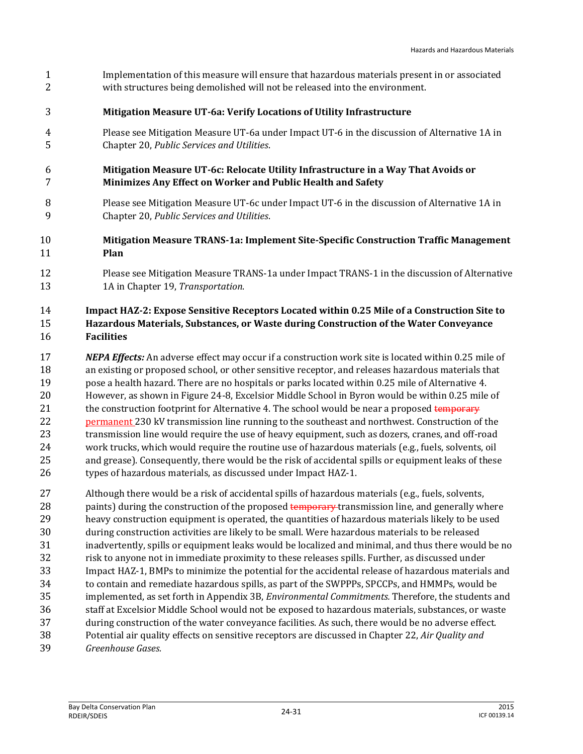Implementation of this measure will ensure that hazardous materials present in or associated with structures being demolished will not be released into the environment.

**Mitigation Measure UT-6a: Verify Locations of Utility Infrastructure**

Please see Mitigation Measure UT-6a under Impact UT-6 in the discussion of Alternative 1A in Chapter 20, *Public Services and Utilities*.

**Mitigation Measure UT-6c: Relocate Utility Infrastructure in a Way That Avoids or Minimizes Any Effect on Worker and Public Health and Safety**

Please see Mitigation Measure UT-6c under Impact UT-6 in the discussion of Alternative 1A in Chapter 20, *Public Services and Utilities*.

**Mitigation Measure TRANS-1a: Implement Site-Specific Construction Traffic Management Plan**

Please see Mitigation Measure TRANS-1a under Impact TRANS-1 in the discussion of Alternative 1A in Chapter 19, *Transportation*.

**Impact HAZ-2: Expose Sensitive Receptors Located within 0.25 Mile of a Construction Site to Hazardous Materials, Substances, or Waste during Construction of the Water Conveyance Facilities**

***NEPA Effects:*** An adverse effect may occur if a construction work site is located within 0.25 mile of an existing or proposed school, or other sensitive receptor, and releases hazardous materials that pose a health hazard. There are no hospitals or parks located within 0.25 mile of Alternative 4. However, as shown in Figure 24-8, Excelsior Middle School in Byron would be within 0.25 mile of the construction footprint for Alternative 4. The school would be near a proposed ~~temporary~~ permanent 230 kV transmission line running to the southeast and northwest. Construction of the transmission line would require the use of heavy equipment, such as dozers, cranes, and off-road work trucks, which would require the routine use of hazardous materials (e.g., fuels, solvents, oil and grease). Consequently, there would be the risk of accidental spills or equipment leaks of these types of hazardous materials, as discussed under Impact HAZ-1.

Although there would be a risk of accidental spills of hazardous materials (e.g., fuels, solvents, paints) during the construction of the proposed ~~temporary~~ transmission line, and generally where heavy construction equipment is operated, the quantities of hazardous materials likely to be used during construction activities are likely to be small. Were hazardous materials to be released inadvertently, spills or equipment leaks would be localized and minimal, and thus there would be no risk to anyone not in immediate proximity to these releases spills. Further, as discussed under Impact HAZ-1, BMPs to minimize the potential for the accidental release of hazardous materials and to contain and remediate hazardous spills, as part of the SWPPPs, SPCCPs, and HMMPs, would be implemented, as set forth in Appendix 3B, *Environmental Commitments.* Therefore, the students and staff at Excelsior Middle School would not be exposed to hazardous materials, substances, or waste during construction of the water conveyance facilities. As such, there would be no adverse effect. Potential air quality effects on sensitive receptors are discussed in Chapter 22, *Air Quality and Greenhouse Gases.*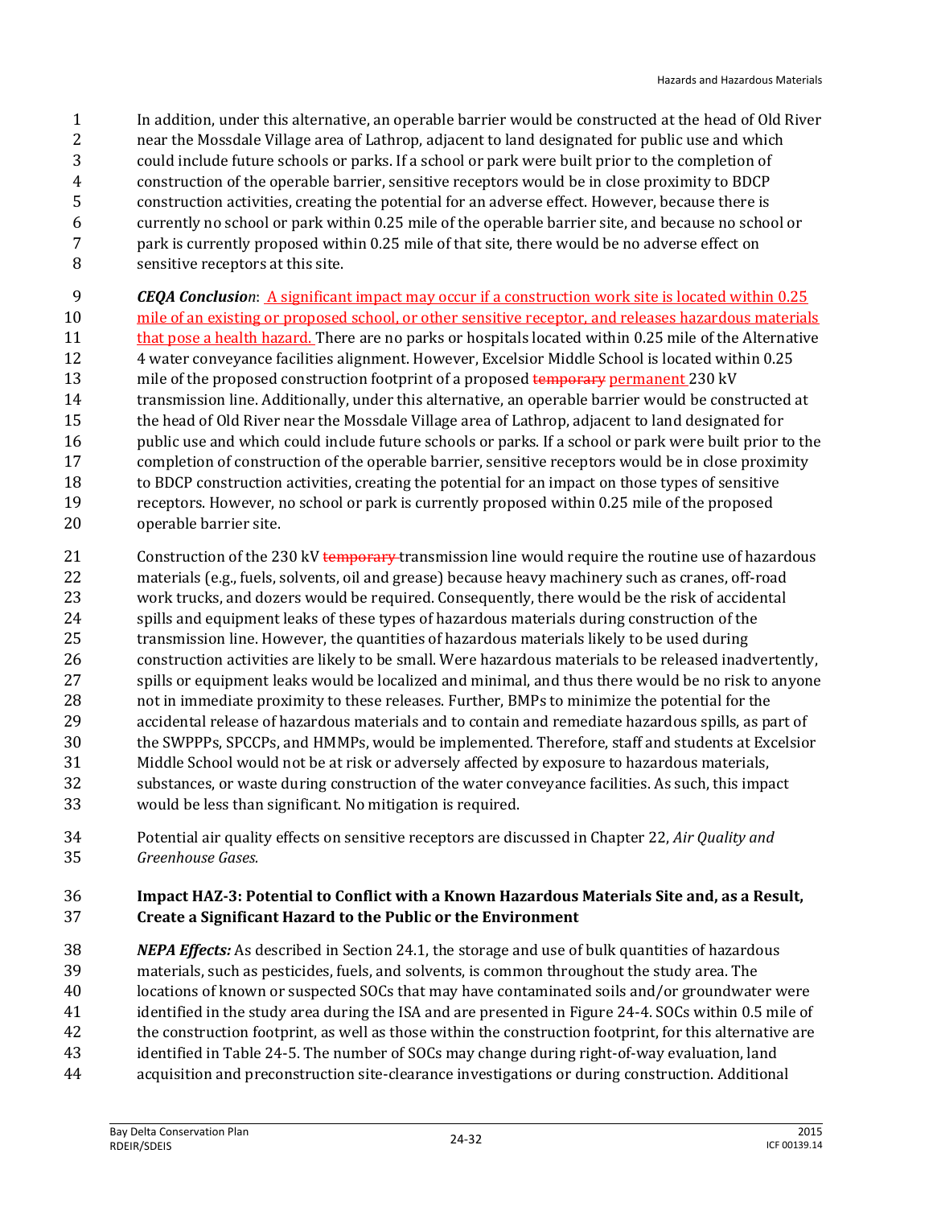In addition, under this alternative, an operable barrier would be constructed at the head of Old River near the Mossdale Village area of Lathrop, adjacent to land designated for public use and which could include future schools or parks. If a school or park were built prior to the completion of construction of the operable barrier, sensitive receptors would be in close proximity to BDCP construction activities, creating the potential for an adverse effect. However, because there is currently no school or park within 0.25 mile of the operable barrier site, and because no school or park is currently proposed within 0.25 mile of that site, there would be no adverse effect on sensitive receptors at this site.

***CEQA Conclusion***: A significant impact may occur if a construction work site is located within 0.25 mile of an existing or proposed school, or other sensitive receptor, and releases hazardous materials that pose a health hazard. There are no parks or hospitals located within 0.25 mile of the Alternative 4 water conveyance facilities alignment. However, Excelsior Middle School is located within 0.25 mile of the proposed construction footprint of a proposed ~~temporary~~ permanent 230 kV transmission line. Additionally, under this alternative, an operable barrier would be constructed at the head of Old River near the Mossdale Village area of Lathrop, adjacent to land designated for public use and which could include future schools or parks. If a school or park were built prior to the completion of construction of the operable barrier, sensitive receptors would be in close proximity to BDCP construction activities, creating the potential for an impact on those types of sensitive receptors. However, no school or park is currently proposed within 0.25 mile of the proposed operable barrier site.

Construction of the 230 kV ~~temporary~~ transmission line would require the routine use of hazardous materials (e.g., fuels, solvents, oil and grease) because heavy machinery such as cranes, off-road work trucks, and dozers would be required. Consequently, there would be the risk of accidental spills and equipment leaks of these types of hazardous materials during construction of the transmission line. However, the quantities of hazardous materials likely to be used during construction activities are likely to be small. Were hazardous materials to be released inadvertently, spills or equipment leaks would be localized and minimal, and thus there would be no risk to anyone not in immediate proximity to these releases. Further, BMPs to minimize the potential for the accidental release of hazardous materials and to contain and remediate hazardous spills, as part of the SWPPPs, SPCCPs, and HMMPs, would be implemented. Therefore, staff and students at Excelsior Middle School would not be at risk or adversely affected by exposure to hazardous materials, substances, or waste during construction of the water conveyance facilities. As such, this impact would be less than significant. No mitigation is required.

Potential air quality effects on sensitive receptors are discussed in Chapter 22, *Air Quality and Greenhouse Gases.*

**Impact HAZ-3: Potential to Conflict with a Known Hazardous Materials Site and, as a Result, Create a Significant Hazard to the Public or the Environment**

***NEPA Effects:*** As described in Section 24.1, the storage and use of bulk quantities of hazardous materials, such as pesticides, fuels, and solvents, is common throughout the study area. The locations of known or suspected SOCs that may have contaminated soils and/or groundwater were identified in the study area during the ISA and are presented in Figure 24-4. SOCs within 0.5 mile of the construction footprint, as well as those within the construction footprint, for this alternative are identified in Table 24-5. The number of SOCs may change during right-of-way evaluation, land acquisition and preconstruction site-clearance investigations or during construction. Additional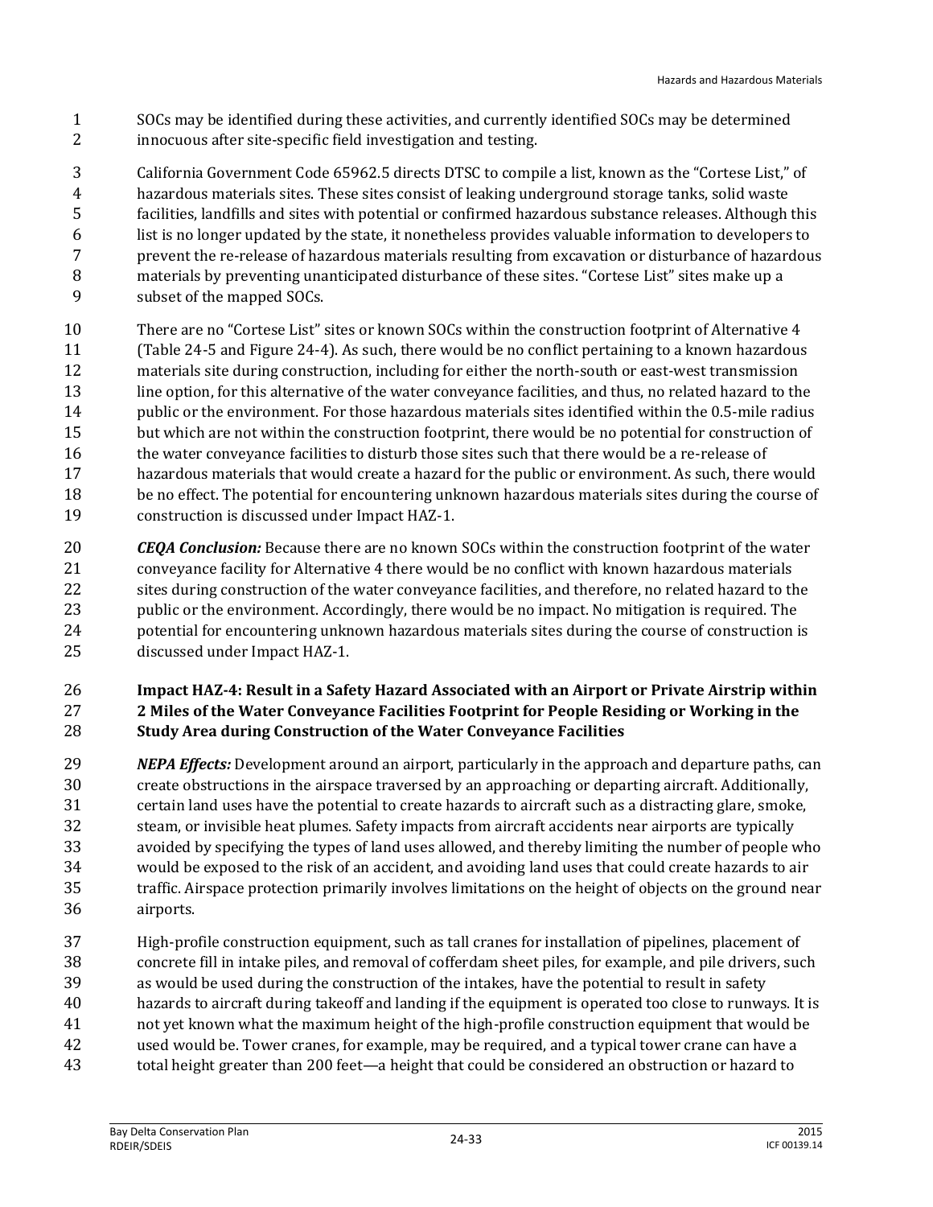SOCs may be identified during these activities, and currently identified SOCs may be determined innocuous after site-specific field investigation and testing.

California Government Code 65962.5 directs DTSC to compile a list, known as the "Cortese List," of hazardous materials sites. These sites consist of leaking underground storage tanks, solid waste facilities, landfills and sites with potential or confirmed hazardous substance releases. Although this list is no longer updated by the state, it nonetheless provides valuable information to developers to prevent the re-release of hazardous materials resulting from excavation or disturbance of hazardous materials by preventing unanticipated disturbance of these sites. "Cortese List" sites make up a subset of the mapped SOCs.

There are no "Cortese List" sites or known SOCs within the construction footprint of Alternative 4 (Table 24-5 and Figure 24-4). As such, there would be no conflict pertaining to a known hazardous materials site during construction, including for either the north-south or east-west transmission line option, for this alternative of the water conveyance facilities, and thus, no related hazard to the public or the environment. For those hazardous materials sites identified within the 0.5-mile radius but which are not within the construction footprint, there would be no potential for construction of the water conveyance facilities to disturb those sites such that there would be a re-release of hazardous materials that would create a hazard for the public or environment. As such, there would be no effect. The potential for encountering unknown hazardous materials sites during the course of construction is discussed under Impact HAZ-1.

***CEQA Conclusion:*** Because there are no known SOCs within the construction footprint of the water conveyance facility for Alternative 4 there would be no conflict with known hazardous materials sites during construction of the water conveyance facilities, and therefore, no related hazard to the public or the environment. Accordingly, there would be no impact. No mitigation is required. The potential for encountering unknown hazardous materials sites during the course of construction is discussed under Impact HAZ-1.

**Impact HAZ-4: Result in a Safety Hazard Associated with an Airport or Private Airstrip within 2 Miles of the Water Conveyance Facilities Footprint for People Residing or Working in the Study Area during Construction of the Water Conveyance Facilities**

***NEPA Effects:*** Development around an airport, particularly in the approach and departure paths, can create obstructions in the airspace traversed by an approaching or departing aircraft. Additionally, certain land uses have the potential to create hazards to aircraft such as a distracting glare, smoke, steam, or invisible heat plumes. Safety impacts from aircraft accidents near airports are typically avoided by specifying the types of land uses allowed, and thereby limiting the number of people who would be exposed to the risk of an accident, and avoiding land uses that could create hazards to air traffic. Airspace protection primarily involves limitations on the height of objects on the ground near airports.

High-profile construction equipment, such as tall cranes for installation of pipelines, placement of concrete fill in intake piles, and removal of cofferdam sheet piles, for example, and pile drivers, such as would be used during the construction of the intakes, have the potential to result in safety hazards to aircraft during takeoff and landing if the equipment is operated too close to runways. It is not yet known what the maximum height of the high-profile construction equipment that would be used would be. Tower cranes, for example, may be required, and a typical tower crane can have a total height greater than 200 feet—a height that could be considered an obstruction or hazard to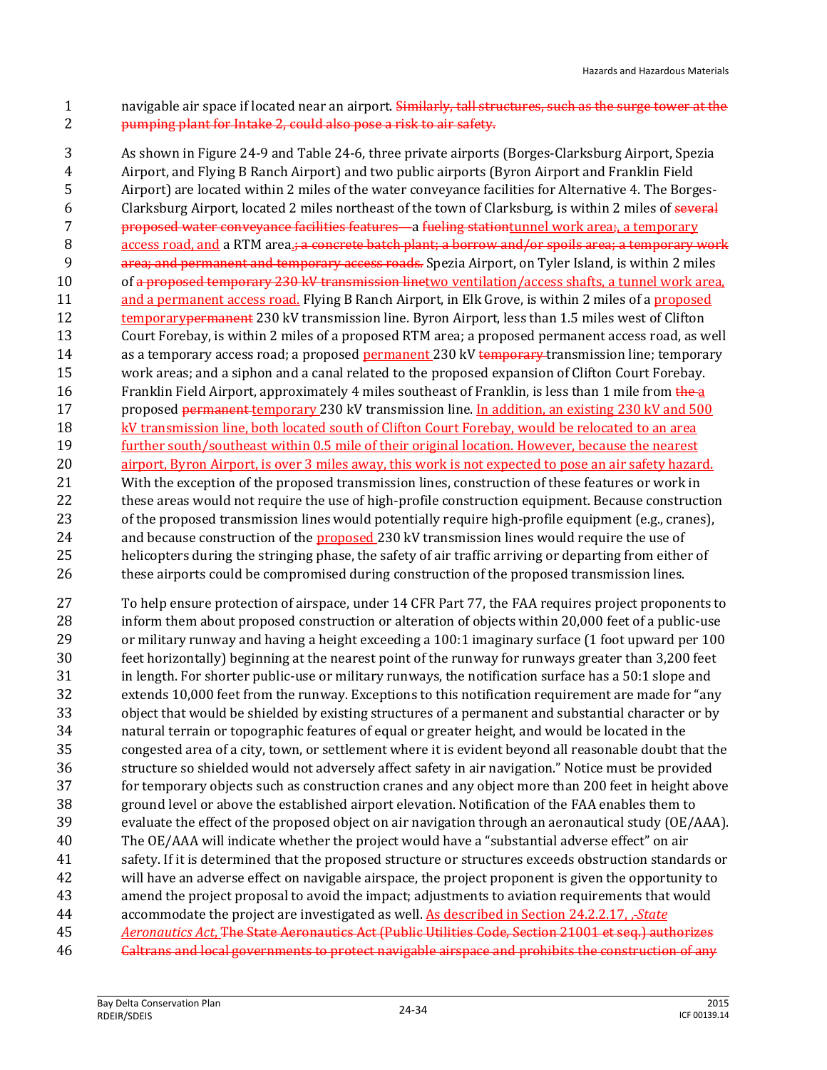navigable air space if located near an airport. ~~Similarly, tall structures, such as the surge tower at the pumping plant for Intake 2, could also pose a risk to air safety.~~

As shown in Figure 24-9 and Table 24-6, three private airports (Borges-Clarksburg Airport, Spezia Airport, and Flying B Ranch Airport) and two public airports (Byron Airport and Franklin Field Airport) are located within 2 miles of the water conveyance facilities for Alternative 4. The Borges-Clarksburg Airport, located 2 miles northeast of the town of Clarksburg, is within 2 miles of ~~several proposed water conveyance facilities features—~~a ~~fueling station~~tunnel work area~~;~~, a temporary access road, and a RTM area.~~; a concrete batch plant; a borrow and/or spoils area; a temporary work area; and permanent and temporary access roads.~~ Spezia Airport, on Tyler Island, is within 2 miles of ~~a proposed temporary 230 kV transmission line~~two ventilation/access shafts, a tunnel work area, and a permanent access road. Flying B Ranch Airport, in Elk Grove, is within 2 miles of a proposed temporary~~permanent~~ 230 kV transmission line. Byron Airport, less than 1.5 miles west of Clifton Court Forebay, is within 2 miles of a proposed RTM area; a proposed permanent access road, as well as a temporary access road; a proposed permanent 230 kV ~~temporary~~ transmission line; temporary work areas; and a siphon and a canal related to the proposed expansion of Clifton Court Forebay. Franklin Field Airport, approximately 4 miles southeast of Franklin, is less than 1 mile from ~~the~~ a proposed ~~permanent~~ temporary 230 kV transmission line. In addition, an existing 230 kV and 500 kV transmission line, both located south of Clifton Court Forebay, would be relocated to an area further south/southeast within 0.5 mile of their original location. However, because the nearest airport, Byron Airport, is over 3 miles away, this work is not expected to pose an air safety hazard. With the exception of the proposed transmission lines, construction of these features or work in these areas would not require the use of high-profile construction equipment. Because construction of the proposed transmission lines would potentially require high-profile equipment (e.g., cranes), and because construction of the proposed 230 kV transmission lines would require the use of helicopters during the stringing phase, the safety of air traffic arriving or departing from either of these airports could be compromised during construction of the proposed transmission lines.

To help ensure protection of airspace, under 14 CFR Part 77, the FAA requires project proponents to inform them about proposed construction or alteration of objects within 20,000 feet of a public-use or military runway and having a height exceeding a 100:1 imaginary surface (1 foot upward per 100 feet horizontally) beginning at the nearest point of the runway for runways greater than 3,200 feet in length. For shorter public-use or military runways, the notification surface has a 50:1 slope and extends 10,000 feet from the runway. Exceptions to this notification requirement are made for "any object that would be shielded by existing structures of a permanent and substantial character or by natural terrain or topographic features of equal or greater height, and would be located in the congested area of a city, town, or settlement where it is evident beyond all reasonable doubt that the structure so shielded would not adversely affect safety in air navigation." Notice must be provided for temporary objects such as construction cranes and any object more than 200 feet in height above ground level or above the established airport elevation. Notification of the FAA enables them to evaluate the effect of the proposed object on air navigation through an aeronautical study (OE/AAA). The OE/AAA will indicate whether the project would have a "substantial adverse effect" on air safety. If it is determined that the proposed structure or structures exceeds obstruction standards or will have an adverse effect on navigable airspace, the project proponent is given the opportunity to amend the project proposal to avoid the impact; adjustments to aviation requirements that would accommodate the project are investigated as well. As described in Section 24.2.2.17, ~~,~~ *State Aeronautics Act*, ~~The State Aeronautics Act (Public Utilities Code, Section 21001 et seq.) authorizes Caltrans and local governments to protect navigable airspace and prohibits the construction of any~~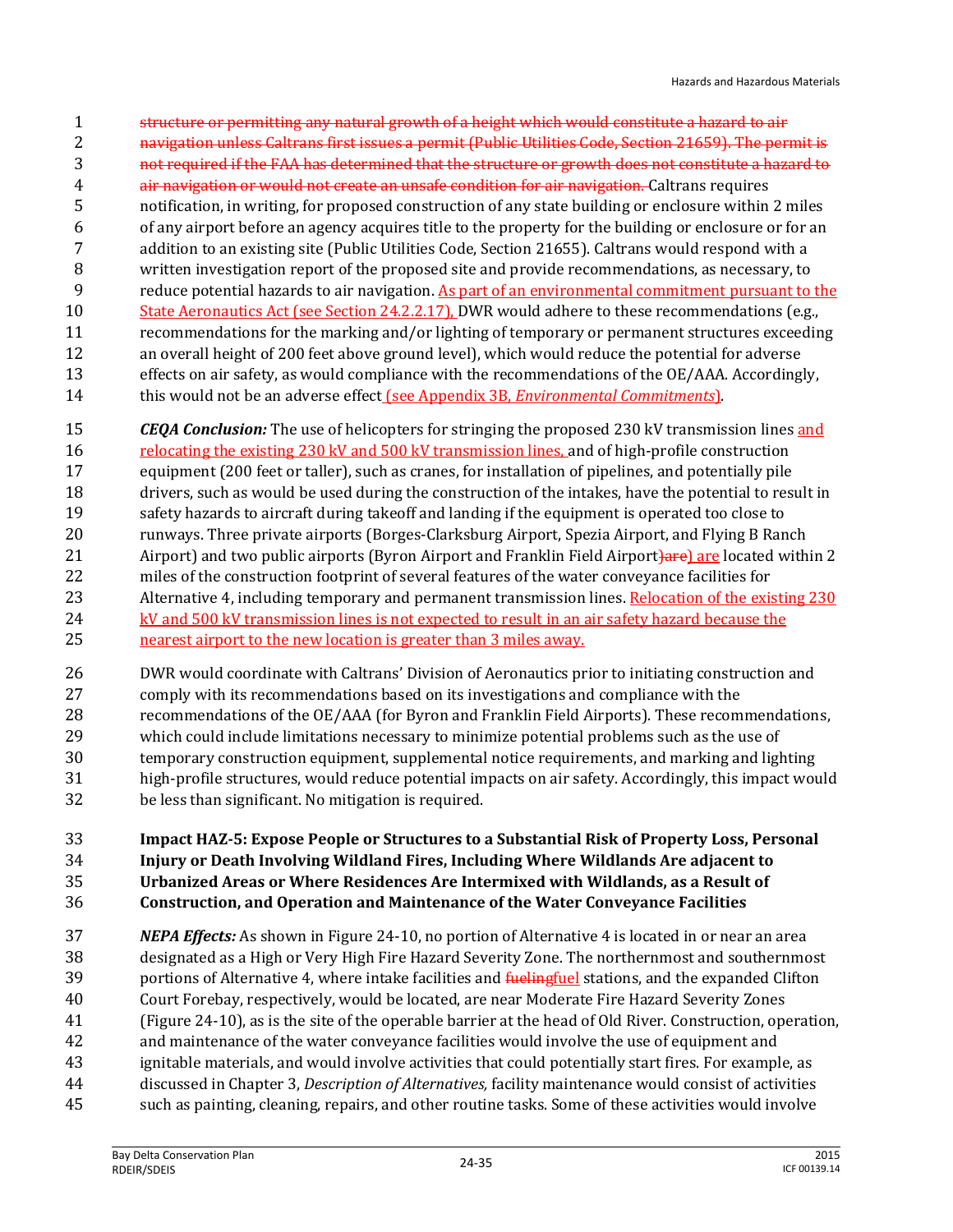~~structure or permitting any natural growth of a height which would constitute a hazard to air navigation unless Caltrans first issues a permit (Public Utilities Code, Section 21659). The permit is not required if the FAA has determined that the structure or growth does not constitute a hazard to air navigation or would not create an unsafe condition for air navigation.~~ Caltrans requires notification, in writing, for proposed construction of any state building or enclosure within 2 miles of any airport before an agency acquires title to the property for the building or enclosure or for an addition to an existing site (Public Utilities Code, Section 21655). Caltrans would respond with a written investigation report of the proposed site and provide recommendations, as necessary, to reduce potential hazards to air navigation. As part of an environmental commitment pursuant to the State Aeronautics Act (see Section 24.2.2.17), DWR would adhere to these recommendations (e.g., recommendations for the marking and/or lighting of temporary or permanent structures exceeding an overall height of 200 feet above ground level), which would reduce the potential for adverse effects on air safety, as would compliance with the recommendations of the OE/AAA. Accordingly, this would not be an adverse effect (see Appendix 3B, *Environmental Commitments*).

***CEQA Conclusion:*** The use of helicopters for stringing the proposed 230 kV transmission lines and relocating the existing 230 kV and 500 kV transmission lines, and of high-profile construction equipment (200 feet or taller), such as cranes, for installation of pipelines, and potentially pile drivers, such as would be used during the construction of the intakes, have the potential to result in safety hazards to aircraft during takeoff and landing if the equipment is operated too close to runways. Three private airports (Borges-Clarksburg Airport, Spezia Airport, and Flying B Ranch Airport) and two public airports (Byron Airport and Franklin Field Airport~~)are~~) are located within 2 miles of the construction footprint of several features of the water conveyance facilities for Alternative 4, including temporary and permanent transmission lines. Relocation of the existing 230 kV and 500 kV transmission lines is not expected to result in an air safety hazard because the nearest airport to the new location is greater than 3 miles away.

DWR would coordinate with Caltrans' Division of Aeronautics prior to initiating construction and comply with its recommendations based on its investigations and compliance with the recommendations of the OE/AAA (for Byron and Franklin Field Airports). These recommendations, which could include limitations necessary to minimize potential problems such as the use of temporary construction equipment, supplemental notice requirements, and marking and lighting high-profile structures, would reduce potential impacts on air safety. Accordingly, this impact would be less than significant. No mitigation is required.

**Impact HAZ-5: Expose People or Structures to a Substantial Risk of Property Loss, Personal Injury or Death Involving Wildland Fires, Including Where Wildlands Are adjacent to Urbanized Areas or Where Residences Are Intermixed with Wildlands, as a Result of Construction, and Operation and Maintenance of the Water Conveyance Facilities**

***NEPA Effects:*** As shown in Figure 24-10, no portion of Alternative 4 is located in or near an area designated as a High or Very High Fire Hazard Severity Zone. The northernmost and southernmost portions of Alternative 4, where intake facilities and ~~fueling~~fuel stations, and the expanded Clifton Court Forebay, respectively, would be located, are near Moderate Fire Hazard Severity Zones (Figure 24-10), as is the site of the operable barrier at the head of Old River. Construction, operation, and maintenance of the water conveyance facilities would involve the use of equipment and ignitable materials, and would involve activities that could potentially start fires. For example, as discussed in Chapter 3, *Description of Alternatives,* facility maintenance would consist of activities such as painting, cleaning, repairs, and other routine tasks. Some of these activities would involve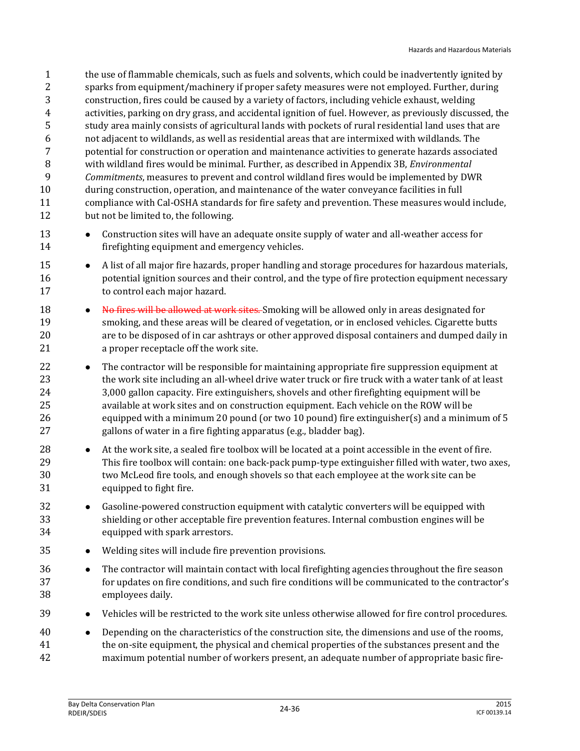the use of flammable chemicals, such as fuels and solvents, which could be inadvertently ignited by sparks from equipment/machinery if proper safety measures were not employed. Further, during construction, fires could be caused by a variety of factors, including vehicle exhaust, welding activities, parking on dry grass, and accidental ignition of fuel. However, as previously discussed, the study area mainly consists of agricultural lands with pockets of rural residential land uses that are not adjacent to wildlands, as well as residential areas that are intermixed with wildlands. The potential for construction or operation and maintenance activities to generate hazards associated with wildland fires would be minimal. Further, as described in Appendix 3B, *Environmental Commitments*, measures to prevent and control wildland fires would be implemented by DWR during construction, operation, and maintenance of the water conveyance facilities in full compliance with Cal-OSHA standards for fire safety and prevention. These measures would include, but not be limited to, the following.

- Construction sites will have an adequate onsite supply of water and all-weather access for firefighting equipment and emergency vehicles.
- A list of all major fire hazards, proper handling and storage procedures for hazardous materials, potential ignition sources and their control, and the type of fire protection equipment necessary to control each major hazard.
- ~~No fires will be allowed at work sites.~~ Smoking will be allowed only in areas designated for smoking, and these areas will be cleared of vegetation, or in enclosed vehicles. Cigarette butts are to be disposed of in car ashtrays or other approved disposal containers and dumped daily in a proper receptacle off the work site.
- The contractor will be responsible for maintaining appropriate fire suppression equipment at the work site including an all-wheel drive water truck or fire truck with a water tank of at least 3,000 gallon capacity. Fire extinguishers, shovels and other firefighting equipment will be available at work sites and on construction equipment. Each vehicle on the ROW will be equipped with a minimum 20 pound (or two 10 pound) fire extinguisher(s) and a minimum of 5 gallons of water in a fire fighting apparatus (e.g., bladder bag).
- At the work site, a sealed fire toolbox will be located at a point accessible in the event of fire. This fire toolbox will contain: one back-pack pump-type extinguisher filled with water, two axes, two McLeod fire tools, and enough shovels so that each employee at the work site can be equipped to fight fire.
- Gasoline-powered construction equipment with catalytic converters will be equipped with shielding or other acceptable fire prevention features. Internal combustion engines will be equipped with spark arrestors.
- Welding sites will include fire prevention provisions.
- The contractor will maintain contact with local firefighting agencies throughout the fire season for updates on fire conditions, and such fire conditions will be communicated to the contractor's employees daily.
- Vehicles will be restricted to the work site unless otherwise allowed for fire control procedures.
- Depending on the characteristics of the construction site, the dimensions and use of the rooms, the on-site equipment, the physical and chemical properties of the substances present and the maximum potential number of workers present, an adequate number of appropriate basic fire-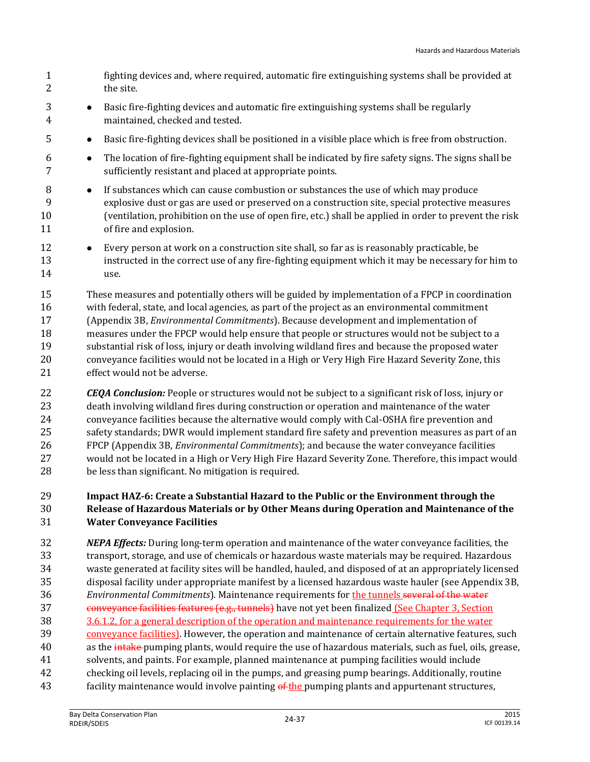fighting devices and, where required, automatic fire extinguishing systems shall be provided at the site.

- Basic fire-fighting devices and automatic fire extinguishing systems shall be regularly maintained, checked and tested.
- Basic fire-fighting devices shall be positioned in a visible place which is free from obstruction.
- The location of fire-fighting equipment shall be indicated by fire safety signs. The signs shall be sufficiently resistant and placed at appropriate points.
- If substances which can cause combustion or substances the use of which may produce explosive dust or gas are used or preserved on a construction site, special protective measures (ventilation, prohibition on the use of open fire, etc.) shall be applied in order to prevent the risk of fire and explosion.
- Every person at work on a construction site shall, so far as is reasonably practicable, be instructed in the correct use of any fire-fighting equipment which it may be necessary for him to use.

These measures and potentially others will be guided by implementation of a FPCP in coordination with federal, state, and local agencies, as part of the project as an environmental commitment (Appendix 3B, *Environmental Commitments*). Because development and implementation of measures under the FPCP would help ensure that people or structures would not be subject to a substantial risk of loss, injury or death involving wildland fires and because the proposed water conveyance facilities would not be located in a High or Very High Fire Hazard Severity Zone, this effect would not be adverse.

***CEQA Conclusion:*** People or structures would not be subject to a significant risk of loss, injury or death involving wildland fires during construction or operation and maintenance of the water conveyance facilities because the alternative would comply with Cal-OSHA fire prevention and safety standards; DWR would implement standard fire safety and prevention measures as part of an FPCP (Appendix 3B, *Environmental Commitments*); and because the water conveyance facilities would not be located in a High or Very High Fire Hazard Severity Zone. Therefore, this impact would be less than significant. No mitigation is required.

**Impact HAZ-6: Create a Substantial Hazard to the Public or the Environment through the Release of Hazardous Materials or by Other Means during Operation and Maintenance of the Water Conveyance Facilities**

***NEPA Effects:*** During long-term operation and maintenance of the water conveyance facilities, the transport, storage, and use of chemicals or hazardous waste materials may be required. Hazardous waste generated at facility sites will be handled, hauled, and disposed of at an appropriately licensed disposal facility under appropriate manifest by a licensed hazardous waste hauler (see Appendix 3B, *Environmental Commitments*). Maintenance requirements for the tunnels ~~several of the water conveyance facilities features (e.g., tunnels)~~ have not yet been finalized (See Chapter 3, Section 3.6.1.2, for a general description of the operation and maintenance requirements for the water conveyance facilities). However, the operation and maintenance of certain alternative features, such as the ~~intake~~ pumping plants, would require the use of hazardous materials, such as fuel, oils, grease, solvents, and paints. For example, planned maintenance at pumping facilities would include checking oil levels, replacing oil in the pumps, and greasing pump bearings. Additionally, routine facility maintenance would involve painting ~~of~~ the pumping plants and appurtenant structures,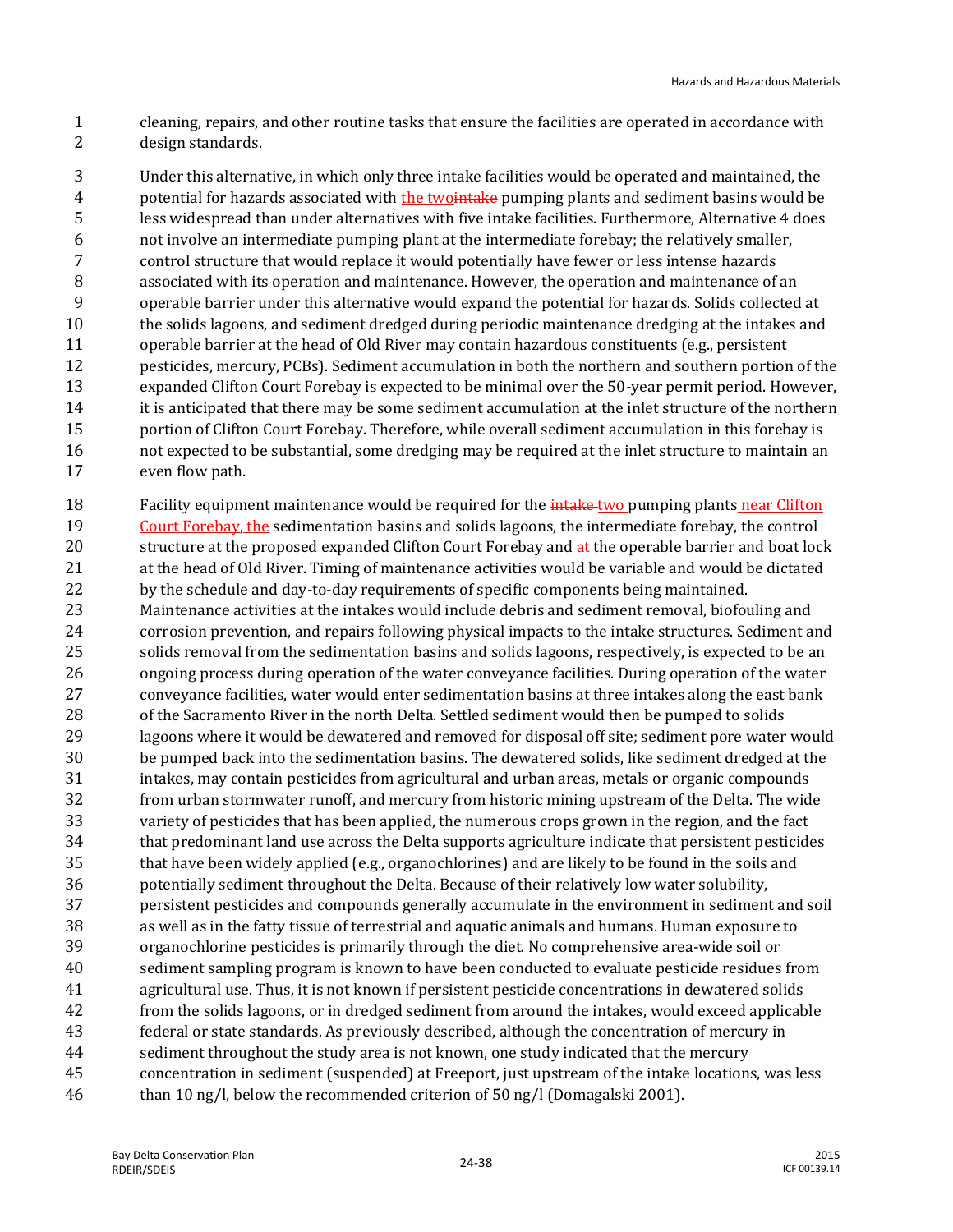cleaning, repairs, and other routine tasks that ensure the facilities are operated in accordance with design standards.

Under this alternative, in which only three intake facilities would be operated and maintained, the potential for hazards associated with <u>the two</u>~~intake~~ pumping plants and sediment basins would be less widespread than under alternatives with five intake facilities. Furthermore, Alternative 4 does not involve an intermediate pumping plant at the intermediate forebay; the relatively smaller, control structure that would replace it would potentially have fewer or less intense hazards associated with its operation and maintenance. However, the operation and maintenance of an operable barrier under this alternative would expand the potential for hazards. Solids collected at the solids lagoons, and sediment dredged during periodic maintenance dredging at the intakes and operable barrier at the head of Old River may contain hazardous constituents (e.g., persistent pesticides, mercury, PCBs). Sediment accumulation in both the northern and southern portion of the expanded Clifton Court Forebay is expected to be minimal over the 50-year permit period. However, it is anticipated that there may be some sediment accumulation at the inlet structure of the northern portion of Clifton Court Forebay. Therefore, while overall sediment accumulation in this forebay is not expected to be substantial, some dredging may be required at the inlet structure to maintain an even flow path.

Facility equipment maintenance would be required for the ~~intake~~ <u>two</u> pumping plants<u> near Clifton Court Forebay, the</u> sedimentation basins and solids lagoons, the intermediate forebay, the control structure at the proposed expanded Clifton Court Forebay and <u>at</u> the operable barrier and boat lock at the head of Old River. Timing of maintenance activities would be variable and would be dictated by the schedule and day-to-day requirements of specific components being maintained. Maintenance activities at the intakes would include debris and sediment removal, biofouling and corrosion prevention, and repairs following physical impacts to the intake structures. Sediment and solids removal from the sedimentation basins and solids lagoons, respectively, is expected to be an ongoing process during operation of the water conveyance facilities. During operation of the water conveyance facilities, water would enter sedimentation basins at three intakes along the east bank of the Sacramento River in the north Delta. Settled sediment would then be pumped to solids lagoons where it would be dewatered and removed for disposal off site; sediment pore water would be pumped back into the sedimentation basins. The dewatered solids, like sediment dredged at the intakes, may contain pesticides from agricultural and urban areas, metals or organic compounds from urban stormwater runoff, and mercury from historic mining upstream of the Delta. The wide variety of pesticides that has been applied, the numerous crops grown in the region, and the fact that predominant land use across the Delta supports agriculture indicate that persistent pesticides that have been widely applied (e.g., organochlorines) and are likely to be found in the soils and potentially sediment throughout the Delta. Because of their relatively low water solubility, persistent pesticides and compounds generally accumulate in the environment in sediment and soil as well as in the fatty tissue of terrestrial and aquatic animals and humans. Human exposure to organochlorine pesticides is primarily through the diet. No comprehensive area-wide soil or sediment sampling program is known to have been conducted to evaluate pesticide residues from agricultural use. Thus, it is not known if persistent pesticide concentrations in dewatered solids from the solids lagoons, or in dredged sediment from around the intakes, would exceed applicable federal or state standards. As previously described, although the concentration of mercury in sediment throughout the study area is not known, one study indicated that the mercury concentration in sediment (suspended) at Freeport, just upstream of the intake locations, was less than 10 ng/l, below the recommended criterion of 50 ng/l (Domagalski 2001).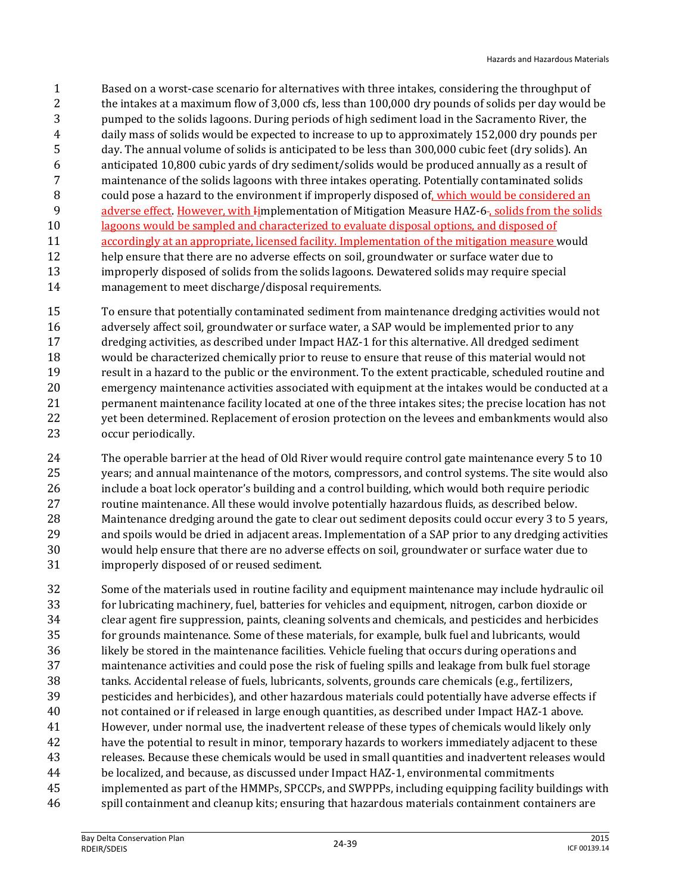Based on a worst-case scenario for alternatives with three intakes, considering the throughput of the intakes at a maximum flow of 3,000 cfs, less than 100,000 dry pounds of solids per day would be pumped to the solids lagoons. During periods of high sediment load in the Sacramento River, the daily mass of solids would be expected to increase to up to approximately 152,000 dry pounds per day. The annual volume of solids is anticipated to be less than 300,000 cubic feet (dry solids). An anticipated 10,800 cubic yards of dry sediment/solids would be produced annually as a result of maintenance of the solids lagoons with three intakes operating. Potentially contaminated solids could pose a hazard to the environment if improperly disposed of, which would be considered an adverse effect. However, with Implementation of Mitigation Measure HAZ-6, solids from the solids lagoons would be sampled and characterized to evaluate disposal options, and disposed of accordingly at an appropriate, licensed facility. Implementation of the mitigation measure would help ensure that there are no adverse effects on soil, groundwater or surface water due to improperly disposed of solids from the solids lagoons. Dewatered solids may require special management to meet discharge/disposal requirements.

To ensure that potentially contaminated sediment from maintenance dredging activities would not adversely affect soil, groundwater or surface water, a SAP would be implemented prior to any dredging activities, as described under Impact HAZ-1 for this alternative. All dredged sediment would be characterized chemically prior to reuse to ensure that reuse of this material would not result in a hazard to the public or the environment. To the extent practicable, scheduled routine and emergency maintenance activities associated with equipment at the intakes would be conducted at a permanent maintenance facility located at one of the three intakes sites; the precise location has not yet been determined. Replacement of erosion protection on the levees and embankments would also occur periodically.

The operable barrier at the head of Old River would require control gate maintenance every 5 to 10 years; and annual maintenance of the motors, compressors, and control systems. The site would also include a boat lock operator's building and a control building, which would both require periodic routine maintenance. All these would involve potentially hazardous fluids, as described below. Maintenance dredging around the gate to clear out sediment deposits could occur every 3 to 5 years, and spoils would be dried in adjacent areas. Implementation of a SAP prior to any dredging activities would help ensure that there are no adverse effects on soil, groundwater or surface water due to improperly disposed of or reused sediment.

Some of the materials used in routine facility and equipment maintenance may include hydraulic oil for lubricating machinery, fuel, batteries for vehicles and equipment, nitrogen, carbon dioxide or clear agent fire suppression, paints, cleaning solvents and chemicals, and pesticides and herbicides for grounds maintenance. Some of these materials, for example, bulk fuel and lubricants, would likely be stored in the maintenance facilities. Vehicle fueling that occurs during operations and maintenance activities and could pose the risk of fueling spills and leakage from bulk fuel storage tanks. Accidental release of fuels, lubricants, solvents, grounds care chemicals (e.g., fertilizers, pesticides and herbicides), and other hazardous materials could potentially have adverse effects if not contained or if released in large enough quantities, as described under Impact HAZ-1 above. However, under normal use, the inadvertent release of these types of chemicals would likely only have the potential to result in minor, temporary hazards to workers immediately adjacent to these releases. Because these chemicals would be used in small quantities and inadvertent releases would be localized, and because, as discussed under Impact HAZ-1, environmental commitments implemented as part of the HMMPs, SPCCPs, and SWPPPs, including equipping facility buildings with spill containment and cleanup kits; ensuring that hazardous materials containment containers are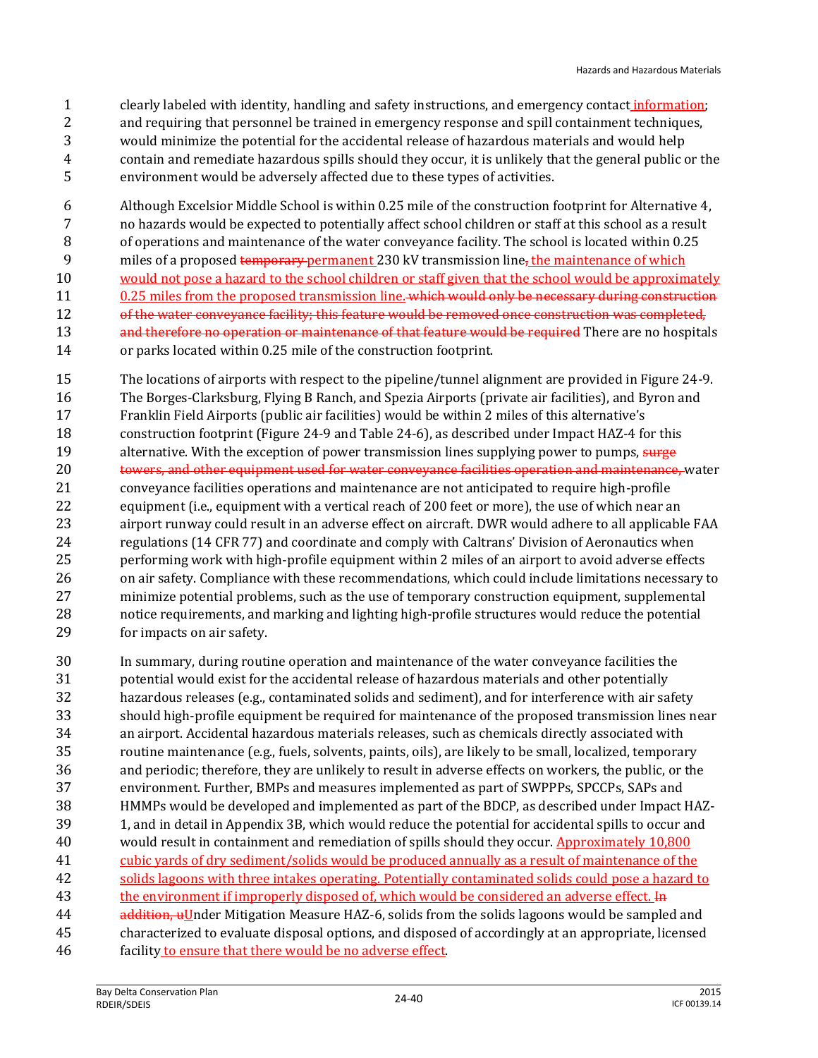clearly labeled with identity, handling and safety instructions, and emergency contact information; and requiring that personnel be trained in emergency response and spill containment techniques, would minimize the potential for the accidental release of hazardous materials and would help contain and remediate hazardous spills should they occur, it is unlikely that the general public or the environment would be adversely affected due to these types of activities.

Although Excelsior Middle School is within 0.25 mile of the construction footprint for Alternative 4, no hazards would be expected to potentially affect school children or staff at this school as a result of operations and maintenance of the water conveyance facility. The school is located within 0.25 miles of a proposed ~~temporary~~ permanent 230 kV transmission line~~,~~ the maintenance of which would not pose a hazard to the school children or staff given that the school would be approximately 0.25 miles from the proposed transmission line. ~~which would only be necessary during construction of the water conveyance facility; this feature would be removed once construction was completed, and therefore no operation or maintenance of that feature would be required~~ There are no hospitals or parks located within 0.25 mile of the construction footprint.

The locations of airports with respect to the pipeline/tunnel alignment are provided in Figure 24-9. The Borges-Clarksburg, Flying B Ranch, and Spezia Airports (private air facilities), and Byron and Franklin Field Airports (public air facilities) would be within 2 miles of this alternative's construction footprint (Figure 24-9 and Table 24-6), as described under Impact HAZ-4 for this alternative. With the exception of power transmission lines supplying power to pumps, ~~surge towers, and other equipment used for water conveyance facilities operation and maintenance,~~ water conveyance facilities operations and maintenance are not anticipated to require high-profile equipment (i.e., equipment with a vertical reach of 200 feet or more), the use of which near an airport runway could result in an adverse effect on aircraft. DWR would adhere to all applicable FAA regulations (14 CFR 77) and coordinate and comply with Caltrans' Division of Aeronautics when performing work with high-profile equipment within 2 miles of an airport to avoid adverse effects on air safety. Compliance with these recommendations, which could include limitations necessary to minimize potential problems, such as the use of temporary construction equipment, supplemental notice requirements, and marking and lighting high-profile structures would reduce the potential for impacts on air safety.

In summary, during routine operation and maintenance of the water conveyance facilities the potential would exist for the accidental release of hazardous materials and other potentially hazardous releases (e.g., contaminated solids and sediment), and for interference with air safety should high-profile equipment be required for maintenance of the proposed transmission lines near an airport. Accidental hazardous materials releases, such as chemicals directly associated with routine maintenance (e.g., fuels, solvents, paints, oils), are likely to be small, localized, temporary and periodic; therefore, they are unlikely to result in adverse effects on workers, the public, or the environment. Further, BMPs and measures implemented as part of SWPPPs, SPCCPs, SAPs and HMMPs would be developed and implemented as part of the BDCP, as described under Impact HAZ-1, and in detail in Appendix 3B, which would reduce the potential for accidental spills to occur and would result in containment and remediation of spills should they occur. Approximately 10,800 cubic yards of dry sediment/solids would be produced annually as a result of maintenance of the solids lagoons with three intakes operating. Potentially contaminated solids could pose a hazard to the environment if improperly disposed of, which would be considered an adverse effect. ~~In addition, u~~Under Mitigation Measure HAZ-6, solids from the solids lagoons would be sampled and characterized to evaluate disposal options, and disposed of accordingly at an appropriate, licensed facility to ensure that there would be no adverse effect.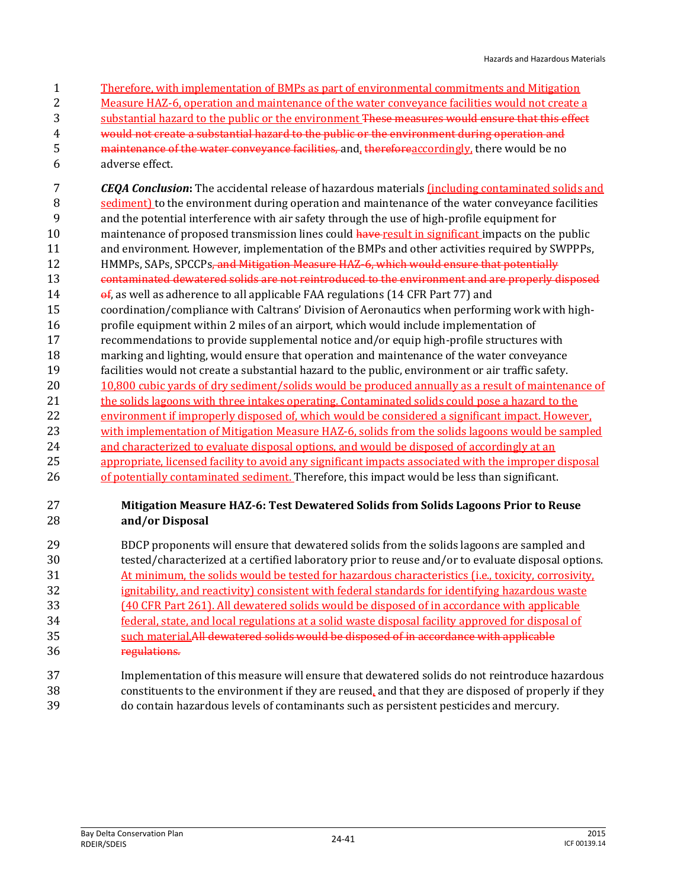Therefore, with implementation of BMPs as part of environmental commitments and Mitigation Measure HAZ-6, operation and maintenance of the water conveyance facilities would not create a substantial hazard to the public or the environment ~~These measures would ensure that this effect would not create a substantial hazard to the public or the environment during operation and maintenance of the water conveyance facilities,~~ and, ~~therefore~~accordingly, there would be no adverse effect.

***CEQA Conclusion*:** The accidental release of hazardous materials (including contaminated solids and sediment) to the environment during operation and maintenance of the water conveyance facilities and the potential interference with air safety through the use of high-profile equipment for maintenance of proposed transmission lines could ~~have~~ result in significant impacts on the public and environment. However, implementation of the BMPs and other activities required by SWPPPs, HMMPs, SAPs, SPCCPs~~, and Mitigation Measure HAZ-6, which would ensure that potentially contaminated dewatered solids are not reintroduced to the environment and are properly disposed of~~, as well as adherence to all applicable FAA regulations (14 CFR Part 77) and coordination/compliance with Caltrans' Division of Aeronautics when performing work with high-profile equipment within 2 miles of an airport, which would include implementation of recommendations to provide supplemental notice and/or equip high-profile structures with marking and lighting, would ensure that operation and maintenance of the water conveyance facilities would not create a substantial hazard to the public, environment or air traffic safety. 10,800 cubic yards of dry sediment/solids would be produced annually as a result of maintenance of the solids lagoons with three intakes operating. Contaminated solids could pose a hazard to the environment if improperly disposed of, which would be considered a significant impact. However, with implementation of Mitigation Measure HAZ-6, solids from the solids lagoons would be sampled and characterized to evaluate disposal options, and would be disposed of accordingly at an appropriate, licensed facility to avoid any significant impacts associated with the improper disposal of potentially contaminated sediment. Therefore, this impact would be less than significant.

**Mitigation Measure HAZ-6: Test Dewatered Solids from Solids Lagoons Prior to Reuse and/or Disposal**

BDCP proponents will ensure that dewatered solids from the solids lagoons are sampled and tested/characterized at a certified laboratory prior to reuse and/or to evaluate disposal options. At minimum, the solids would be tested for hazardous characteristics (i.e., toxicity, corrosivity, ignitability, and reactivity) consistent with federal standards for identifying hazardous waste (40 CFR Part 261). All dewatered solids would be disposed of in accordance with applicable federal, state, and local regulations at a solid waste disposal facility approved for disposal of such material.~~All dewatered solids would be disposed of in accordance with applicable regulations.~~

Implementation of this measure will ensure that dewatered solids do not reintroduce hazardous constituents to the environment if they are reused, and that they are disposed of properly if they do contain hazardous levels of contaminants such as persistent pesticides and mercury.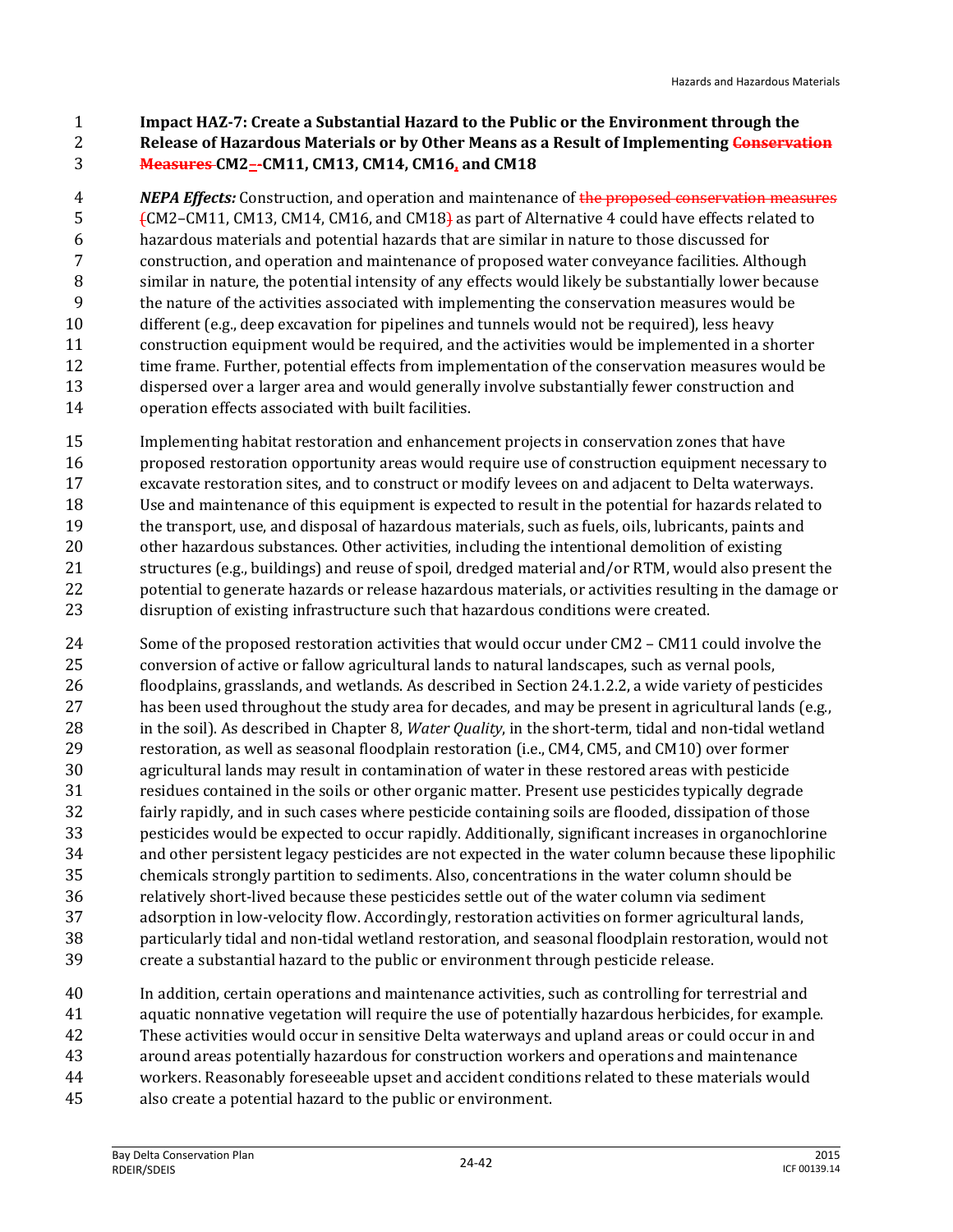**Impact HAZ-7: Create a Substantial Hazard to the Public or the Environment through the Release of Hazardous Materials or by Other Means as a Result of Implementing ~~Conservation Measures~~ CM2–CM11, CM13, CM14, CM16, and CM18**

***NEPA Effects:*** Construction, and operation and maintenance of ~~the proposed conservation measures (~~CM2–CM11, CM13, CM14, CM16, and CM18~~)~~ as part of Alternative 4 could have effects related to hazardous materials and potential hazards that are similar in nature to those discussed for construction, and operation and maintenance of proposed water conveyance facilities. Although similar in nature, the potential intensity of any effects would likely be substantially lower because the nature of the activities associated with implementing the conservation measures would be different (e.g., deep excavation for pipelines and tunnels would not be required), less heavy construction equipment would be required, and the activities would be implemented in a shorter time frame. Further, potential effects from implementation of the conservation measures would be dispersed over a larger area and would generally involve substantially fewer construction and operation effects associated with built facilities.

Implementing habitat restoration and enhancement projects in conservation zones that have proposed restoration opportunity areas would require use of construction equipment necessary to excavate restoration sites, and to construct or modify levees on and adjacent to Delta waterways. Use and maintenance of this equipment is expected to result in the potential for hazards related to the transport, use, and disposal of hazardous materials, such as fuels, oils, lubricants, paints and other hazardous substances. Other activities, including the intentional demolition of existing structures (e.g., buildings) and reuse of spoil, dredged material and/or RTM, would also present the potential to generate hazards or release hazardous materials, or activities resulting in the damage or disruption of existing infrastructure such that hazardous conditions were created.

Some of the proposed restoration activities that would occur under CM2 – CM11 could involve the conversion of active or fallow agricultural lands to natural landscapes, such as vernal pools, floodplains, grasslands, and wetlands. As described in Section 24.1.2.2, a wide variety of pesticides has been used throughout the study area for decades, and may be present in agricultural lands (e.g., in the soil). As described in Chapter 8, *Water Quality*, in the short-term, tidal and non-tidal wetland restoration, as well as seasonal floodplain restoration (i.e., CM4, CM5, and CM10) over former agricultural lands may result in contamination of water in these restored areas with pesticide residues contained in the soils or other organic matter. Present use pesticides typically degrade fairly rapidly, and in such cases where pesticide containing soils are flooded, dissipation of those pesticides would be expected to occur rapidly. Additionally, significant increases in organochlorine and other persistent legacy pesticides are not expected in the water column because these lipophilic chemicals strongly partition to sediments. Also, concentrations in the water column should be relatively short-lived because these pesticides settle out of the water column via sediment adsorption in low-velocity flow. Accordingly, restoration activities on former agricultural lands, particularly tidal and non-tidal wetland restoration, and seasonal floodplain restoration, would not create a substantial hazard to the public or environment through pesticide release.

In addition, certain operations and maintenance activities, such as controlling for terrestrial and aquatic nonnative vegetation will require the use of potentially hazardous herbicides, for example. These activities would occur in sensitive Delta waterways and upland areas or could occur in and around areas potentially hazardous for construction workers and operations and maintenance workers. Reasonably foreseeable upset and accident conditions related to these materials would also create a potential hazard to the public or environment.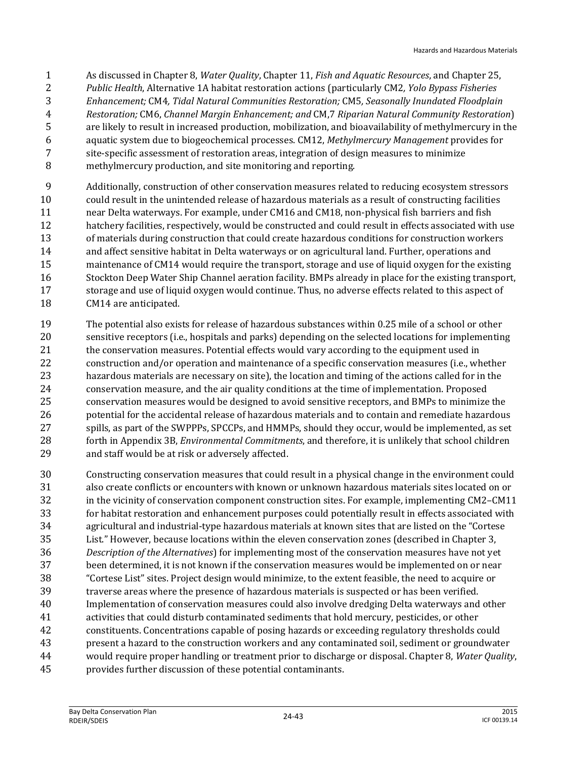As discussed in Chapter 8, *Water Quality*, Chapter 11, *Fish and Aquatic Resources*, and Chapter 25, *Public Health*, Alternative 1A habitat restoration actions (particularly CM2, *Yolo Bypass Fisheries Enhancement;* CM4, *Tidal Natural Communities Restoration;* CM5, *Seasonally Inundated Floodplain Restoration;* CM6, *Channel Margin Enhancement; and* CM,7 *Riparian Natural Community Restoration*) are likely to result in increased production, mobilization, and bioavailability of methylmercury in the aquatic system due to biogeochemical processes. CM12, *Methylmercury Management* provides for site-specific assessment of restoration areas, integration of design measures to minimize methylmercury production, and site monitoring and reporting.

Additionally, construction of other conservation measures related to reducing ecosystem stressors could result in the unintended release of hazardous materials as a result of constructing facilities near Delta waterways. For example, under CM16 and CM18, non-physical fish barriers and fish hatchery facilities, respectively, would be constructed and could result in effects associated with use of materials during construction that could create hazardous conditions for construction workers and affect sensitive habitat in Delta waterways or on agricultural land. Further, operations and maintenance of CM14 would require the transport, storage and use of liquid oxygen for the existing Stockton Deep Water Ship Channel aeration facility. BMPs already in place for the existing transport, storage and use of liquid oxygen would continue. Thus, no adverse effects related to this aspect of CM14 are anticipated.

The potential also exists for release of hazardous substances within 0.25 mile of a school or other sensitive receptors (i.e., hospitals and parks) depending on the selected locations for implementing the conservation measures. Potential effects would vary according to the equipment used in construction and/or operation and maintenance of a specific conservation measures (i.e., whether hazardous materials are necessary on site), the location and timing of the actions called for in the conservation measure, and the air quality conditions at the time of implementation. Proposed conservation measures would be designed to avoid sensitive receptors, and BMPs to minimize the potential for the accidental release of hazardous materials and to contain and remediate hazardous spills, as part of the SWPPPs, SPCCPs, and HMMPs, should they occur, would be implemented, as set forth in Appendix 3B, *Environmental Commitments*, and therefore, it is unlikely that school children and staff would be at risk or adversely affected.

Constructing conservation measures that could result in a physical change in the environment could also create conflicts or encounters with known or unknown hazardous materials sites located on or in the vicinity of conservation component construction sites. For example, implementing CM2–CM11 for habitat restoration and enhancement purposes could potentially result in effects associated with agricultural and industrial-type hazardous materials at known sites that are listed on the "Cortese List." However, because locations within the eleven conservation zones (described in Chapter 3, *Description of the Alternatives*) for implementing most of the conservation measures have not yet been determined, it is not known if the conservation measures would be implemented on or near "Cortese List" sites. Project design would minimize, to the extent feasible, the need to acquire or traverse areas where the presence of hazardous materials is suspected or has been verified. Implementation of conservation measures could also involve dredging Delta waterways and other activities that could disturb contaminated sediments that hold mercury, pesticides, or other constituents. Concentrations capable of posing hazards or exceeding regulatory thresholds could present a hazard to the construction workers and any contaminated soil, sediment or groundwater would require proper handling or treatment prior to discharge or disposal. Chapter 8, *Water Quality*, provides further discussion of these potential contaminants.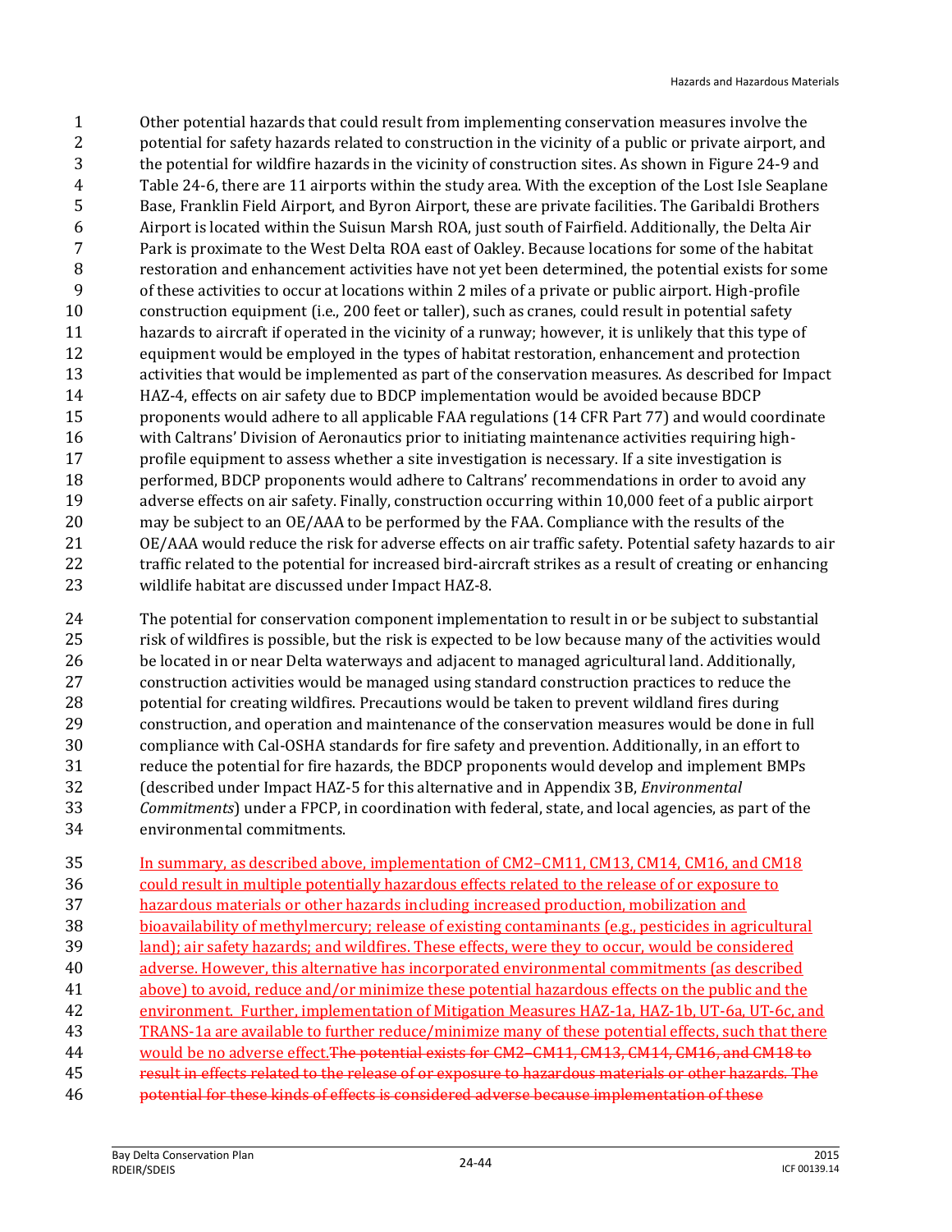Other potential hazards that could result from implementing conservation measures involve the potential for safety hazards related to construction in the vicinity of a public or private airport, and the potential for wildfire hazards in the vicinity of construction sites. As shown in Figure 24-9 and Table 24-6, there are 11 airports within the study area. With the exception of the Lost Isle Seaplane Base, Franklin Field Airport, and Byron Airport, these are private facilities. The Garibaldi Brothers Airport is located within the Suisun Marsh ROA, just south of Fairfield. Additionally, the Delta Air Park is proximate to the West Delta ROA east of Oakley. Because locations for some of the habitat restoration and enhancement activities have not yet been determined, the potential exists for some of these activities to occur at locations within 2 miles of a private or public airport. High-profile construction equipment (i.e., 200 feet or taller), such as cranes, could result in potential safety hazards to aircraft if operated in the vicinity of a runway; however, it is unlikely that this type of equipment would be employed in the types of habitat restoration, enhancement and protection activities that would be implemented as part of the conservation measures. As described for Impact HAZ-4, effects on air safety due to BDCP implementation would be avoided because BDCP proponents would adhere to all applicable FAA regulations (14 CFR Part 77) and would coordinate with Caltrans' Division of Aeronautics prior to initiating maintenance activities requiring high-profile equipment to assess whether a site investigation is necessary. If a site investigation is performed, BDCP proponents would adhere to Caltrans' recommendations in order to avoid any adverse effects on air safety. Finally, construction occurring within 10,000 feet of a public airport may be subject to an OE/AAA to be performed by the FAA. Compliance with the results of the OE/AAA would reduce the risk for adverse effects on air traffic safety. Potential safety hazards to air traffic related to the potential for increased bird-aircraft strikes as a result of creating or enhancing wildlife habitat are discussed under Impact HAZ-8.

The potential for conservation component implementation to result in or be subject to substantial risk of wildfires is possible, but the risk is expected to be low because many of the activities would be located in or near Delta waterways and adjacent to managed agricultural land. Additionally, construction activities would be managed using standard construction practices to reduce the potential for creating wildfires. Precautions would be taken to prevent wildland fires during construction, and operation and maintenance of the conservation measures would be done in full compliance with Cal-OSHA standards for fire safety and prevention. Additionally, in an effort to reduce the potential for fire hazards, the BDCP proponents would develop and implement BMPs (described under Impact HAZ-5 for this alternative and in Appendix 3B, *Environmental Commitments*) under a FPCP, in coordination with federal, state, and local agencies, as part of the environmental commitments.

In summary, as described above, implementation of CM2–CM11, CM13, CM14, CM16, and CM18 could result in multiple potentially hazardous effects related to the release of or exposure to hazardous materials or other hazards including increased production, mobilization and bioavailability of methylmercury; release of existing contaminants (e.g., pesticides in agricultural land); air safety hazards; and wildfires. These effects, were they to occur, would be considered adverse. However, this alternative has incorporated environmental commitments (as described above) to avoid, reduce and/or minimize these potential hazardous effects on the public and the environment. Further, implementation of Mitigation Measures HAZ-1a, HAZ-1b, UT-6a, UT-6c, and TRANS-1a are available to further reduce/minimize many of these potential effects, such that there would be no adverse effect.~~The potential exists for CM2–CM11, CM13, CM14, CM16, and CM18 to result in effects related to the release of or exposure to hazardous materials or other hazards. The potential for these kinds of effects is considered adverse because implementation of these~~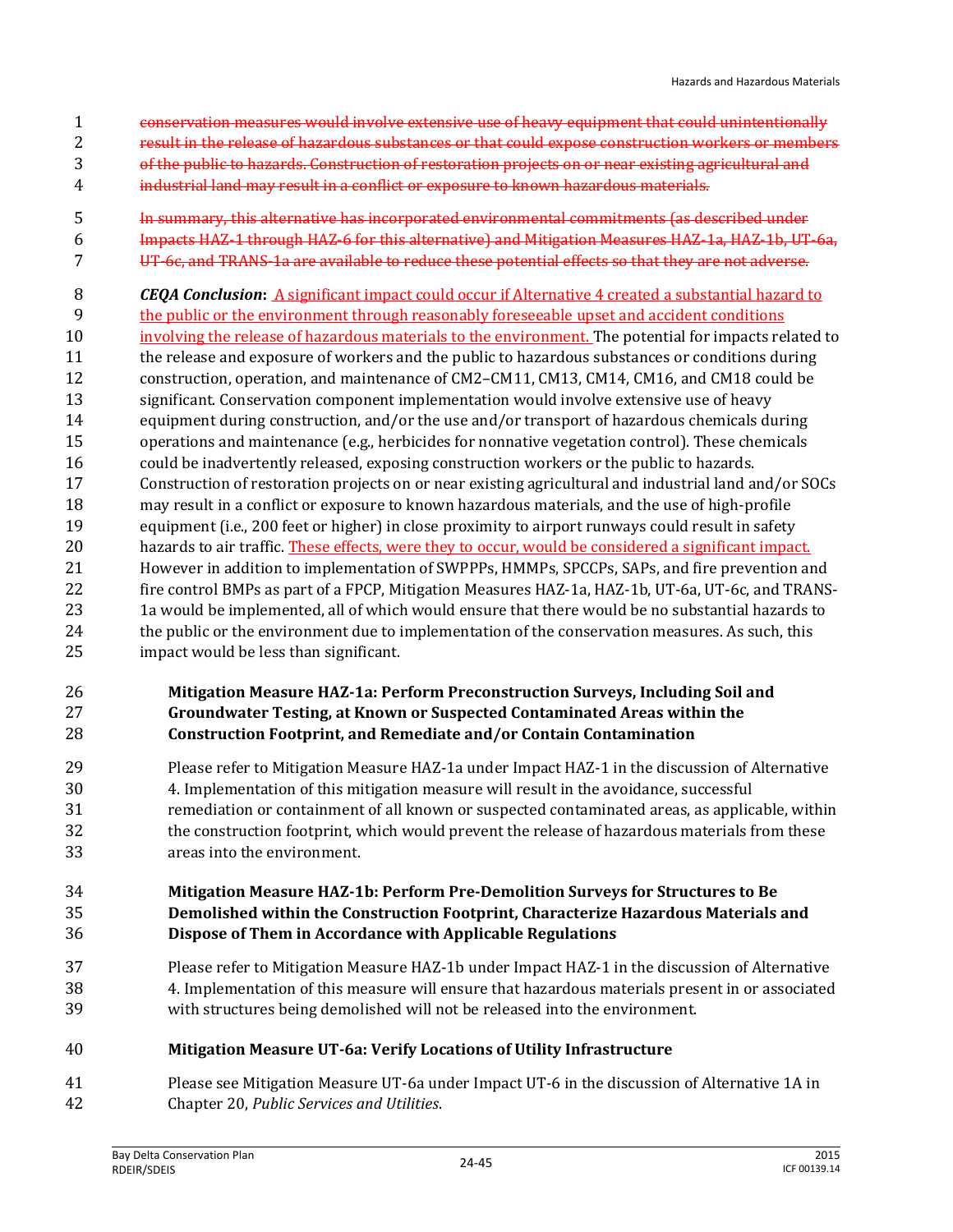~~conservation measures would involve extensive use of heavy equipment that could unintentionally result in the release of hazardous substances or that could expose construction workers or members of the public to hazards. Construction of restoration projects on or near existing agricultural and industrial land may result in a conflict or exposure to known hazardous materials.~~

~~In summary, this alternative has incorporated environmental commitments (as described under Impacts HAZ-1 through HAZ-6 for this alternative) and Mitigation Measures HAZ-1a, HAZ-1b, UT-6a, UT-6c, and TRANS-1a are available to reduce these potential effects so that they are not adverse.~~

***CEQA Conclusion*:** <u>A significant impact could occur if Alternative 4 created a substantial hazard to the public or the environment through reasonably foreseeable upset and accident conditions involving the release of hazardous materials to the environment.</u> The potential for impacts related to the release and exposure of workers and the public to hazardous substances or conditions during construction, operation, and maintenance of CM2–CM11, CM13, CM14, CM16, and CM18 could be significant. Conservation component implementation would involve extensive use of heavy equipment during construction, and/or the use and/or transport of hazardous chemicals during operations and maintenance (e.g., herbicides for nonnative vegetation control). These chemicals could be inadvertently released, exposing construction workers or the public to hazards. Construction of restoration projects on or near existing agricultural and industrial land and/or SOCs may result in a conflict or exposure to known hazardous materials, and the use of high-profile equipment (i.e., 200 feet or higher) in close proximity to airport runways could result in safety hazards to air traffic. <u>These effects, were they to occur, would be considered a significant impact.</u> However in addition to implementation of SWPPPs, HMMPs, SPCCPs, SAPs, and fire prevention and fire control BMPs as part of a FPCP, Mitigation Measures HAZ-1a, HAZ-1b, UT-6a, UT-6c, and TRANS-1a would be implemented, all of which would ensure that there would be no substantial hazards to the public or the environment due to implementation of the conservation measures. As such, this impact would be less than significant.

**Mitigation Measure HAZ-1a: Perform Preconstruction Surveys, Including Soil and Groundwater Testing, at Known or Suspected Contaminated Areas within the Construction Footprint, and Remediate and/or Contain Contamination**

Please refer to Mitigation Measure HAZ-1a under Impact HAZ-1 in the discussion of Alternative 4. Implementation of this mitigation measure will result in the avoidance, successful remediation or containment of all known or suspected contaminated areas, as applicable, within the construction footprint, which would prevent the release of hazardous materials from these areas into the environment.

**Mitigation Measure HAZ-1b: Perform Pre-Demolition Surveys for Structures to Be Demolished within the Construction Footprint, Characterize Hazardous Materials and Dispose of Them in Accordance with Applicable Regulations**

Please refer to Mitigation Measure HAZ-1b under Impact HAZ-1 in the discussion of Alternative 4. Implementation of this measure will ensure that hazardous materials present in or associated with structures being demolished will not be released into the environment.

**Mitigation Measure UT-6a: Verify Locations of Utility Infrastructure**

Please see Mitigation Measure UT-6a under Impact UT-6 in the discussion of Alternative 1A in Chapter 20, *Public Services and Utilities*.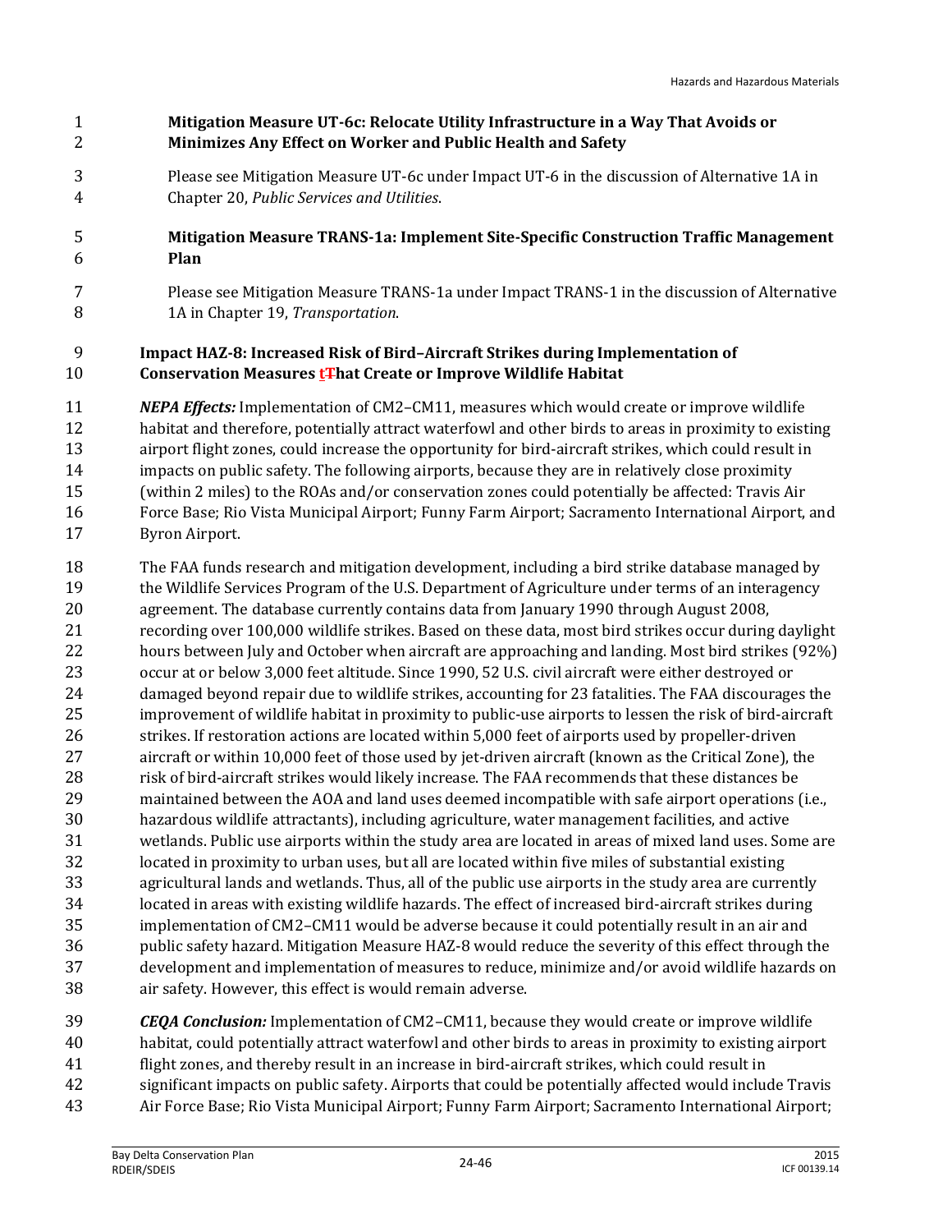**Mitigation Measure UT-6c: Relocate Utility Infrastructure in a Way That Avoids or Minimizes Any Effect on Worker and Public Health and Safety**

Please see Mitigation Measure UT-6c under Impact UT-6 in the discussion of Alternative 1A in Chapter 20, *Public Services and Utilities*.

**Mitigation Measure TRANS-1a: Implement Site-Specific Construction Traffic Management Plan**

Please see Mitigation Measure TRANS-1a under Impact TRANS-1 in the discussion of Alternative 1A in Chapter 19, *Transportation*.

### Impact HAZ-8: Increased Risk of Bird–Aircraft Strikes during Implementation of Conservation Measures tThat Create or Improve Wildlife Habitat

***NEPA Effects:*** Implementation of CM2–CM11, measures which would create or improve wildlife habitat and therefore, potentially attract waterfowl and other birds to areas in proximity to existing airport flight zones, could increase the opportunity for bird-aircraft strikes, which could result in impacts on public safety. The following airports, because they are in relatively close proximity (within 2 miles) to the ROAs and/or conservation zones could potentially be affected: Travis Air Force Base; Rio Vista Municipal Airport; Funny Farm Airport; Sacramento International Airport, and Byron Airport.

The FAA funds research and mitigation development, including a bird strike database managed by the Wildlife Services Program of the U.S. Department of Agriculture under terms of an interagency agreement. The database currently contains data from January 1990 through August 2008, recording over 100,000 wildlife strikes. Based on these data, most bird strikes occur during daylight hours between July and October when aircraft are approaching and landing. Most bird strikes (92%) occur at or below 3,000 feet altitude. Since 1990, 52 U.S. civil aircraft were either destroyed or damaged beyond repair due to wildlife strikes, accounting for 23 fatalities. The FAA discourages the improvement of wildlife habitat in proximity to public-use airports to lessen the risk of bird-aircraft strikes. If restoration actions are located within 5,000 feet of airports used by propeller-driven aircraft or within 10,000 feet of those used by jet-driven aircraft (known as the Critical Zone), the risk of bird-aircraft strikes would likely increase. The FAA recommends that these distances be maintained between the AOA and land uses deemed incompatible with safe airport operations (i.e., hazardous wildlife attractants), including agriculture, water management facilities, and active wetlands. Public use airports within the study area are located in areas of mixed land uses. Some are located in proximity to urban uses, but all are located within five miles of substantial existing agricultural lands and wetlands. Thus, all of the public use airports in the study area are currently located in areas with existing wildlife hazards. The effect of increased bird-aircraft strikes during implementation of CM2–CM11 would be adverse because it could potentially result in an air and public safety hazard. Mitigation Measure HAZ-8 would reduce the severity of this effect through the development and implementation of measures to reduce, minimize and/or avoid wildlife hazards on air safety. However, this effect is would remain adverse.

***CEQA Conclusion:*** Implementation of CM2–CM11, because they would create or improve wildlife habitat, could potentially attract waterfowl and other birds to areas in proximity to existing airport flight zones, and thereby result in an increase in bird-aircraft strikes, which could result in significant impacts on public safety. Airports that could be potentially affected would include Travis Air Force Base; Rio Vista Municipal Airport; Funny Farm Airport; Sacramento International Airport;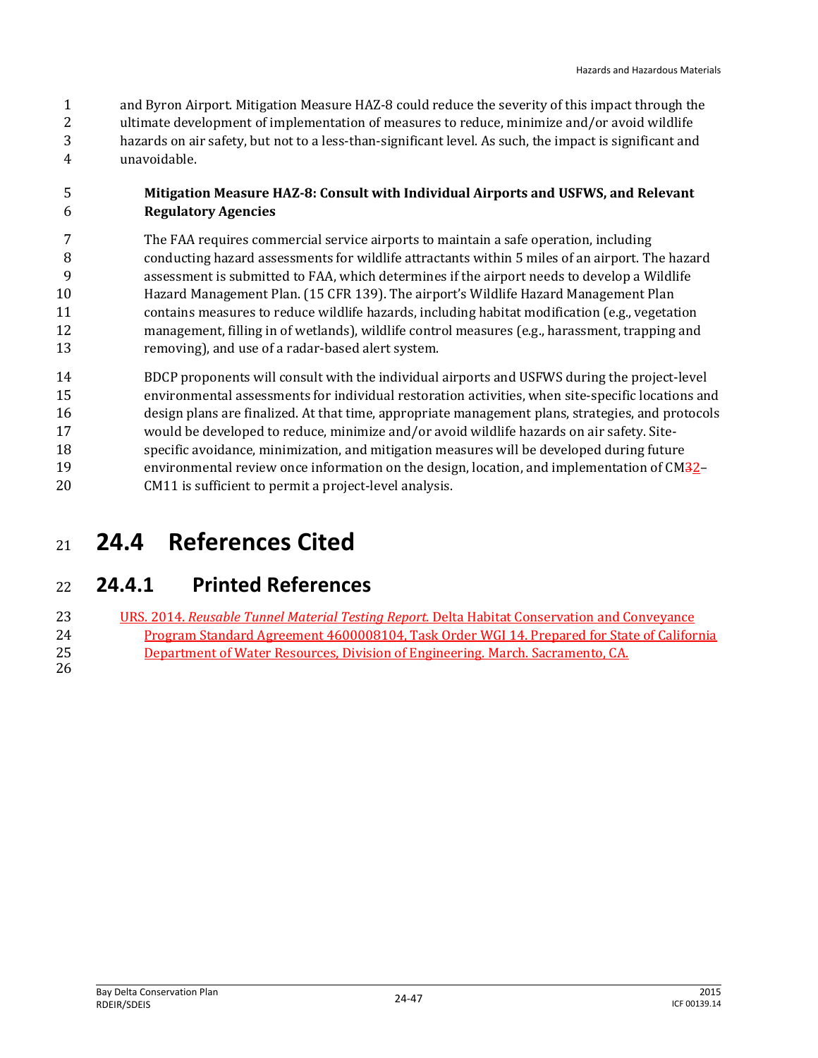and Byron Airport. Mitigation Measure HAZ-8 could reduce the severity of this impact through the ultimate development of implementation of measures to reduce, minimize and/or avoid wildlife hazards on air safety, but not to a less-than-significant level. As such, the impact is significant and unavoidable.

**Mitigation Measure HAZ-8: Consult with Individual Airports and USFWS, and Relevant Regulatory Agencies**

The FAA requires commercial service airports to maintain a safe operation, including conducting hazard assessments for wildlife attractants within 5 miles of an airport. The hazard assessment is submitted to FAA, which determines if the airport needs to develop a Wildlife Hazard Management Plan. (15 CFR 139). The airport's Wildlife Hazard Management Plan contains measures to reduce wildlife hazards, including habitat modification (e.g., vegetation management, filling in of wetlands), wildlife control measures (e.g., harassment, trapping and removing), and use of a radar-based alert system.

BDCP proponents will consult with the individual airports and USFWS during the project-level environmental assessments for individual restoration activities, when site-specific locations and design plans are finalized. At that time, appropriate management plans, strategies, and protocols would be developed to reduce, minimize and/or avoid wildlife hazards on air safety. Site-specific avoidance, minimization, and mitigation measures will be developed during future environmental review once information on the design, location, and implementation of CM~~3~~2–CM11 is sufficient to permit a project-level analysis.

# 24.4 References Cited

## 24.4.1 Printed References

URS. 2014. *Reusable Tunnel Material Testing Report.* Delta Habitat Conservation and Conveyance Program Standard Agreement 4600008104, Task Order WGI 14. Prepared for State of California Department of Water Resources, Division of Engineering. March. Sacramento, CA.